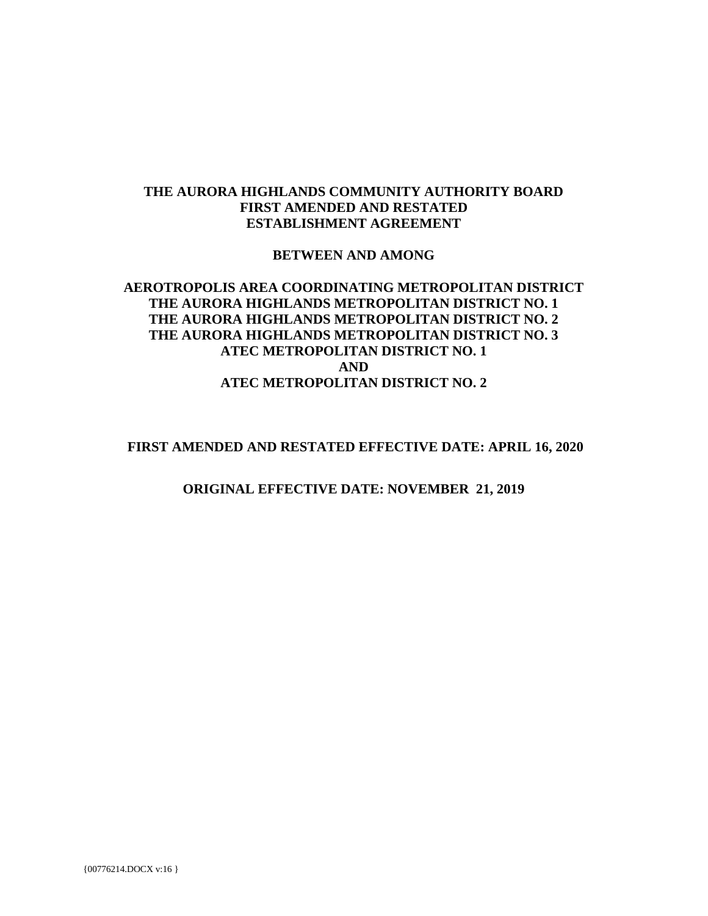**THE AURORA HIGHLANDS COMMUNITY AUTHORITY BOARD**
**FIRST AMENDED AND RESTATED**
**ESTABLISHMENT AGREEMENT**

**BETWEEN AND AMONG**

**AEROTROPOLIS AREA COORDINATING METROPOLITAN DISTRICT**
**THE AURORA HIGHLANDS METROPOLITAN DISTRICT NO. 1**
**THE AURORA HIGHLANDS METROPOLITAN DISTRICT NO. 2**
**THE AURORA HIGHLANDS METROPOLITAN DISTRICT NO. 3**
**ATEC METROPOLITAN DISTRICT NO. 1**
**AND**
**ATEC METROPOLITAN DISTRICT NO. 2**

**FIRST AMENDED AND RESTATED EFFECTIVE DATE: APRIL 16, 2020**

**ORIGINAL EFFECTIVE DATE: NOVEMBER 21, 2019**

{00776214.DOCX v:16 }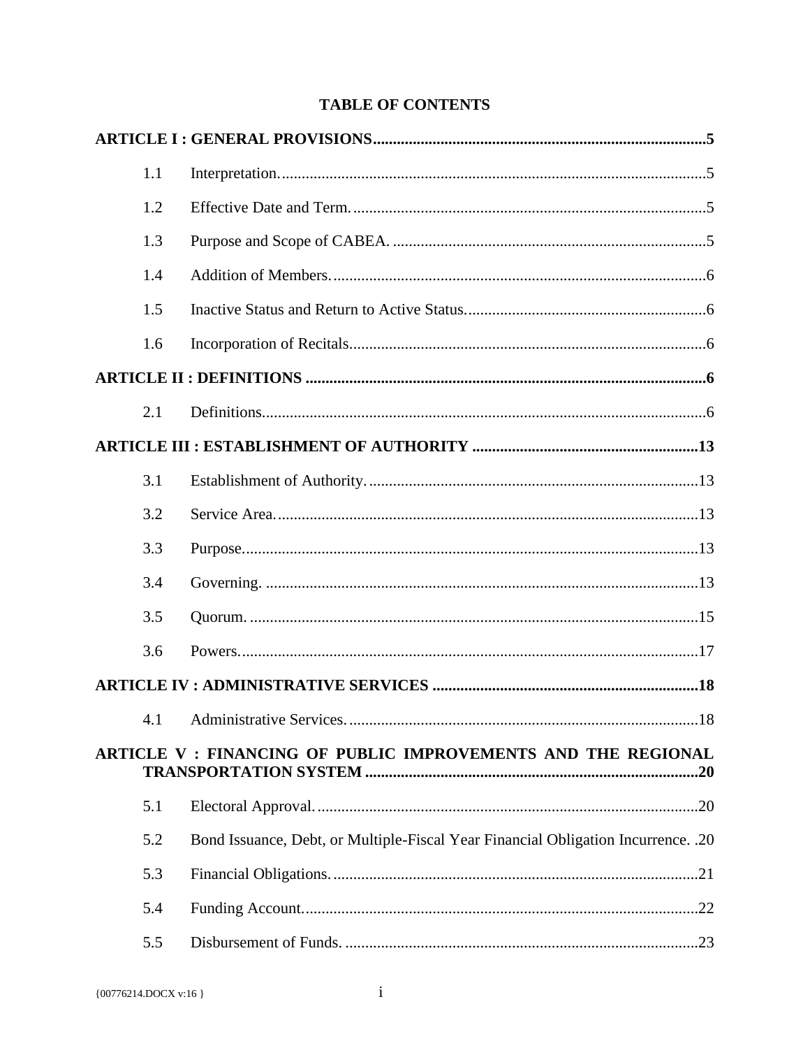# TABLE OF CONTENTS

**ARTICLE I : GENERAL PROVISIONS** .......... **5**

- 1.1 Interpretation .......... 5
- 1.2 Effective Date and Term .......... 5
- 1.3 Purpose and Scope of CABEA .......... 5
- 1.4 Addition of Members .......... 6
- 1.5 Inactive Status and Return to Active Status .......... 6
- 1.6 Incorporation of Recitals .......... 6

**ARTICLE II : DEFINITIONS** .......... **6**

- 2.1 Definitions .......... 6

**ARTICLE III : ESTABLISHMENT OF AUTHORITY** .......... **13**

- 3.1 Establishment of Authority .......... 13
- 3.2 Service Area .......... 13
- 3.3 Purpose .......... 13
- 3.4 Governing .......... 13
- 3.5 Quorum .......... 15
- 3.6 Powers .......... 17

**ARTICLE IV : ADMINISTRATIVE SERVICES** .......... **18**

- 4.1 Administrative Services .......... 18

**ARTICLE V : FINANCING OF PUBLIC IMPROVEMENTS AND THE REGIONAL TRANSPORTATION SYSTEM** .......... **20**

- 5.1 Electoral Approval .......... 20
- 5.2 Bond Issuance, Debt, or Multiple-Fiscal Year Financial Obligation Incurrence .......... 20
- 5.3 Financial Obligations .......... 21
- 5.4 Funding Account .......... 22
- 5.5 Disbursement of Funds .......... 23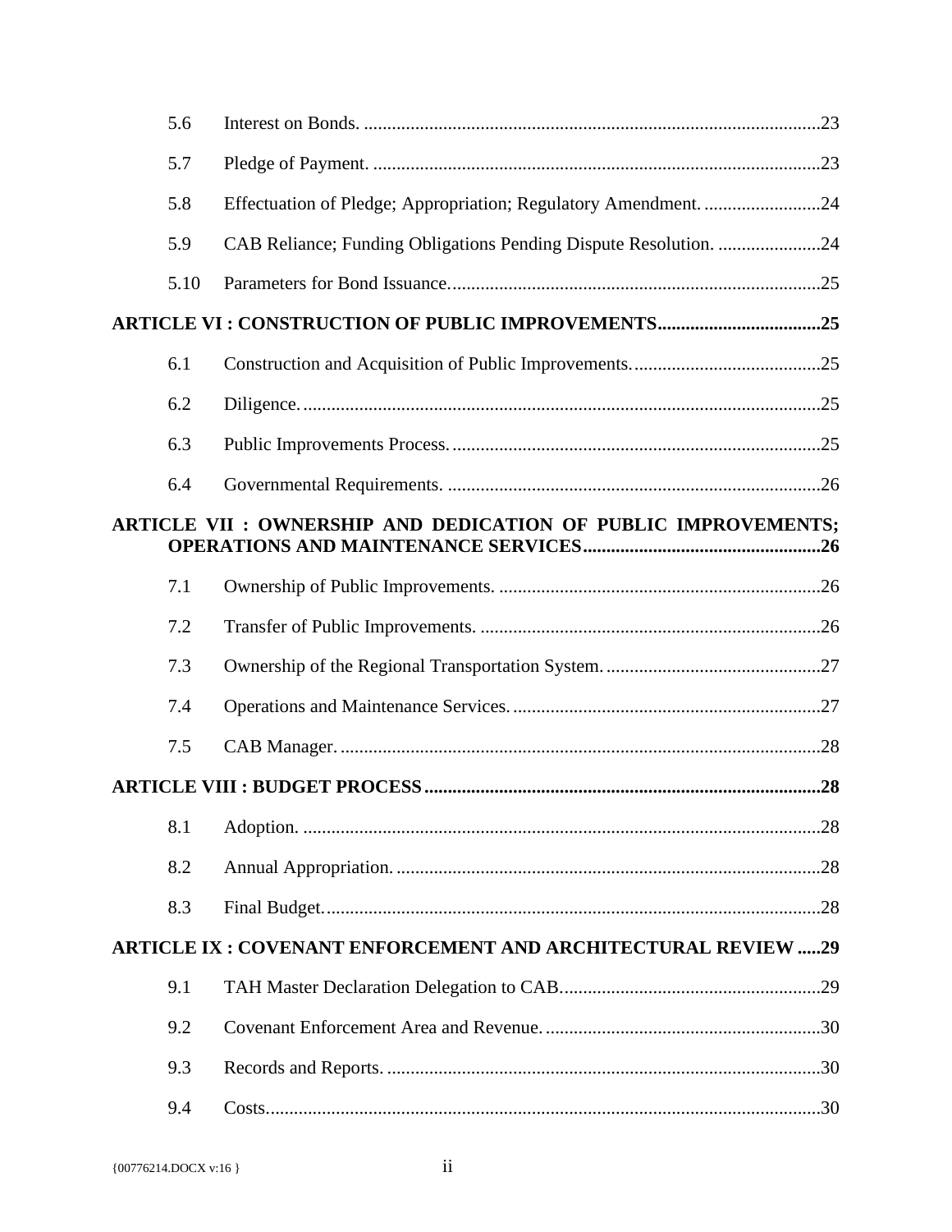5.6 Interest on Bonds. ....................................................................................................23

5.7 Pledge of Payment. ...................................................................................................23

5.8 Effectuation of Pledge; Appropriation; Regulatory Amendment. .........................24

5.9 CAB Reliance; Funding Obligations Pending Dispute Resolution. ......................24

5.10 Parameters for Bond Issuance.................................................................................25

**ARTICLE VI : CONSTRUCTION OF PUBLIC IMPROVEMENTS..................................25**

6.1 Construction and Acquisition of Public Improvements........................................25

6.2 Diligence. ..............................................................................................................25

6.3 Public Improvements Process. ...............................................................................25

6.4 Governmental Requirements. ................................................................................26

**ARTICLE VII : OWNERSHIP AND DEDICATION OF PUBLIC IMPROVEMENTS; OPERATIONS AND MAINTENANCE SERVICES...................................................26**

7.1 Ownership of Public Improvements. ....................................................................26

7.2 Transfer of Public Improvements. .........................................................................26

7.3 Ownership of the Regional Transportation System. ..............................................27

7.4 Operations and Maintenance Services. ..................................................................27

7.5 CAB Manager. .......................................................................................................28

**ARTICLE VIII : BUDGET PROCESS.....................................................................................28**

8.1 Adoption. ..............................................................................................................28

8.2 Annual Appropriation. ...........................................................................................28

8.3 Final Budget. ..........................................................................................................28

**ARTICLE IX : COVENANT ENFORCEMENT AND ARCHITECTURAL REVIEW .....29**

9.1 TAH Master Declaration Delegation to CAB........................................................29

9.2 Covenant Enforcement Area and Revenue. ...........................................................30

9.3 Records and Reports. .............................................................................................30

9.4 Costs.......................................................................................................................30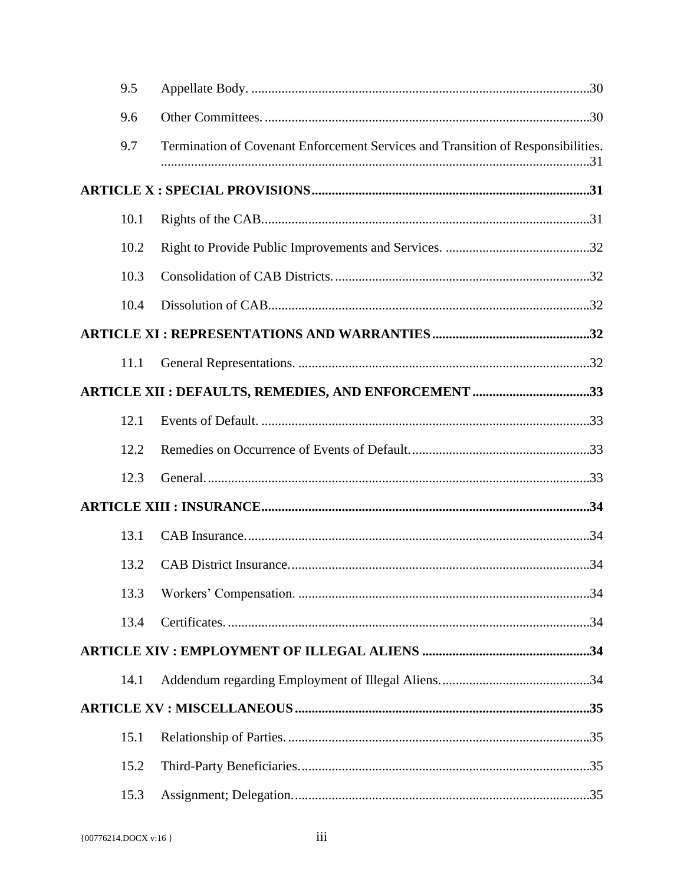| | | |
|---|---|---|
| 9.5 | Appellate Body. | 30 |
| 9.6 | Other Committees. | 30 |
| 9.7 | Termination of Covenant Enforcement Services and Transition of Responsibilities. | 31 |
| **ARTICLE X : SPECIAL PROVISIONS** | | **31** |
| 10.1 | Rights of the CAB. | 31 |
| 10.2 | Right to Provide Public Improvements and Services. | 32 |
| 10.3 | Consolidation of CAB Districts. | 32 |
| 10.4 | Dissolution of CAB. | 32 |
| **ARTICLE XI : REPRESENTATIONS AND WARRANTIES** | | **32** |
| 11.1 | General Representations. | 32 |
| **ARTICLE XII : DEFAULTS, REMEDIES, AND ENFORCEMENT** | | **33** |
| 12.1 | Events of Default. | 33 |
| 12.2 | Remedies on Occurrence of Events of Default. | 33 |
| 12.3 | General. | 33 |
| **ARTICLE XIII : INSURANCE** | | **34** |
| 13.1 | CAB Insurance. | 34 |
| 13.2 | CAB District Insurance. | 34 |
| 13.3 | Workers' Compensation. | 34 |
| 13.4 | Certificates. | 34 |
| **ARTICLE XIV : EMPLOYMENT OF ILLEGAL ALIENS** | | **34** |
| 14.1 | Addendum regarding Employment of Illegal Aliens. | 34 |
| **ARTICLE XV : MISCELLANEOUS** | | **35** |
| 15.1 | Relationship of Parties. | 35 |
| 15.2 | Third-Party Beneficiaries. | 35 |
| 15.3 | Assignment; Delegation. | 35 |

{00776214.DOCX v:16 }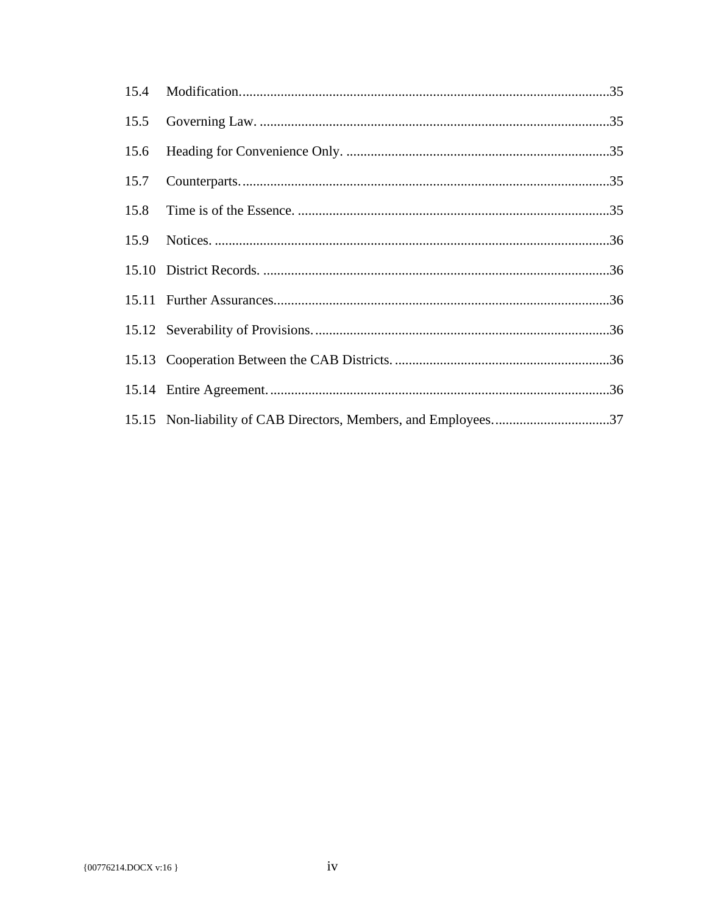15.4 Modification......35

15.5 Governing Law......35

15.6 Heading for Convenience Only......35

15.7 Counterparts......35

15.8 Time is of the Essence......35

15.9 Notices......36

15.10 District Records......36

15.11 Further Assurances......36

15.12 Severability of Provisions......36

15.13 Cooperation Between the CAB Districts......36

15.14 Entire Agreement......36

15.15 Non-liability of CAB Directors, Members, and Employees......37

{00776214.DOCX v:16 }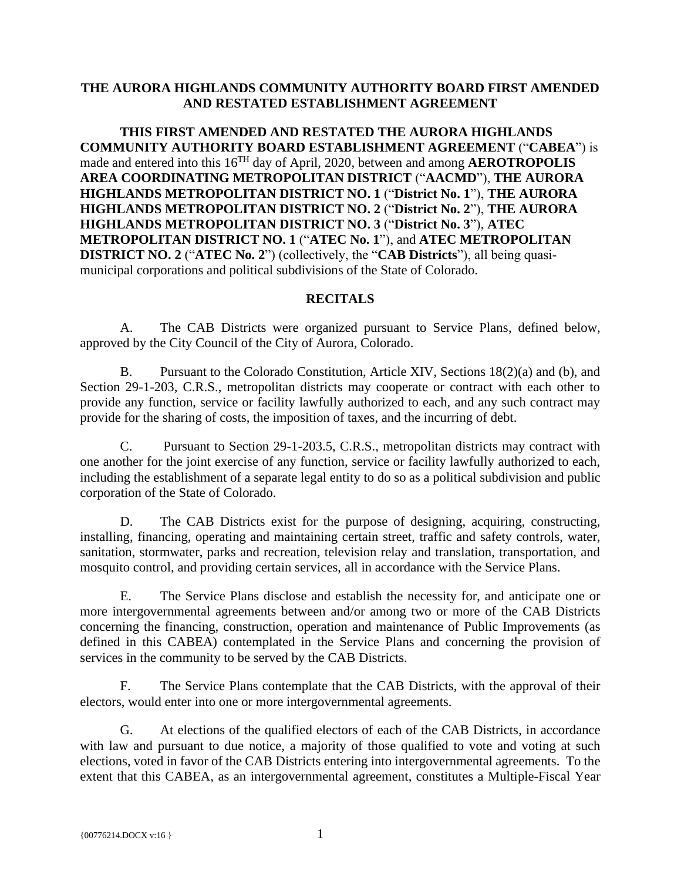# THE AURORA HIGHLANDS COMMUNITY AUTHORITY BOARD FIRST AMENDED AND RESTATED ESTABLISHMENT AGREEMENT

**THIS FIRST AMENDED AND RESTATED THE AURORA HIGHLANDS COMMUNITY AUTHORITY BOARD ESTABLISHMENT AGREEMENT** ("**CABEA**") is made and entered into this 16TH day of April, 2020, between and among **AEROTROPOLIS AREA COORDINATING METROPOLITAN DISTRICT** ("**AACMD**"), **THE AURORA HIGHLANDS METROPOLITAN DISTRICT NO. 1** ("**District No. 1**"), **THE AURORA HIGHLANDS METROPOLITAN DISTRICT NO. 2** ("**District No. 2**"), **THE AURORA HIGHLANDS METROPOLITAN DISTRICT NO. 3** ("**District No. 3**"), **ATEC METROPOLITAN DISTRICT NO. 1** ("**ATEC No. 1**"), and **ATEC METROPOLITAN DISTRICT NO. 2** ("**ATEC No. 2**") (collectively, the "**CAB Districts**"), all being quasi-municipal corporations and political subdivisions of the State of Colorado.

## RECITALS

A. The CAB Districts were organized pursuant to Service Plans, defined below, approved by the City Council of the City of Aurora, Colorado.

B. Pursuant to the Colorado Constitution, Article XIV, Sections 18(2)(a) and (b), and Section 29-1-203, C.R.S., metropolitan districts may cooperate or contract with each other to provide any function, service or facility lawfully authorized to each, and any such contract may provide for the sharing of costs, the imposition of taxes, and the incurring of debt.

C. Pursuant to Section 29-1-203.5, C.R.S., metropolitan districts may contract with one another for the joint exercise of any function, service or facility lawfully authorized to each, including the establishment of a separate legal entity to do so as a political subdivision and public corporation of the State of Colorado.

D. The CAB Districts exist for the purpose of designing, acquiring, constructing, installing, financing, operating and maintaining certain street, traffic and safety controls, water, sanitation, stormwater, parks and recreation, television relay and translation, transportation, and mosquito control, and providing certain services, all in accordance with the Service Plans.

E. The Service Plans disclose and establish the necessity for, and anticipate one or more intergovernmental agreements between and/or among two or more of the CAB Districts concerning the financing, construction, operation and maintenance of Public Improvements (as defined in this CABEA) contemplated in the Service Plans and concerning the provision of services in the community to be served by the CAB Districts.

F. The Service Plans contemplate that the CAB Districts, with the approval of their electors, would enter into one or more intergovernmental agreements.

G. At elections of the qualified electors of each of the CAB Districts, in accordance with law and pursuant to due notice, a majority of those qualified to vote and voting at such elections, voted in favor of the CAB Districts entering into intergovernmental agreements. To the extent that this CABEA, as an intergovernmental agreement, constitutes a Multiple-Fiscal Year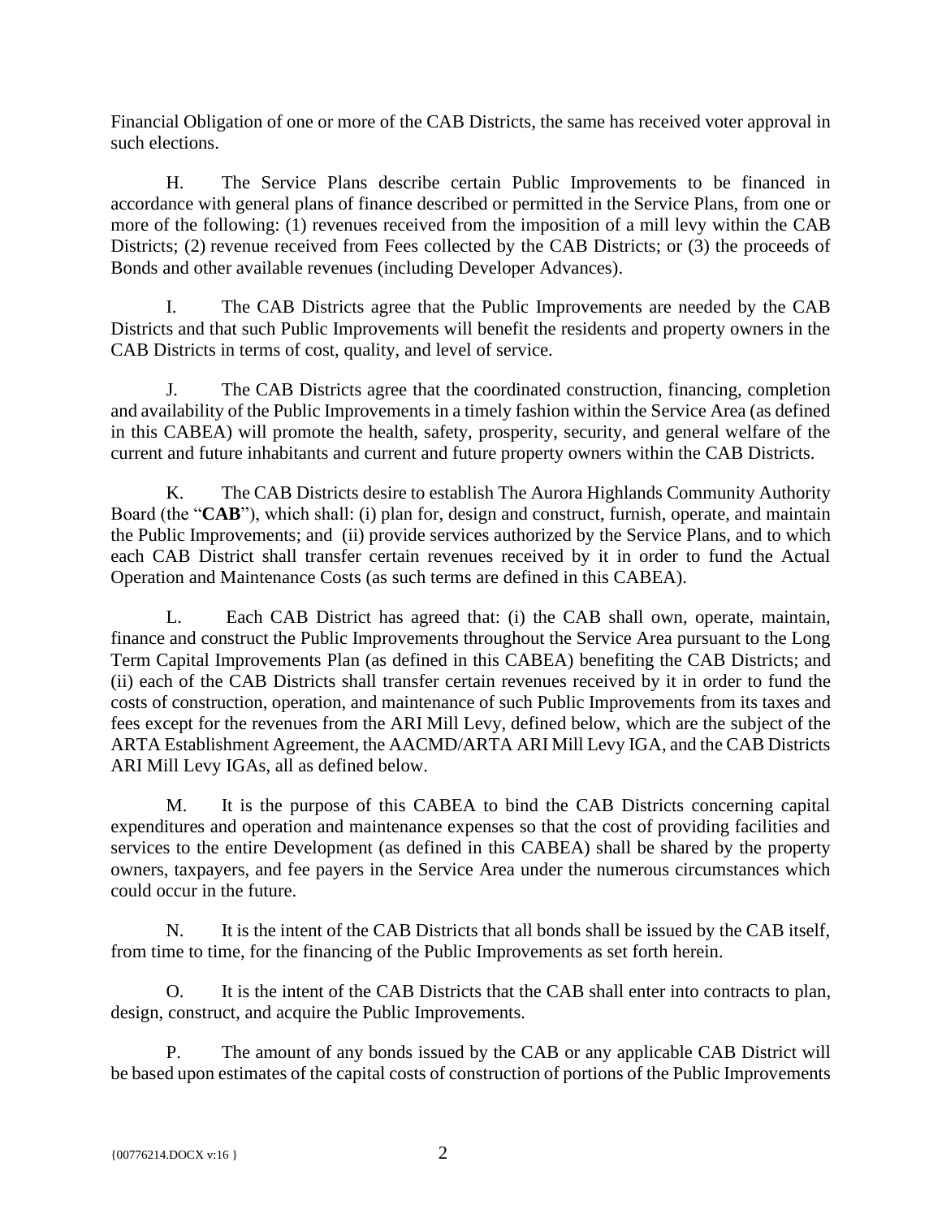Financial Obligation of one or more of the CAB Districts, the same has received voter approval in such elections.

H. The Service Plans describe certain Public Improvements to be financed in accordance with general plans of finance described or permitted in the Service Plans, from one or more of the following: (1) revenues received from the imposition of a mill levy within the CAB Districts; (2) revenue received from Fees collected by the CAB Districts; or (3) the proceeds of Bonds and other available revenues (including Developer Advances).

I. The CAB Districts agree that the Public Improvements are needed by the CAB Districts and that such Public Improvements will benefit the residents and property owners in the CAB Districts in terms of cost, quality, and level of service.

J. The CAB Districts agree that the coordinated construction, financing, completion and availability of the Public Improvements in a timely fashion within the Service Area (as defined in this CABEA) will promote the health, safety, prosperity, security, and general welfare of the current and future inhabitants and current and future property owners within the CAB Districts.

K. The CAB Districts desire to establish The Aurora Highlands Community Authority Board (the "**CAB**"), which shall: (i) plan for, design and construct, furnish, operate, and maintain the Public Improvements; and (ii) provide services authorized by the Service Plans, and to which each CAB District shall transfer certain revenues received by it in order to fund the Actual Operation and Maintenance Costs (as such terms are defined in this CABEA).

L. Each CAB District has agreed that: (i) the CAB shall own, operate, maintain, finance and construct the Public Improvements throughout the Service Area pursuant to the Long Term Capital Improvements Plan (as defined in this CABEA) benefiting the CAB Districts; and (ii) each of the CAB Districts shall transfer certain revenues received by it in order to fund the costs of construction, operation, and maintenance of such Public Improvements from its taxes and fees except for the revenues from the ARI Mill Levy, defined below, which are the subject of the ARTA Establishment Agreement, the AACMD/ARTA ARI Mill Levy IGA, and the CAB Districts ARI Mill Levy IGAs, all as defined below.

M. It is the purpose of this CABEA to bind the CAB Districts concerning capital expenditures and operation and maintenance expenses so that the cost of providing facilities and services to the entire Development (as defined in this CABEA) shall be shared by the property owners, taxpayers, and fee payers in the Service Area under the numerous circumstances which could occur in the future.

N. It is the intent of the CAB Districts that all bonds shall be issued by the CAB itself, from time to time, for the financing of the Public Improvements as set forth herein.

O. It is the intent of the CAB Districts that the CAB shall enter into contracts to plan, design, construct, and acquire the Public Improvements.

P. The amount of any bonds issued by the CAB or any applicable CAB District will be based upon estimates of the capital costs of construction of portions of the Public Improvements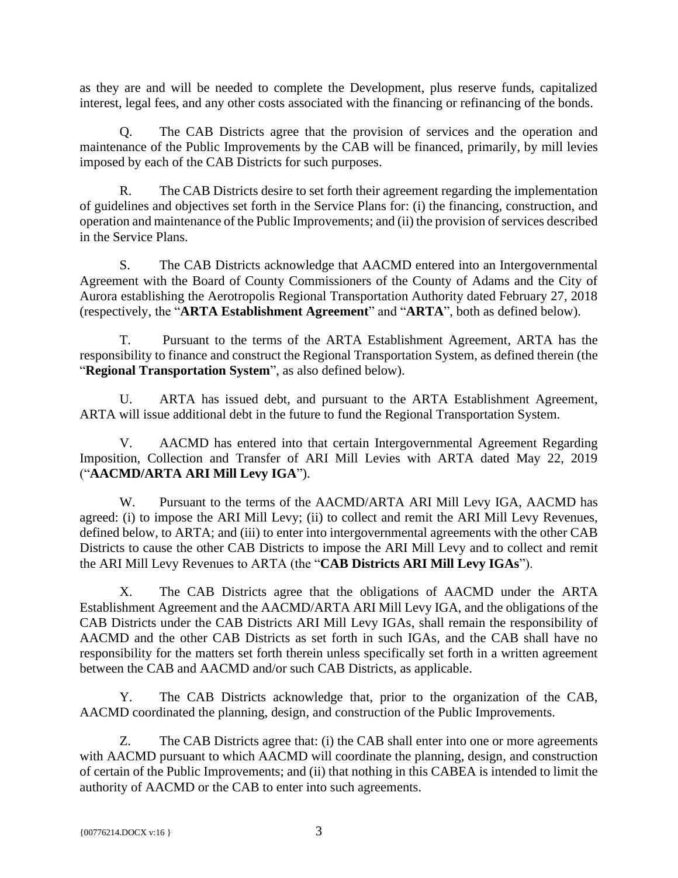as they are and will be needed to complete the Development, plus reserve funds, capitalized interest, legal fees, and any other costs associated with the financing or refinancing of the bonds.

Q. The CAB Districts agree that the provision of services and the operation and maintenance of the Public Improvements by the CAB will be financed, primarily, by mill levies imposed by each of the CAB Districts for such purposes.

R. The CAB Districts desire to set forth their agreement regarding the implementation of guidelines and objectives set forth in the Service Plans for: (i) the financing, construction, and operation and maintenance of the Public Improvements; and (ii) the provision of services described in the Service Plans.

S. The CAB Districts acknowledge that AACMD entered into an Intergovernmental Agreement with the Board of County Commissioners of the County of Adams and the City of Aurora establishing the Aerotropolis Regional Transportation Authority dated February 27, 2018 (respectively, the "**ARTA Establishment Agreement**" and "**ARTA**", both as defined below).

T. Pursuant to the terms of the ARTA Establishment Agreement, ARTA has the responsibility to finance and construct the Regional Transportation System, as defined therein (the "**Regional Transportation System**", as also defined below).

U. ARTA has issued debt, and pursuant to the ARTA Establishment Agreement, ARTA will issue additional debt in the future to fund the Regional Transportation System.

V. AACMD has entered into that certain Intergovernmental Agreement Regarding Imposition, Collection and Transfer of ARI Mill Levies with ARTA dated May 22, 2019 ("**AACMD/ARTA ARI Mill Levy IGA**").

W. Pursuant to the terms of the AACMD/ARTA ARI Mill Levy IGA, AACMD has agreed: (i) to impose the ARI Mill Levy; (ii) to collect and remit the ARI Mill Levy Revenues, defined below, to ARTA; and (iii) to enter into intergovernmental agreements with the other CAB Districts to cause the other CAB Districts to impose the ARI Mill Levy and to collect and remit the ARI Mill Levy Revenues to ARTA (the "**CAB Districts ARI Mill Levy IGAs**").

X. The CAB Districts agree that the obligations of AACMD under the ARTA Establishment Agreement and the AACMD/ARTA ARI Mill Levy IGA, and the obligations of the CAB Districts under the CAB Districts ARI Mill Levy IGAs, shall remain the responsibility of AACMD and the other CAB Districts as set forth in such IGAs, and the CAB shall have no responsibility for the matters set forth therein unless specifically set forth in a written agreement between the CAB and AACMD and/or such CAB Districts, as applicable.

Y. The CAB Districts acknowledge that, prior to the organization of the CAB, AACMD coordinated the planning, design, and construction of the Public Improvements.

Z. The CAB Districts agree that: (i) the CAB shall enter into one or more agreements with AACMD pursuant to which AACMD will coordinate the planning, design, and construction of certain of the Public Improvements; and (ii) that nothing in this CABEA is intended to limit the authority of AACMD or the CAB to enter into such agreements.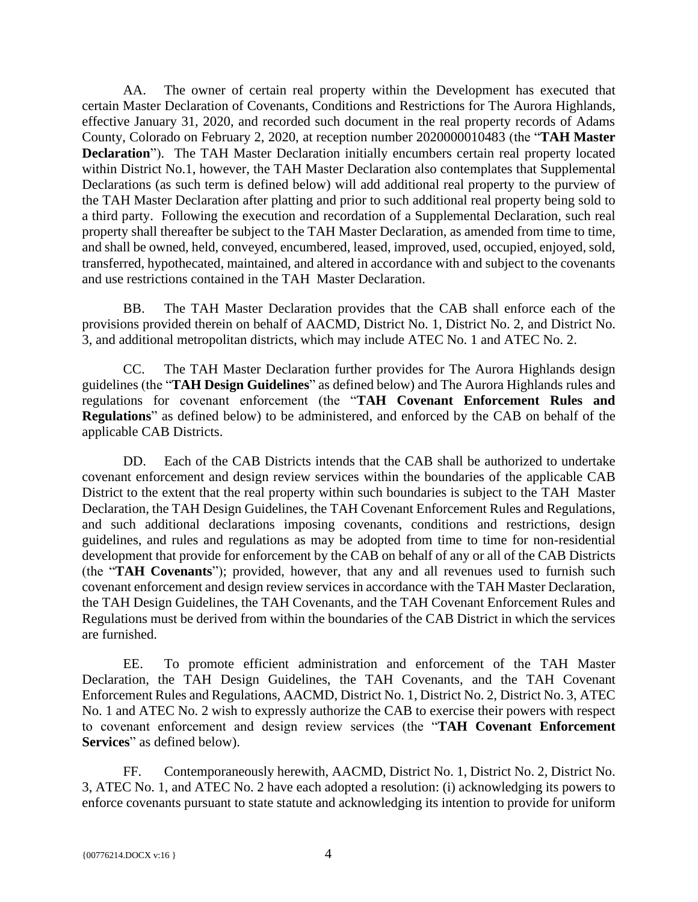AA. The owner of certain real property within the Development has executed that certain Master Declaration of Covenants, Conditions and Restrictions for The Aurora Highlands, effective January 31, 2020, and recorded such document in the real property records of Adams County, Colorado on February 2, 2020, at reception number 2020000010483 (the "**TAH Master Declaration**"). The TAH Master Declaration initially encumbers certain real property located within District No.1, however, the TAH Master Declaration also contemplates that Supplemental Declarations (as such term is defined below) will add additional real property to the purview of the TAH Master Declaration after platting and prior to such additional real property being sold to a third party. Following the execution and recordation of a Supplemental Declaration, such real property shall thereafter be subject to the TAH Master Declaration, as amended from time to time, and shall be owned, held, conveyed, encumbered, leased, improved, used, occupied, enjoyed, sold, transferred, hypothecated, maintained, and altered in accordance with and subject to the covenants and use restrictions contained in the TAH Master Declaration.

BB. The TAH Master Declaration provides that the CAB shall enforce each of the provisions provided therein on behalf of AACMD, District No. 1, District No. 2, and District No. 3, and additional metropolitan districts, which may include ATEC No. 1 and ATEC No. 2.

CC. The TAH Master Declaration further provides for The Aurora Highlands design guidelines (the "**TAH Design Guidelines**" as defined below) and The Aurora Highlands rules and regulations for covenant enforcement (the "**TAH Covenant Enforcement Rules and Regulations**" as defined below) to be administered, and enforced by the CAB on behalf of the applicable CAB Districts.

DD. Each of the CAB Districts intends that the CAB shall be authorized to undertake covenant enforcement and design review services within the boundaries of the applicable CAB District to the extent that the real property within such boundaries is subject to the TAH Master Declaration, the TAH Design Guidelines, the TAH Covenant Enforcement Rules and Regulations, and such additional declarations imposing covenants, conditions and restrictions, design guidelines, and rules and regulations as may be adopted from time to time for non-residential development that provide for enforcement by the CAB on behalf of any or all of the CAB Districts (the "**TAH Covenants**"); provided, however, that any and all revenues used to furnish such covenant enforcement and design review services in accordance with the TAH Master Declaration, the TAH Design Guidelines, the TAH Covenants, and the TAH Covenant Enforcement Rules and Regulations must be derived from within the boundaries of the CAB District in which the services are furnished.

EE. To promote efficient administration and enforcement of the TAH Master Declaration, the TAH Design Guidelines, the TAH Covenants, and the TAH Covenant Enforcement Rules and Regulations, AACMD, District No. 1, District No. 2, District No. 3, ATEC No. 1 and ATEC No. 2 wish to expressly authorize the CAB to exercise their powers with respect to covenant enforcement and design review services (the "**TAH Covenant Enforcement Services**" as defined below).

FF. Contemporaneously herewith, AACMD, District No. 1, District No. 2, District No. 3, ATEC No. 1, and ATEC No. 2 have each adopted a resolution: (i) acknowledging its powers to enforce covenants pursuant to state statute and acknowledging its intention to provide for uniform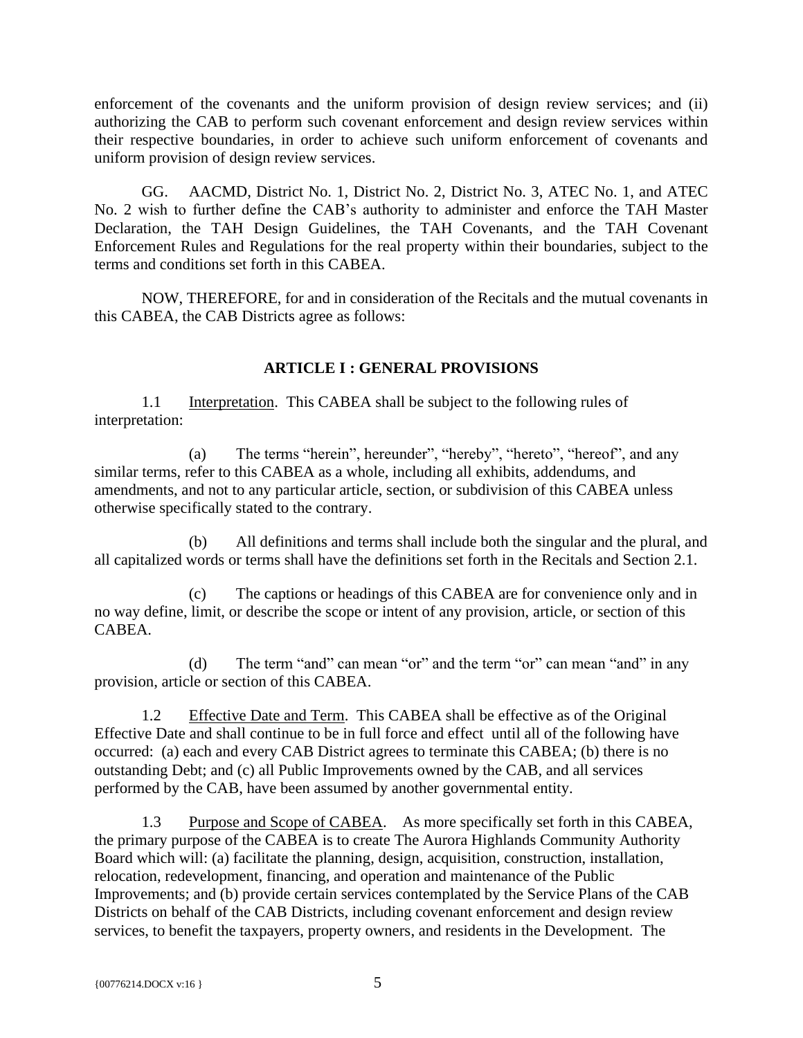enforcement of the covenants and the uniform provision of design review services; and (ii) authorizing the CAB to perform such covenant enforcement and design review services within their respective boundaries, in order to achieve such uniform enforcement of covenants and uniform provision of design review services.

GG. AACMD, District No. 1, District No. 2, District No. 3, ATEC No. 1, and ATEC No. 2 wish to further define the CAB's authority to administer and enforce the TAH Master Declaration, the TAH Design Guidelines, the TAH Covenants, and the TAH Covenant Enforcement Rules and Regulations for the real property within their boundaries, subject to the terms and conditions set forth in this CABEA.

NOW, THEREFORE, for and in consideration of the Recitals and the mutual covenants in this CABEA, the CAB Districts agree as follows:

## ARTICLE I : GENERAL PROVISIONS

1.1 Interpretation. This CABEA shall be subject to the following rules of interpretation:

(a) The terms "herein", hereunder", "hereby", "hereto", "hereof", and any similar terms, refer to this CABEA as a whole, including all exhibits, addendums, and amendments, and not to any particular article, section, or subdivision of this CABEA unless otherwise specifically stated to the contrary.

(b) All definitions and terms shall include both the singular and the plural, and all capitalized words or terms shall have the definitions set forth in the Recitals and Section 2.1.

(c) The captions or headings of this CABEA are for convenience only and in no way define, limit, or describe the scope or intent of any provision, article, or section of this CABEA.

(d) The term "and" can mean "or" and the term "or" can mean "and" in any provision, article or section of this CABEA.

1.2 Effective Date and Term. This CABEA shall be effective as of the Original Effective Date and shall continue to be in full force and effect until all of the following have occurred: (a) each and every CAB District agrees to terminate this CABEA; (b) there is no outstanding Debt; and (c) all Public Improvements owned by the CAB, and all services performed by the CAB, have been assumed by another governmental entity.

1.3 Purpose and Scope of CABEA. As more specifically set forth in this CABEA, the primary purpose of the CABEA is to create The Aurora Highlands Community Authority Board which will: (a) facilitate the planning, design, acquisition, construction, installation, relocation, redevelopment, financing, and operation and maintenance of the Public Improvements; and (b) provide certain services contemplated by the Service Plans of the CAB Districts on behalf of the CAB Districts, including covenant enforcement and design review services, to benefit the taxpayers, property owners, and residents in the Development. The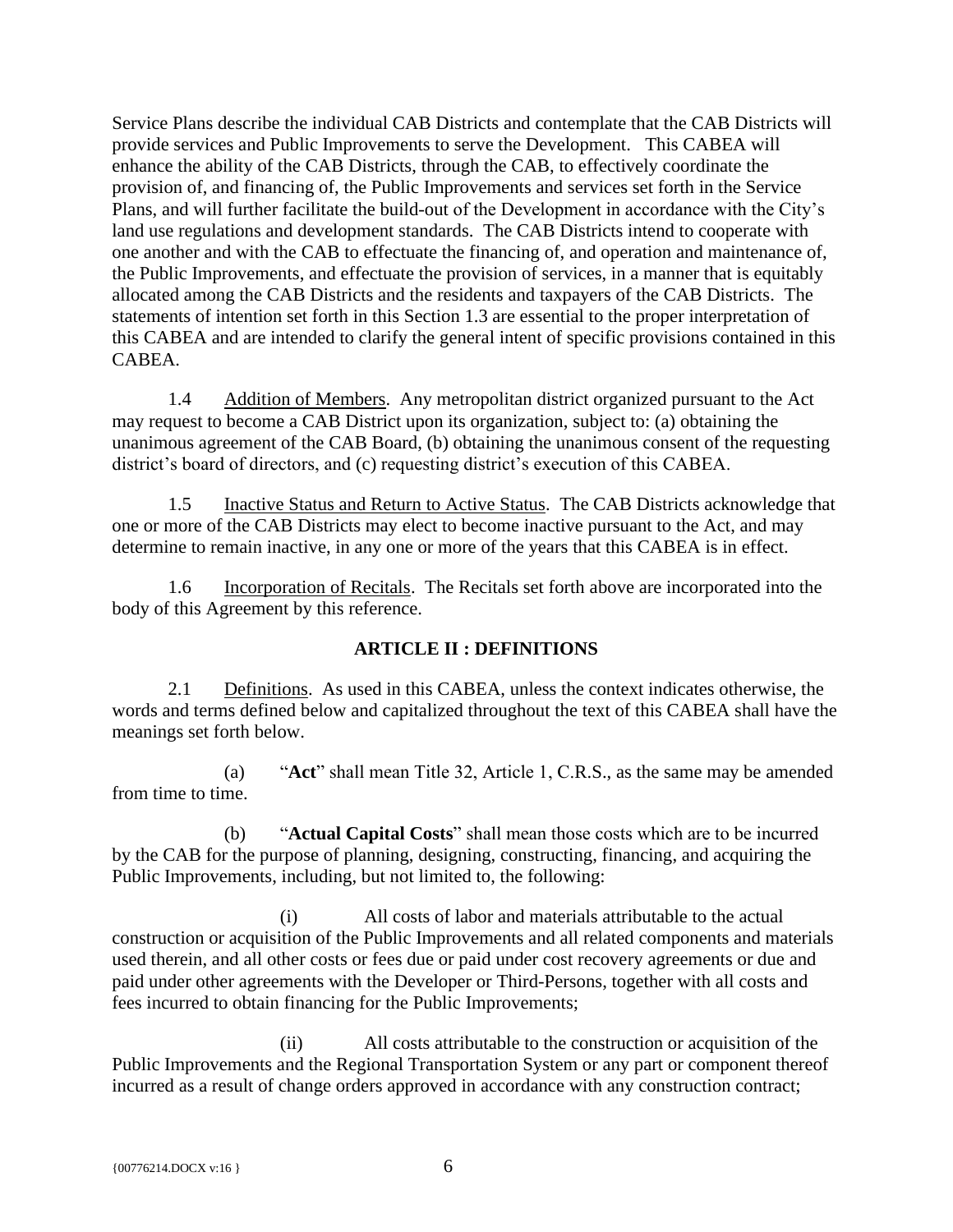Service Plans describe the individual CAB Districts and contemplate that the CAB Districts will provide services and Public Improvements to serve the Development. This CABEA will enhance the ability of the CAB Districts, through the CAB, to effectively coordinate the provision of, and financing of, the Public Improvements and services set forth in the Service Plans, and will further facilitate the build-out of the Development in accordance with the City's land use regulations and development standards. The CAB Districts intend to cooperate with one another and with the CAB to effectuate the financing of, and operation and maintenance of, the Public Improvements, and effectuate the provision of services, in a manner that is equitably allocated among the CAB Districts and the residents and taxpayers of the CAB Districts. The statements of intention set forth in this Section 1.3 are essential to the proper interpretation of this CABEA and are intended to clarify the general intent of specific provisions contained in this CABEA.

1.4 Addition of Members. Any metropolitan district organized pursuant to the Act may request to become a CAB District upon its organization, subject to: (a) obtaining the unanimous agreement of the CAB Board, (b) obtaining the unanimous consent of the requesting district's board of directors, and (c) requesting district's execution of this CABEA.

1.5 Inactive Status and Return to Active Status. The CAB Districts acknowledge that one or more of the CAB Districts may elect to become inactive pursuant to the Act, and may determine to remain inactive, in any one or more of the years that this CABEA is in effect.

1.6 Incorporation of Recitals. The Recitals set forth above are incorporated into the body of this Agreement by this reference.

## ARTICLE II : DEFINITIONS

2.1 Definitions. As used in this CABEA, unless the context indicates otherwise, the words and terms defined below and capitalized throughout the text of this CABEA shall have the meanings set forth below.

(a) "**Act**" shall mean Title 32, Article 1, C.R.S., as the same may be amended from time to time.

(b) "**Actual Capital Costs**" shall mean those costs which are to be incurred by the CAB for the purpose of planning, designing, constructing, financing, and acquiring the Public Improvements, including, but not limited to, the following:

(i) All costs of labor and materials attributable to the actual construction or acquisition of the Public Improvements and all related components and materials used therein, and all other costs or fees due or paid under cost recovery agreements or due and paid under other agreements with the Developer or Third-Persons, together with all costs and fees incurred to obtain financing for the Public Improvements;

(ii) All costs attributable to the construction or acquisition of the Public Improvements and the Regional Transportation System or any part or component thereof incurred as a result of change orders approved in accordance with any construction contract;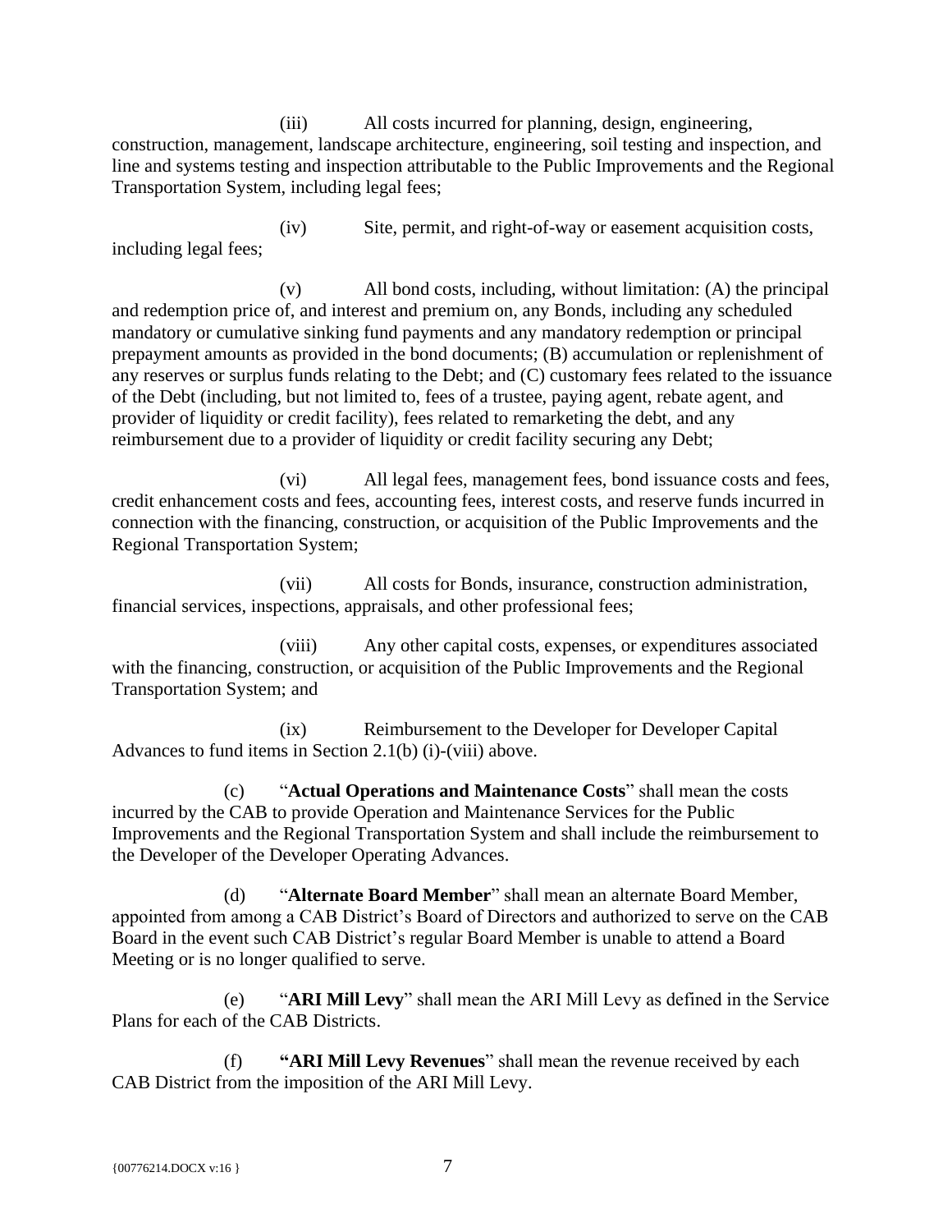(iii) All costs incurred for planning, design, engineering, construction, management, landscape architecture, engineering, soil testing and inspection, and line and systems testing and inspection attributable to the Public Improvements and the Regional Transportation System, including legal fees;

(iv) Site, permit, and right-of-way or easement acquisition costs, including legal fees;

(v) All bond costs, including, without limitation: (A) the principal and redemption price of, and interest and premium on, any Bonds, including any scheduled mandatory or cumulative sinking fund payments and any mandatory redemption or principal prepayment amounts as provided in the bond documents; (B) accumulation or replenishment of any reserves or surplus funds relating to the Debt; and (C) customary fees related to the issuance of the Debt (including, but not limited to, fees of a trustee, paying agent, rebate agent, and provider of liquidity or credit facility), fees related to remarketing the debt, and any reimbursement due to a provider of liquidity or credit facility securing any Debt;

(vi) All legal fees, management fees, bond issuance costs and fees, credit enhancement costs and fees, accounting fees, interest costs, and reserve funds incurred in connection with the financing, construction, or acquisition of the Public Improvements and the Regional Transportation System;

(vii) All costs for Bonds, insurance, construction administration, financial services, inspections, appraisals, and other professional fees;

(viii) Any other capital costs, expenses, or expenditures associated with the financing, construction, or acquisition of the Public Improvements and the Regional Transportation System; and

(ix) Reimbursement to the Developer for Developer Capital Advances to fund items in Section 2.1(b) (i)-(viii) above.

(c) "**Actual Operations and Maintenance Costs**" shall mean the costs incurred by the CAB to provide Operation and Maintenance Services for the Public Improvements and the Regional Transportation System and shall include the reimbursement to the Developer of the Developer Operating Advances.

(d) "**Alternate Board Member**" shall mean an alternate Board Member, appointed from among a CAB District's Board of Directors and authorized to serve on the CAB Board in the event such CAB District's regular Board Member is unable to attend a Board Meeting or is no longer qualified to serve.

(e) "**ARI Mill Levy**" shall mean the ARI Mill Levy as defined in the Service Plans for each of the CAB Districts.

(f) **"ARI Mill Levy Revenues**" shall mean the revenue received by each CAB District from the imposition of the ARI Mill Levy.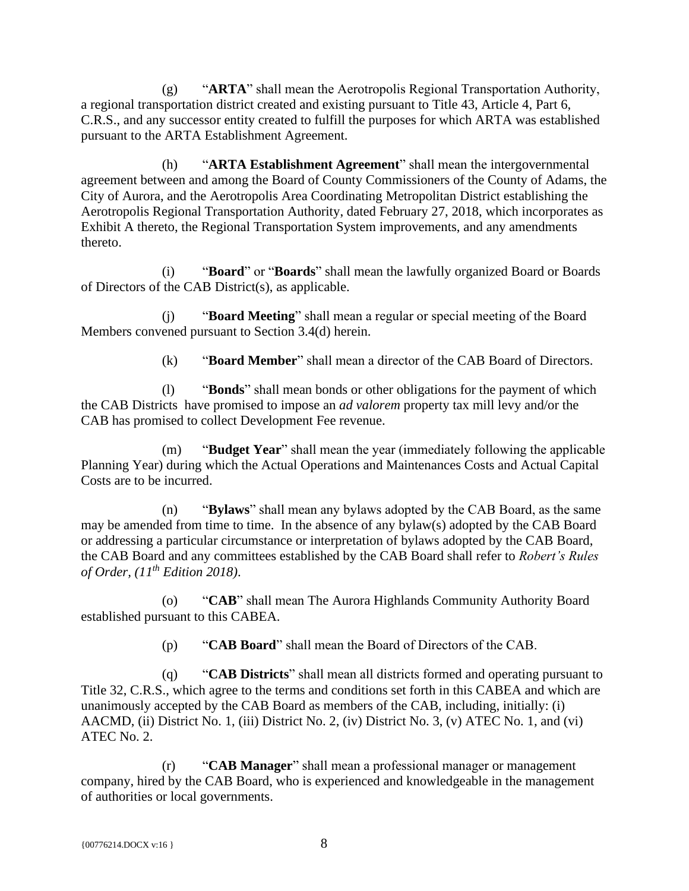(g) "**ARTA**" shall mean the Aerotropolis Regional Transportation Authority, a regional transportation district created and existing pursuant to Title 43, Article 4, Part 6, C.R.S., and any successor entity created to fulfill the purposes for which ARTA was established pursuant to the ARTA Establishment Agreement.

(h) "**ARTA Establishment Agreement**" shall mean the intergovernmental agreement between and among the Board of County Commissioners of the County of Adams, the City of Aurora, and the Aerotropolis Area Coordinating Metropolitan District establishing the Aerotropolis Regional Transportation Authority, dated February 27, 2018, which incorporates as Exhibit A thereto, the Regional Transportation System improvements, and any amendments thereto.

(i) "**Board**" or "**Boards**" shall mean the lawfully organized Board or Boards of Directors of the CAB District(s), as applicable.

(j) "**Board Meeting**" shall mean a regular or special meeting of the Board Members convened pursuant to Section 3.4(d) herein.

(k) "**Board Member**" shall mean a director of the CAB Board of Directors.

(l) "**Bonds**" shall mean bonds or other obligations for the payment of which the CAB Districts have promised to impose an *ad valorem* property tax mill levy and/or the CAB has promised to collect Development Fee revenue.

(m) "**Budget Year**" shall mean the year (immediately following the applicable Planning Year) during which the Actual Operations and Maintenances Costs and Actual Capital Costs are to be incurred.

(n) "**Bylaws**" shall mean any bylaws adopted by the CAB Board, as the same may be amended from time to time. In the absence of any bylaw(s) adopted by the CAB Board or addressing a particular circumstance or interpretation of bylaws adopted by the CAB Board, the CAB Board and any committees established by the CAB Board shall refer to *Robert's Rules of Order, (11th Edition 2018)*.

(o) "**CAB**" shall mean The Aurora Highlands Community Authority Board established pursuant to this CABEA.

(p) "**CAB Board**" shall mean the Board of Directors of the CAB.

(q) "**CAB Districts**" shall mean all districts formed and operating pursuant to Title 32, C.R.S., which agree to the terms and conditions set forth in this CABEA and which are unanimously accepted by the CAB Board as members of the CAB, including, initially: (i) AACMD, (ii) District No. 1, (iii) District No. 2, (iv) District No. 3, (v) ATEC No. 1, and (vi) ATEC No. 2.

(r) "**CAB Manager**" shall mean a professional manager or management company, hired by the CAB Board, who is experienced and knowledgeable in the management of authorities or local governments.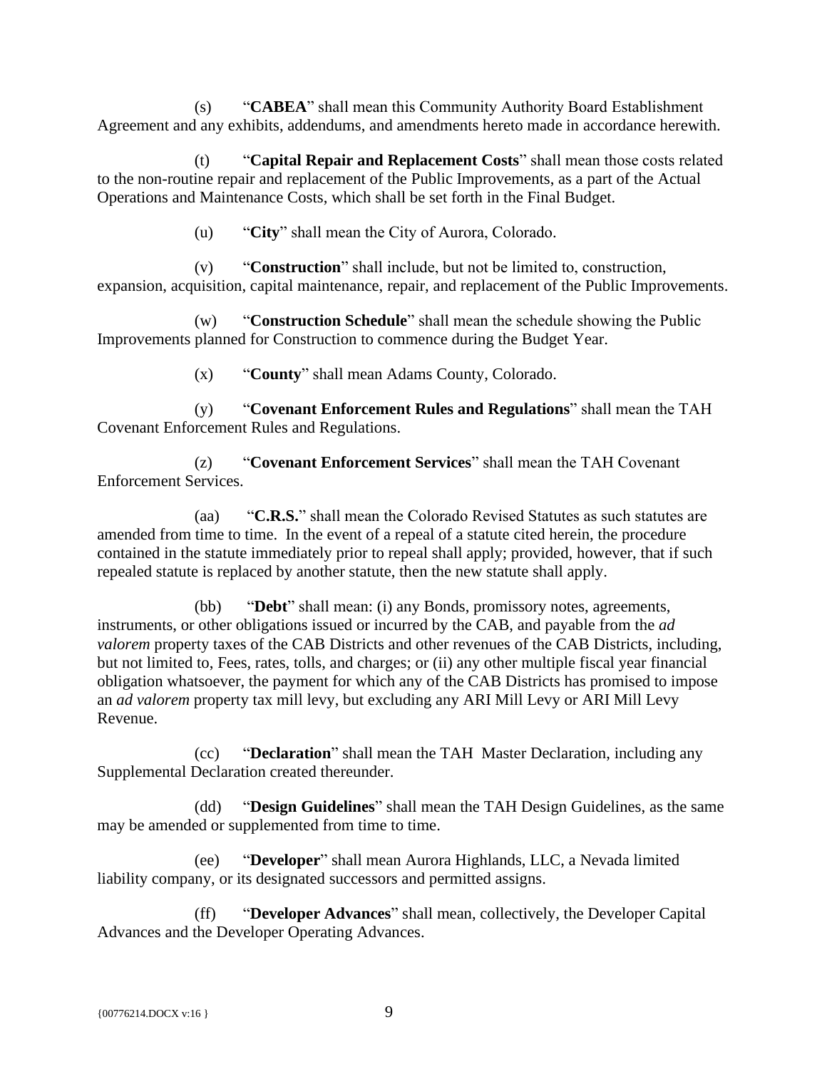(s) "**CABEA**" shall mean this Community Authority Board Establishment Agreement and any exhibits, addendums, and amendments hereto made in accordance herewith.

(t) "**Capital Repair and Replacement Costs**" shall mean those costs related to the non-routine repair and replacement of the Public Improvements, as a part of the Actual Operations and Maintenance Costs, which shall be set forth in the Final Budget.

(u) "**City**" shall mean the City of Aurora, Colorado.

(v) "**Construction**" shall include, but not be limited to, construction, expansion, acquisition, capital maintenance, repair, and replacement of the Public Improvements.

(w) "**Construction Schedule**" shall mean the schedule showing the Public Improvements planned for Construction to commence during the Budget Year.

(x) "**County**" shall mean Adams County, Colorado.

(y) "**Covenant Enforcement Rules and Regulations**" shall mean the TAH Covenant Enforcement Rules and Regulations.

(z) "**Covenant Enforcement Services**" shall mean the TAH Covenant Enforcement Services.

(aa) "**C.R.S.**" shall mean the Colorado Revised Statutes as such statutes are amended from time to time. In the event of a repeal of a statute cited herein, the procedure contained in the statute immediately prior to repeal shall apply; provided, however, that if such repealed statute is replaced by another statute, then the new statute shall apply.

(bb) "**Debt**" shall mean: (i) any Bonds, promissory notes, agreements, instruments, or other obligations issued or incurred by the CAB, and payable from the *ad valorem* property taxes of the CAB Districts and other revenues of the CAB Districts, including, but not limited to, Fees, rates, tolls, and charges; or (ii) any other multiple fiscal year financial obligation whatsoever, the payment for which any of the CAB Districts has promised to impose an *ad valorem* property tax mill levy, but excluding any ARI Mill Levy or ARI Mill Levy Revenue.

(cc) "**Declaration**" shall mean the TAH Master Declaration, including any Supplemental Declaration created thereunder.

(dd) "**Design Guidelines**" shall mean the TAH Design Guidelines, as the same may be amended or supplemented from time to time.

(ee) "**Developer**" shall mean Aurora Highlands, LLC, a Nevada limited liability company, or its designated successors and permitted assigns.

(ff) "**Developer Advances**" shall mean, collectively, the Developer Capital Advances and the Developer Operating Advances.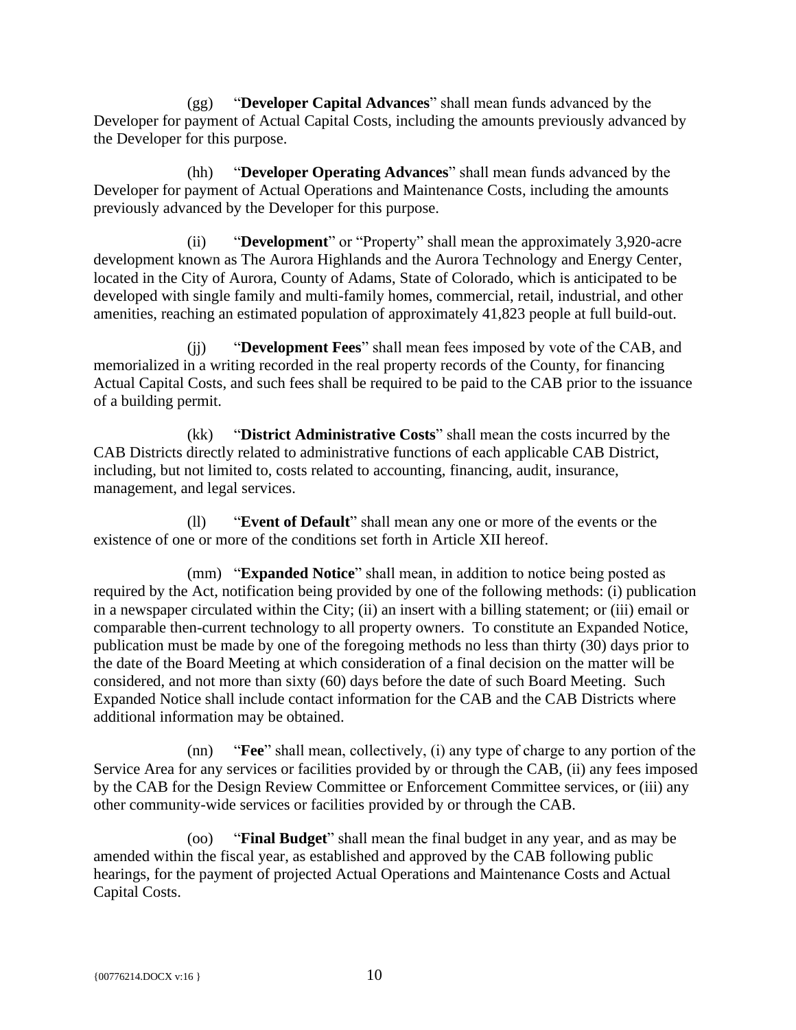(gg) "**Developer Capital Advances**" shall mean funds advanced by the Developer for payment of Actual Capital Costs, including the amounts previously advanced by the Developer for this purpose.

(hh) "**Developer Operating Advances**" shall mean funds advanced by the Developer for payment of Actual Operations and Maintenance Costs, including the amounts previously advanced by the Developer for this purpose.

(ii) "**Development**" or "Property" shall mean the approximately 3,920-acre development known as The Aurora Highlands and the Aurora Technology and Energy Center, located in the City of Aurora, County of Adams, State of Colorado, which is anticipated to be developed with single family and multi-family homes, commercial, retail, industrial, and other amenities, reaching an estimated population of approximately 41,823 people at full build-out.

(jj) "**Development Fees**" shall mean fees imposed by vote of the CAB, and memorialized in a writing recorded in the real property records of the County, for financing Actual Capital Costs, and such fees shall be required to be paid to the CAB prior to the issuance of a building permit.

(kk) "**District Administrative Costs**" shall mean the costs incurred by the CAB Districts directly related to administrative functions of each applicable CAB District, including, but not limited to, costs related to accounting, financing, audit, insurance, management, and legal services.

(ll) "**Event of Default**" shall mean any one or more of the events or the existence of one or more of the conditions set forth in Article XII hereof.

(mm) "**Expanded Notice**" shall mean, in addition to notice being posted as required by the Act, notification being provided by one of the following methods: (i) publication in a newspaper circulated within the City; (ii) an insert with a billing statement; or (iii) email or comparable then-current technology to all property owners. To constitute an Expanded Notice, publication must be made by one of the foregoing methods no less than thirty (30) days prior to the date of the Board Meeting at which consideration of a final decision on the matter will be considered, and not more than sixty (60) days before the date of such Board Meeting. Such Expanded Notice shall include contact information for the CAB and the CAB Districts where additional information may be obtained.

(nn) "**Fee**" shall mean, collectively, (i) any type of charge to any portion of the Service Area for any services or facilities provided by or through the CAB, (ii) any fees imposed by the CAB for the Design Review Committee or Enforcement Committee services, or (iii) any other community-wide services or facilities provided by or through the CAB.

(oo) "**Final Budget**" shall mean the final budget in any year, and as may be amended within the fiscal year, as established and approved by the CAB following public hearings, for the payment of projected Actual Operations and Maintenance Costs and Actual Capital Costs.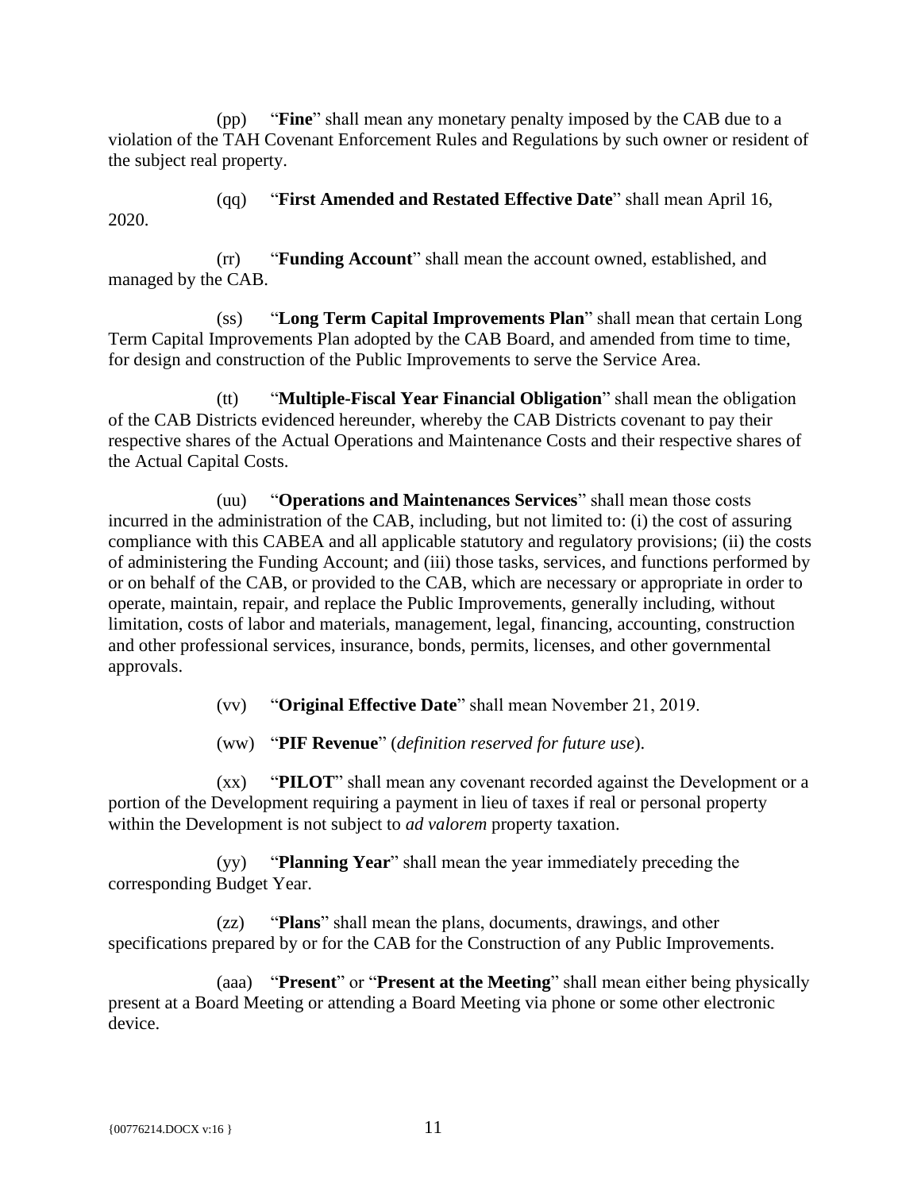(pp) "**Fine**" shall mean any monetary penalty imposed by the CAB due to a violation of the TAH Covenant Enforcement Rules and Regulations by such owner or resident of the subject real property.

(qq) "**First Amended and Restated Effective Date**" shall mean April 16, 2020.

(rr) "**Funding Account**" shall mean the account owned, established, and managed by the CAB.

(ss) "**Long Term Capital Improvements Plan**" shall mean that certain Long Term Capital Improvements Plan adopted by the CAB Board, and amended from time to time, for design and construction of the Public Improvements to serve the Service Area.

(tt) "**Multiple-Fiscal Year Financial Obligation**" shall mean the obligation of the CAB Districts evidenced hereunder, whereby the CAB Districts covenant to pay their respective shares of the Actual Operations and Maintenance Costs and their respective shares of the Actual Capital Costs.

(uu) "**Operations and Maintenances Services**" shall mean those costs incurred in the administration of the CAB, including, but not limited to: (i) the cost of assuring compliance with this CABEA and all applicable statutory and regulatory provisions; (ii) the costs of administering the Funding Account; and (iii) those tasks, services, and functions performed by or on behalf of the CAB, or provided to the CAB, which are necessary or appropriate in order to operate, maintain, repair, and replace the Public Improvements, generally including, without limitation, costs of labor and materials, management, legal, financing, accounting, construction and other professional services, insurance, bonds, permits, licenses, and other governmental approvals.

(vv) "**Original Effective Date**" shall mean November 21, 2019.

(ww) "**PIF Revenue**" (*definition reserved for future use*).

(xx) "**PILOT**" shall mean any covenant recorded against the Development or a portion of the Development requiring a payment in lieu of taxes if real or personal property within the Development is not subject to *ad valorem* property taxation.

(yy) "**Planning Year**" shall mean the year immediately preceding the corresponding Budget Year.

(zz) "**Plans**" shall mean the plans, documents, drawings, and other specifications prepared by or for the CAB for the Construction of any Public Improvements.

(aaa) "**Present**" or "**Present at the Meeting**" shall mean either being physically present at a Board Meeting or attending a Board Meeting via phone or some other electronic device.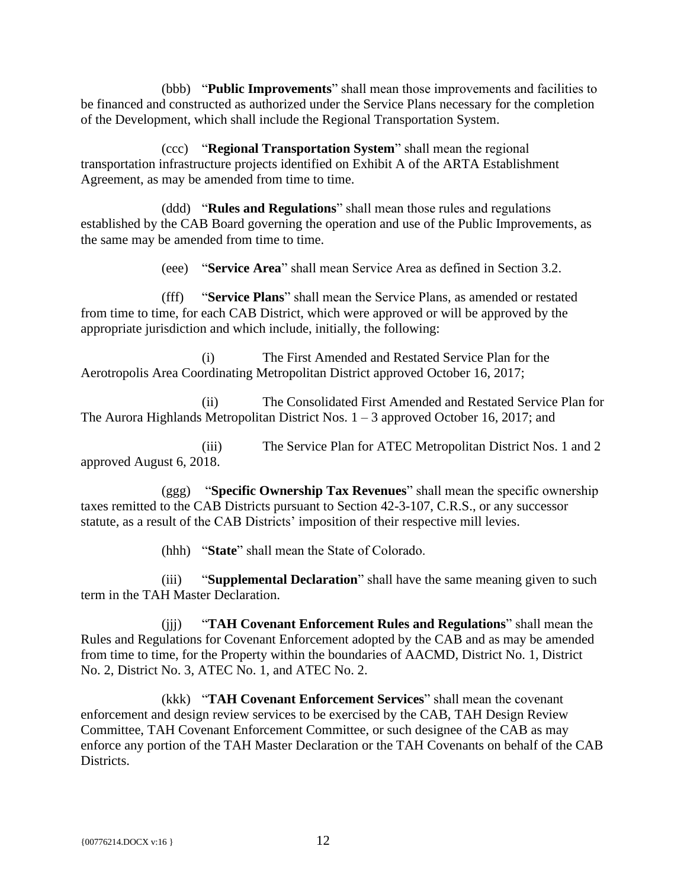(bbb) "**Public Improvements**" shall mean those improvements and facilities to be financed and constructed as authorized under the Service Plans necessary for the completion of the Development, which shall include the Regional Transportation System.

(ccc) "**Regional Transportation System**" shall mean the regional transportation infrastructure projects identified on Exhibit A of the ARTA Establishment Agreement, as may be amended from time to time.

(ddd) "**Rules and Regulations**" shall mean those rules and regulations established by the CAB Board governing the operation and use of the Public Improvements, as the same may be amended from time to time.

(eee) "**Service Area**" shall mean Service Area as defined in Section 3.2.

(fff) "**Service Plans**" shall mean the Service Plans, as amended or restated from time to time, for each CAB District, which were approved or will be approved by the appropriate jurisdiction and which include, initially, the following:

(i) The First Amended and Restated Service Plan for the Aerotropolis Area Coordinating Metropolitan District approved October 16, 2017;

(ii) The Consolidated First Amended and Restated Service Plan for The Aurora Highlands Metropolitan District Nos. 1 – 3 approved October 16, 2017; and

(iii) The Service Plan for ATEC Metropolitan District Nos. 1 and 2 approved August 6, 2018.

(ggg) "**Specific Ownership Tax Revenues**" shall mean the specific ownership taxes remitted to the CAB Districts pursuant to Section 42-3-107, C.R.S., or any successor statute, as a result of the CAB Districts' imposition of their respective mill levies.

(hhh) "**State**" shall mean the State of Colorado.

(iii) "**Supplemental Declaration**" shall have the same meaning given to such term in the TAH Master Declaration.

(jjj) "**TAH Covenant Enforcement Rules and Regulations**" shall mean the Rules and Regulations for Covenant Enforcement adopted by the CAB and as may be amended from time to time, for the Property within the boundaries of AACMD, District No. 1, District No. 2, District No. 3, ATEC No. 1, and ATEC No. 2.

(kkk) "**TAH Covenant Enforcement Services**" shall mean the covenant enforcement and design review services to be exercised by the CAB, TAH Design Review Committee, TAH Covenant Enforcement Committee, or such designee of the CAB as may enforce any portion of the TAH Master Declaration or the TAH Covenants on behalf of the CAB Districts.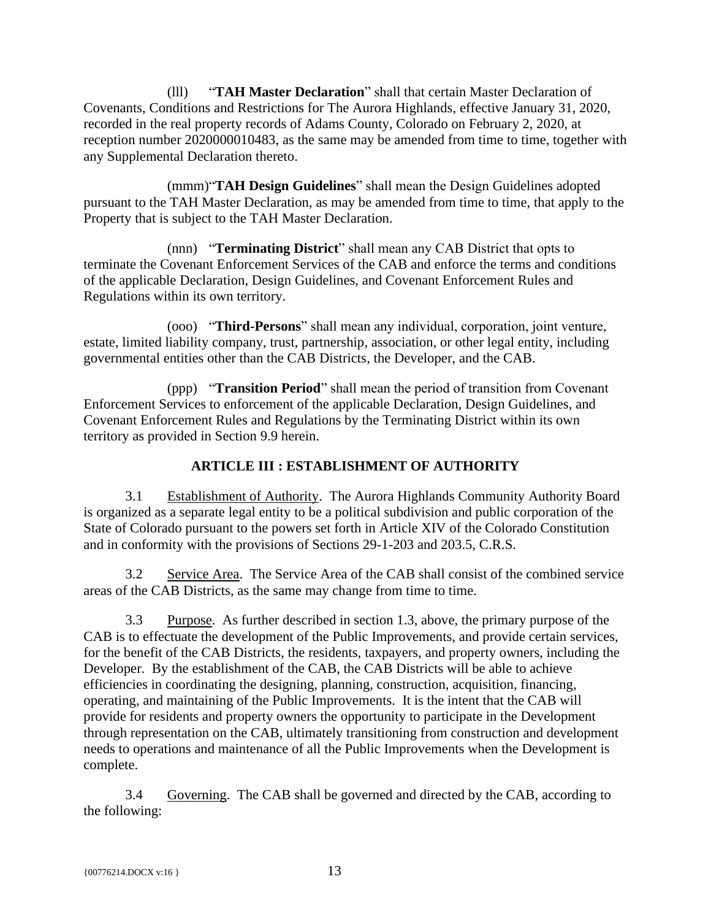(lll) "**TAH Master Declaration**" shall that certain Master Declaration of Covenants, Conditions and Restrictions for The Aurora Highlands, effective January 31, 2020, recorded in the real property records of Adams County, Colorado on February 2, 2020, at reception number 2020000010483, as the same may be amended from time to time, together with any Supplemental Declaration thereto.

(mmm)"**TAH Design Guidelines**" shall mean the Design Guidelines adopted pursuant to the TAH Master Declaration, as may be amended from time to time, that apply to the Property that is subject to the TAH Master Declaration.

(nnn) "**Terminating District**" shall mean any CAB District that opts to terminate the Covenant Enforcement Services of the CAB and enforce the terms and conditions of the applicable Declaration, Design Guidelines, and Covenant Enforcement Rules and Regulations within its own territory.

(ooo) "**Third-Persons**" shall mean any individual, corporation, joint venture, estate, limited liability company, trust, partnership, association, or other legal entity, including governmental entities other than the CAB Districts, the Developer, and the CAB.

(ppp) "**Transition Period**" shall mean the period of transition from Covenant Enforcement Services to enforcement of the applicable Declaration, Design Guidelines, and Covenant Enforcement Rules and Regulations by the Terminating District within its own territory as provided in Section 9.9 herein.

## ARTICLE III : ESTABLISHMENT OF AUTHORITY

3.1 Establishment of Authority. The Aurora Highlands Community Authority Board is organized as a separate legal entity to be a political subdivision and public corporation of the State of Colorado pursuant to the powers set forth in Article XIV of the Colorado Constitution and in conformity with the provisions of Sections 29-1-203 and 203.5, C.R.S.

3.2 Service Area. The Service Area of the CAB shall consist of the combined service areas of the CAB Districts, as the same may change from time to time.

3.3 Purpose. As further described in section 1.3, above, the primary purpose of the CAB is to effectuate the development of the Public Improvements, and provide certain services, for the benefit of the CAB Districts, the residents, taxpayers, and property owners, including the Developer. By the establishment of the CAB, the CAB Districts will be able to achieve efficiencies in coordinating the designing, planning, construction, acquisition, financing, operating, and maintaining of the Public Improvements. It is the intent that the CAB will provide for residents and property owners the opportunity to participate in the Development through representation on the CAB, ultimately transitioning from construction and development needs to operations and maintenance of all the Public Improvements when the Development is complete.

3.4 Governing. The CAB shall be governed and directed by the CAB, according to the following: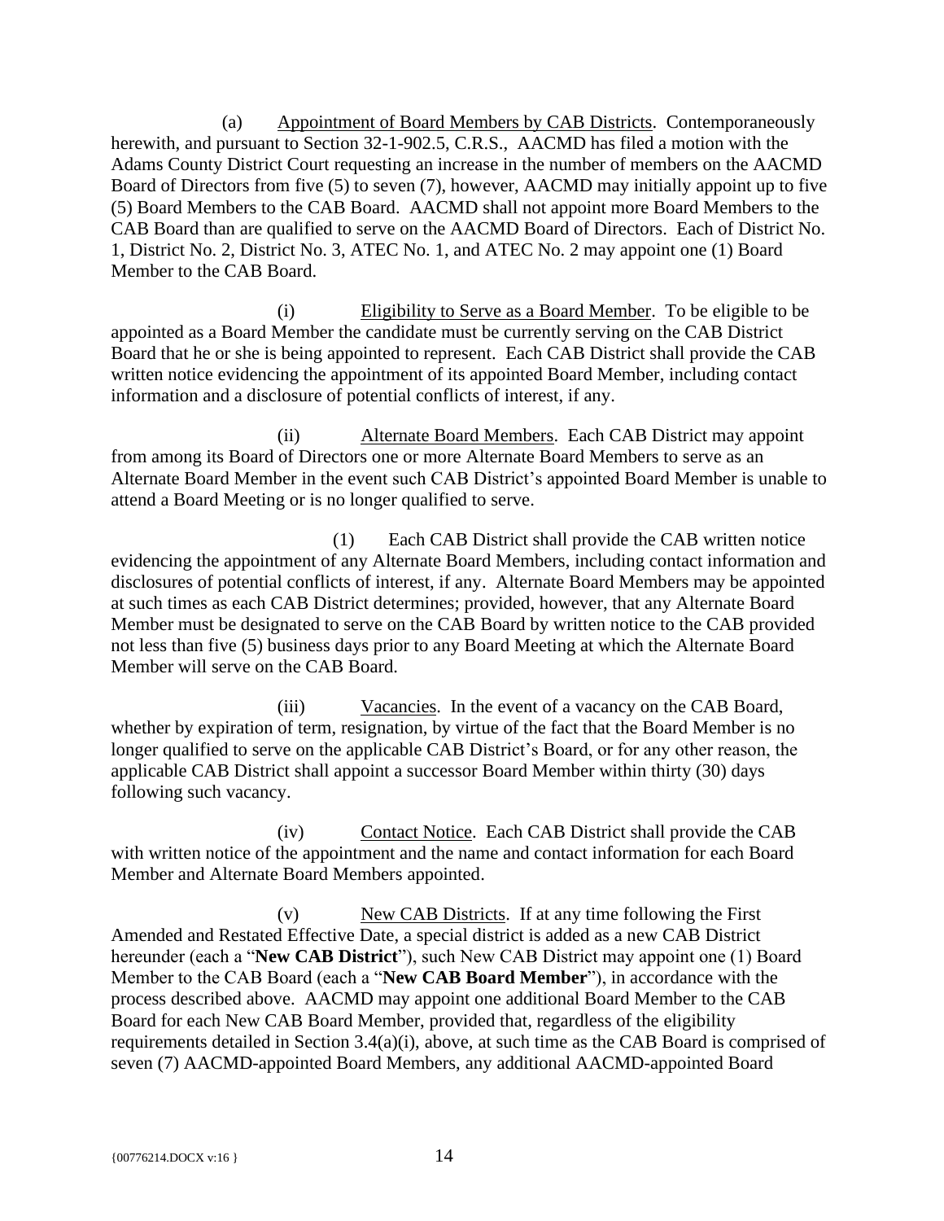(a) Appointment of Board Members by CAB Districts. Contemporaneously herewith, and pursuant to Section 32-1-902.5, C.R.S., AACMD has filed a motion with the Adams County District Court requesting an increase in the number of members on the AACMD Board of Directors from five (5) to seven (7), however, AACMD may initially appoint up to five (5) Board Members to the CAB Board. AACMD shall not appoint more Board Members to the CAB Board than are qualified to serve on the AACMD Board of Directors. Each of District No. 1, District No. 2, District No. 3, ATEC No. 1, and ATEC No. 2 may appoint one (1) Board Member to the CAB Board.

(i) Eligibility to Serve as a Board Member. To be eligible to be appointed as a Board Member the candidate must be currently serving on the CAB District Board that he or she is being appointed to represent. Each CAB District shall provide the CAB written notice evidencing the appointment of its appointed Board Member, including contact information and a disclosure of potential conflicts of interest, if any.

(ii) Alternate Board Members. Each CAB District may appoint from among its Board of Directors one or more Alternate Board Members to serve as an Alternate Board Member in the event such CAB District's appointed Board Member is unable to attend a Board Meeting or is no longer qualified to serve.

(1) Each CAB District shall provide the CAB written notice evidencing the appointment of any Alternate Board Members, including contact information and disclosures of potential conflicts of interest, if any. Alternate Board Members may be appointed at such times as each CAB District determines; provided, however, that any Alternate Board Member must be designated to serve on the CAB Board by written notice to the CAB provided not less than five (5) business days prior to any Board Meeting at which the Alternate Board Member will serve on the CAB Board.

(iii) Vacancies. In the event of a vacancy on the CAB Board, whether by expiration of term, resignation, by virtue of the fact that the Board Member is no longer qualified to serve on the applicable CAB District's Board, or for any other reason, the applicable CAB District shall appoint a successor Board Member within thirty (30) days following such vacancy.

(iv) Contact Notice. Each CAB District shall provide the CAB with written notice of the appointment and the name and contact information for each Board Member and Alternate Board Members appointed.

(v) New CAB Districts. If at any time following the First Amended and Restated Effective Date, a special district is added as a new CAB District hereunder (each a "**New CAB District**"), such New CAB District may appoint one (1) Board Member to the CAB Board (each a "**New CAB Board Member**"), in accordance with the process described above. AACMD may appoint one additional Board Member to the CAB Board for each New CAB Board Member, provided that, regardless of the eligibility requirements detailed in Section 3.4(a)(i), above, at such time as the CAB Board is comprised of seven (7) AACMD-appointed Board Members, any additional AACMD-appointed Board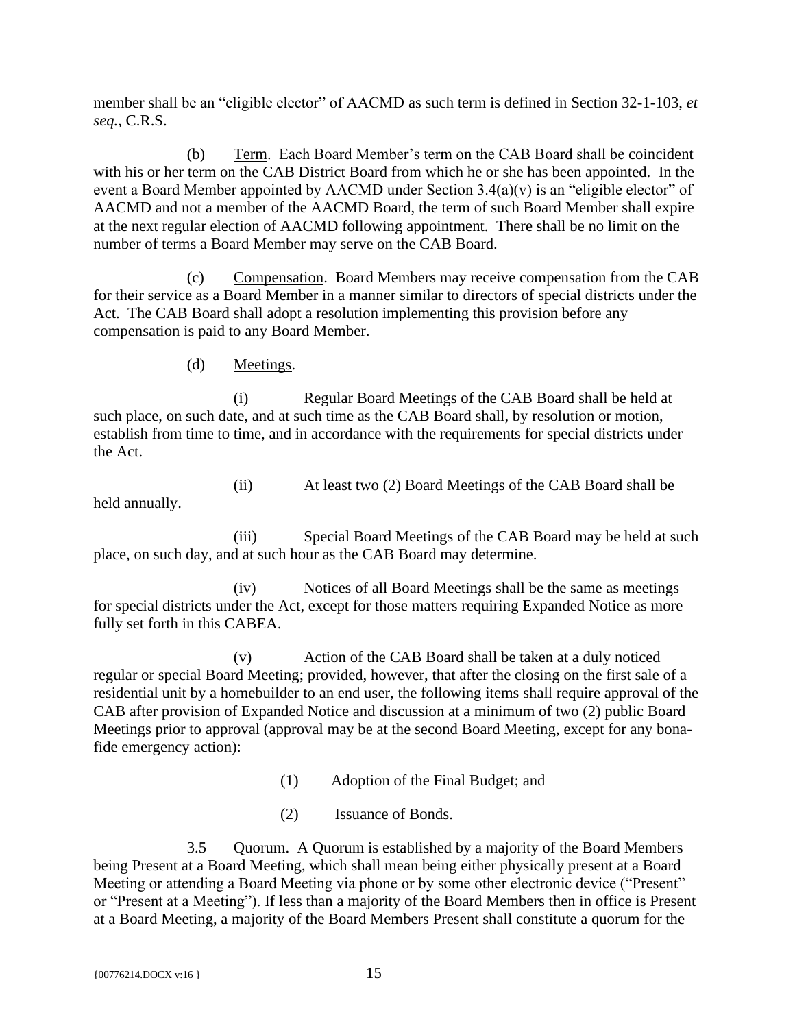member shall be an "eligible elector" of AACMD as such term is defined in Section 32-1-103, *et seq.*, C.R.S.

(b) Term. Each Board Member's term on the CAB Board shall be coincident with his or her term on the CAB District Board from which he or she has been appointed. In the event a Board Member appointed by AACMD under Section 3.4(a)(v) is an "eligible elector" of AACMD and not a member of the AACMD Board, the term of such Board Member shall expire at the next regular election of AACMD following appointment. There shall be no limit on the number of terms a Board Member may serve on the CAB Board.

(c) Compensation. Board Members may receive compensation from the CAB for their service as a Board Member in a manner similar to directors of special districts under the Act. The CAB Board shall adopt a resolution implementing this provision before any compensation is paid to any Board Member.

(d) Meetings.

(i) Regular Board Meetings of the CAB Board shall be held at such place, on such date, and at such time as the CAB Board shall, by resolution or motion, establish from time to time, and in accordance with the requirements for special districts under the Act.

(ii) At least two (2) Board Meetings of the CAB Board shall be held annually.

(iii) Special Board Meetings of the CAB Board may be held at such place, on such day, and at such hour as the CAB Board may determine.

(iv) Notices of all Board Meetings shall be the same as meetings for special districts under the Act, except for those matters requiring Expanded Notice as more fully set forth in this CABEA.

(v) Action of the CAB Board shall be taken at a duly noticed regular or special Board Meeting; provided, however, that after the closing on the first sale of a residential unit by a homebuilder to an end user, the following items shall require approval of the CAB after provision of Expanded Notice and discussion at a minimum of two (2) public Board Meetings prior to approval (approval may be at the second Board Meeting, except for any bona-fide emergency action):

(1) Adoption of the Final Budget; and

(2) Issuance of Bonds.

3.5 Quorum. A Quorum is established by a majority of the Board Members being Present at a Board Meeting, which shall mean being either physically present at a Board Meeting or attending a Board Meeting via phone or by some other electronic device ("Present" or "Present at a Meeting"). If less than a majority of the Board Members then in office is Present at a Board Meeting, a majority of the Board Members Present shall constitute a quorum for the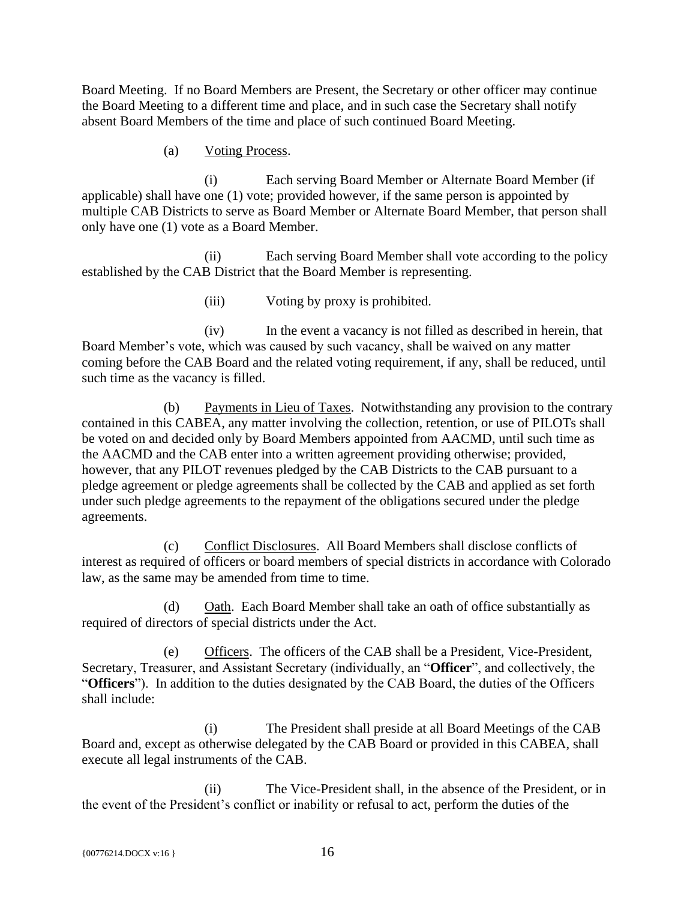Board Meeting. If no Board Members are Present, the Secretary or other officer may continue the Board Meeting to a different time and place, and in such case the Secretary shall notify absent Board Members of the time and place of such continued Board Meeting.

(a) Voting Process.

(i) Each serving Board Member or Alternate Board Member (if applicable) shall have one (1) vote; provided however, if the same person is appointed by multiple CAB Districts to serve as Board Member or Alternate Board Member, that person shall only have one (1) vote as a Board Member.

(ii) Each serving Board Member shall vote according to the policy established by the CAB District that the Board Member is representing.

(iii) Voting by proxy is prohibited.

(iv) In the event a vacancy is not filled as described in herein, that Board Member's vote, which was caused by such vacancy, shall be waived on any matter coming before the CAB Board and the related voting requirement, if any, shall be reduced, until such time as the vacancy is filled.

(b) Payments in Lieu of Taxes. Notwithstanding any provision to the contrary contained in this CABEA, any matter involving the collection, retention, or use of PILOTs shall be voted on and decided only by Board Members appointed from AACMD, until such time as the AACMD and the CAB enter into a written agreement providing otherwise; provided, however, that any PILOT revenues pledged by the CAB Districts to the CAB pursuant to a pledge agreement or pledge agreements shall be collected by the CAB and applied as set forth under such pledge agreements to the repayment of the obligations secured under the pledge agreements.

(c) Conflict Disclosures. All Board Members shall disclose conflicts of interest as required of officers or board members of special districts in accordance with Colorado law, as the same may be amended from time to time.

(d) Oath. Each Board Member shall take an oath of office substantially as required of directors of special districts under the Act.

(e) Officers. The officers of the CAB shall be a President, Vice-President, Secretary, Treasurer, and Assistant Secretary (individually, an "**Officer**", and collectively, the "**Officers**"). In addition to the duties designated by the CAB Board, the duties of the Officers shall include:

(i) The President shall preside at all Board Meetings of the CAB Board and, except as otherwise delegated by the CAB Board or provided in this CABEA, shall execute all legal instruments of the CAB.

(ii) The Vice-President shall, in the absence of the President, or in the event of the President's conflict or inability or refusal to act, perform the duties of the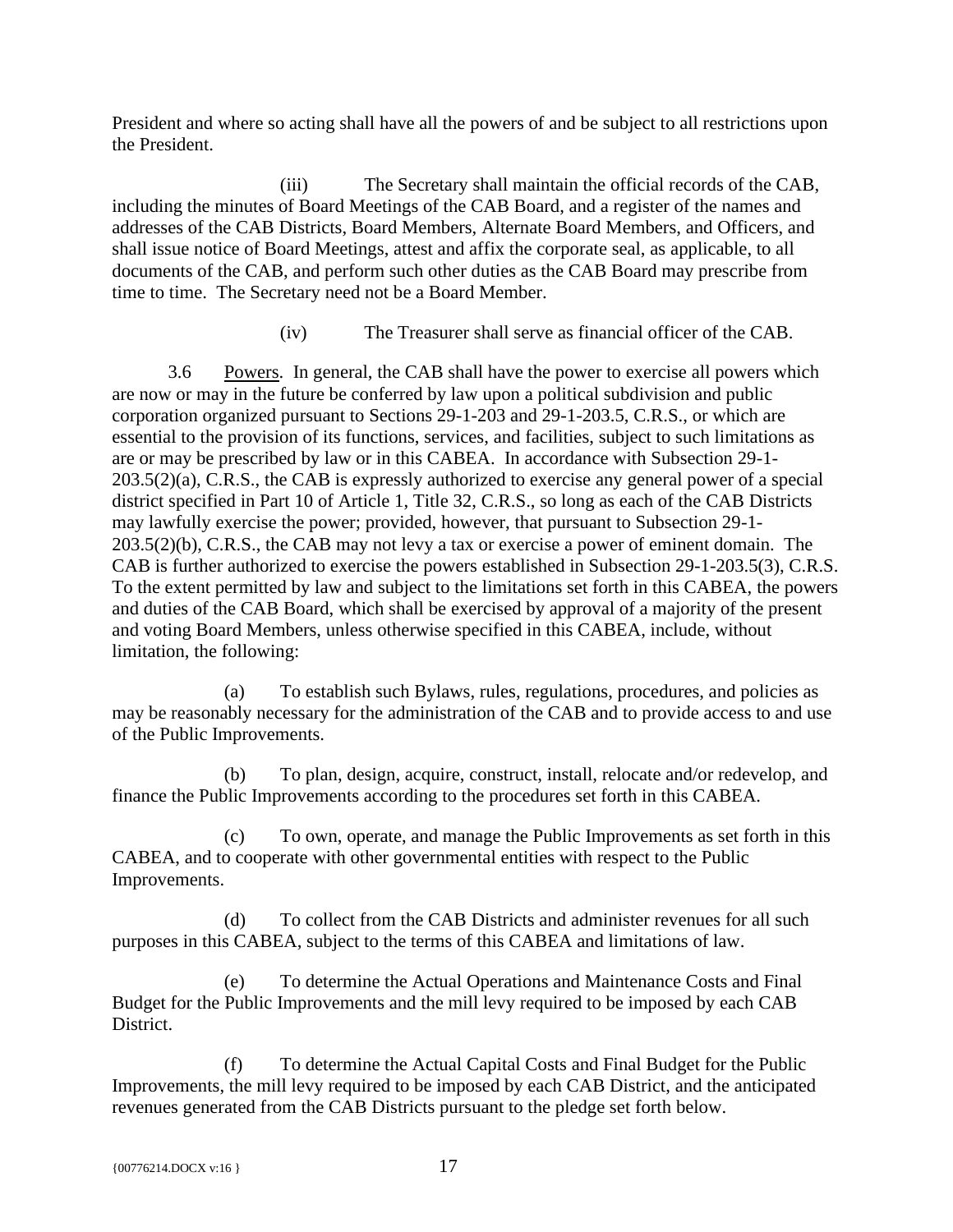President and where so acting shall have all the powers of and be subject to all restrictions upon the President.

(iii) The Secretary shall maintain the official records of the CAB, including the minutes of Board Meetings of the CAB Board, and a register of the names and addresses of the CAB Districts, Board Members, Alternate Board Members, and Officers, and shall issue notice of Board Meetings, attest and affix the corporate seal, as applicable, to all documents of the CAB, and perform such other duties as the CAB Board may prescribe from time to time. The Secretary need not be a Board Member.

(iv) The Treasurer shall serve as financial officer of the CAB.

3.6 Powers. In general, the CAB shall have the power to exercise all powers which are now or may in the future be conferred by law upon a political subdivision and public corporation organized pursuant to Sections 29-1-203 and 29-1-203.5, C.R.S., or which are essential to the provision of its functions, services, and facilities, subject to such limitations as are or may be prescribed by law or in this CABEA. In accordance with Subsection 29-1-203.5(2)(a), C.R.S., the CAB is expressly authorized to exercise any general power of a special district specified in Part 10 of Article 1, Title 32, C.R.S., so long as each of the CAB Districts may lawfully exercise the power; provided, however, that pursuant to Subsection 29-1-203.5(2)(b), C.R.S., the CAB may not levy a tax or exercise a power of eminent domain. The CAB is further authorized to exercise the powers established in Subsection 29-1-203.5(3), C.R.S. To the extent permitted by law and subject to the limitations set forth in this CABEA, the powers and duties of the CAB Board, which shall be exercised by approval of a majority of the present and voting Board Members, unless otherwise specified in this CABEA, include, without limitation, the following:

(a) To establish such Bylaws, rules, regulations, procedures, and policies as may be reasonably necessary for the administration of the CAB and to provide access to and use of the Public Improvements.

(b) To plan, design, acquire, construct, install, relocate and/or redevelop, and finance the Public Improvements according to the procedures set forth in this CABEA.

(c) To own, operate, and manage the Public Improvements as set forth in this CABEA, and to cooperate with other governmental entities with respect to the Public Improvements.

(d) To collect from the CAB Districts and administer revenues for all such purposes in this CABEA, subject to the terms of this CABEA and limitations of law.

(e) To determine the Actual Operations and Maintenance Costs and Final Budget for the Public Improvements and the mill levy required to be imposed by each CAB District.

(f) To determine the Actual Capital Costs and Final Budget for the Public Improvements, the mill levy required to be imposed by each CAB District, and the anticipated revenues generated from the CAB Districts pursuant to the pledge set forth below.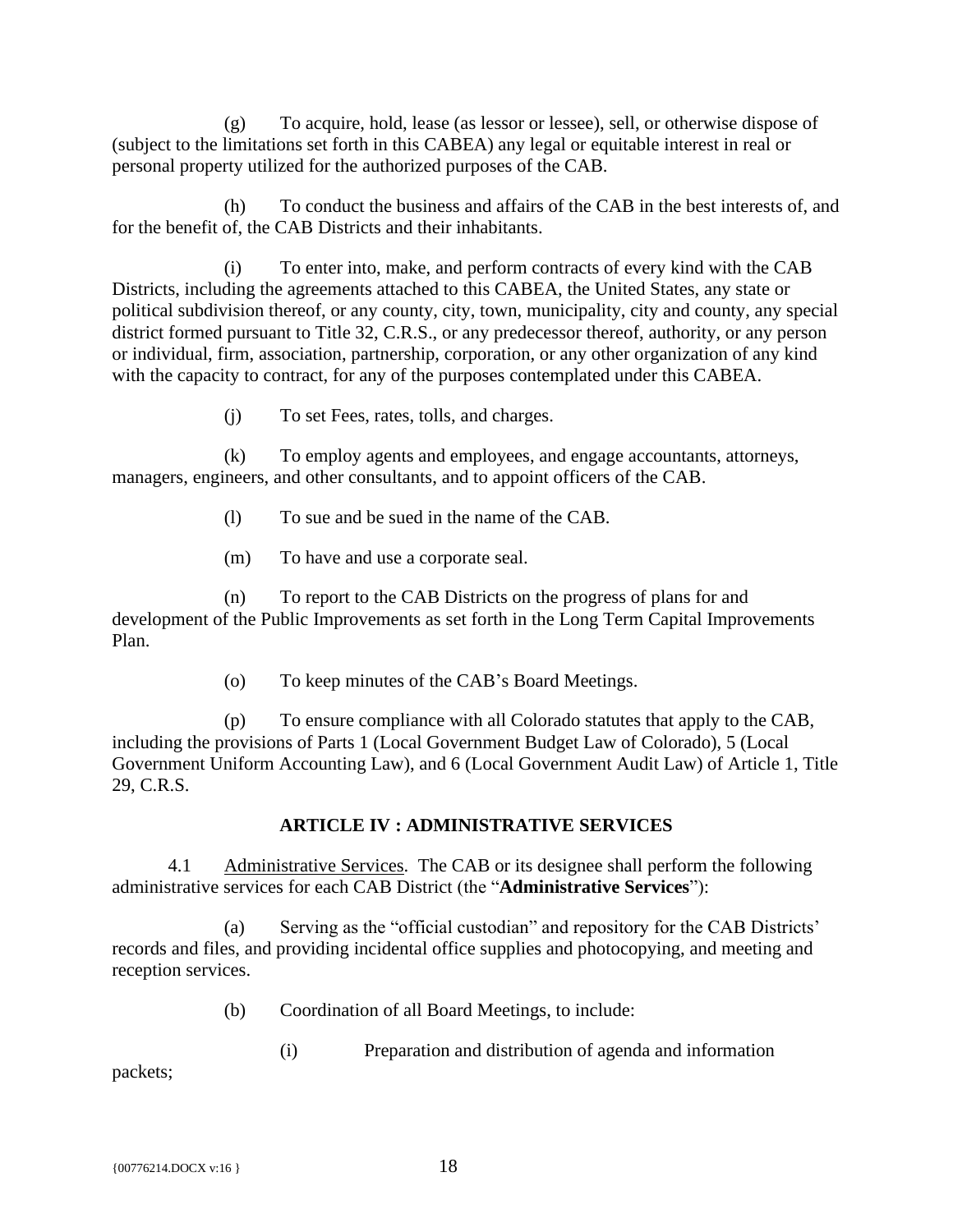(g) To acquire, hold, lease (as lessor or lessee), sell, or otherwise dispose of (subject to the limitations set forth in this CABEA) any legal or equitable interest in real or personal property utilized for the authorized purposes of the CAB.

(h) To conduct the business and affairs of the CAB in the best interests of, and for the benefit of, the CAB Districts and their inhabitants.

(i) To enter into, make, and perform contracts of every kind with the CAB Districts, including the agreements attached to this CABEA, the United States, any state or political subdivision thereof, or any county, city, town, municipality, city and county, any special district formed pursuant to Title 32, C.R.S., or any predecessor thereof, authority, or any person or individual, firm, association, partnership, corporation, or any other organization of any kind with the capacity to contract, for any of the purposes contemplated under this CABEA.

(j) To set Fees, rates, tolls, and charges.

(k) To employ agents and employees, and engage accountants, attorneys, managers, engineers, and other consultants, and to appoint officers of the CAB.

(l) To sue and be sued in the name of the CAB.

(m) To have and use a corporate seal.

(n) To report to the CAB Districts on the progress of plans for and development of the Public Improvements as set forth in the Long Term Capital Improvements Plan.

(o) To keep minutes of the CAB's Board Meetings.

(p) To ensure compliance with all Colorado statutes that apply to the CAB, including the provisions of Parts 1 (Local Government Budget Law of Colorado), 5 (Local Government Uniform Accounting Law), and 6 (Local Government Audit Law) of Article 1, Title 29, C.R.S.

## ARTICLE IV : ADMINISTRATIVE SERVICES

4.1 Administrative Services. The CAB or its designee shall perform the following administrative services for each CAB District (the "**Administrative Services**"):

(a) Serving as the "official custodian" and repository for the CAB Districts' records and files, and providing incidental office supplies and photocopying, and meeting and reception services.

(b) Coordination of all Board Meetings, to include:

(i) Preparation and distribution of agenda and information packets;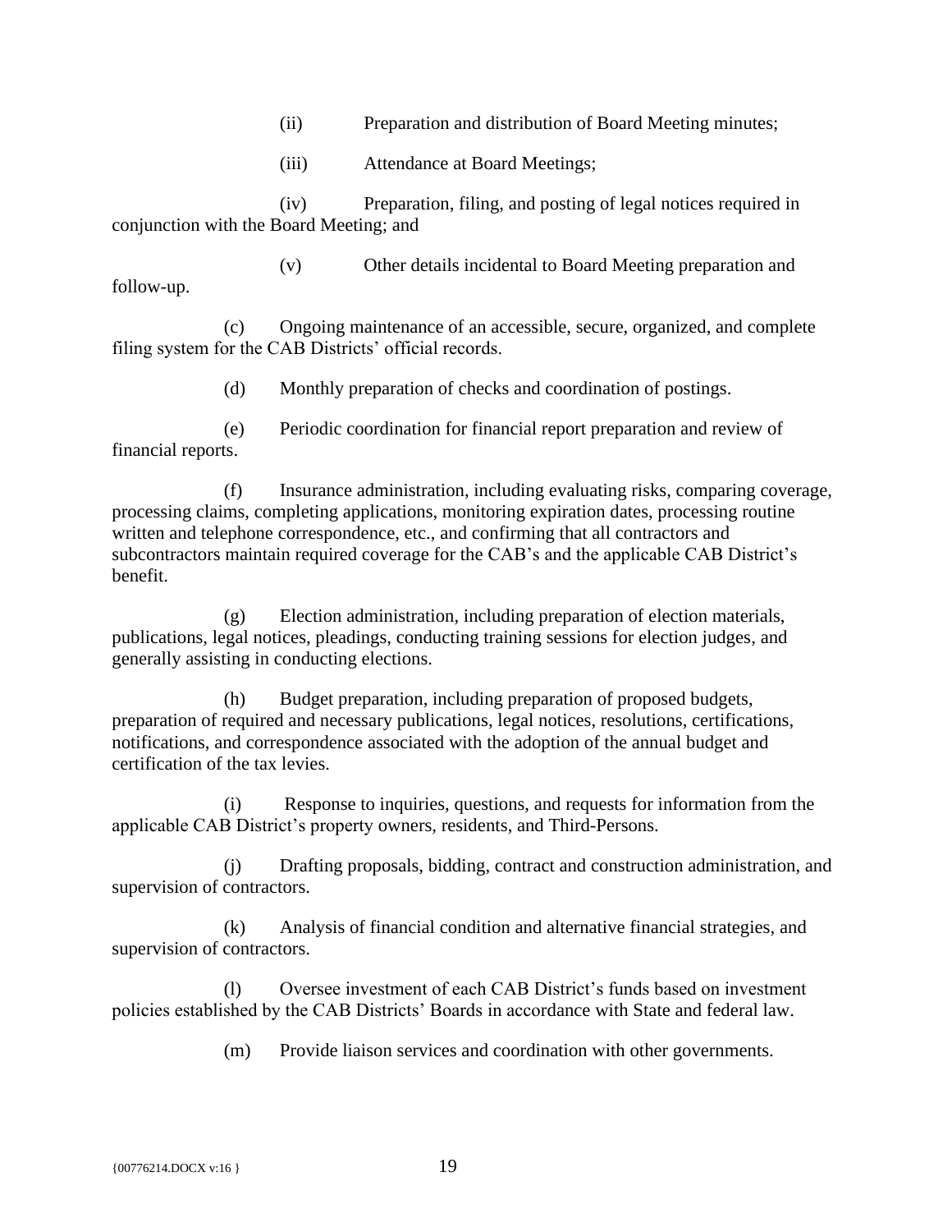(ii) Preparation and distribution of Board Meeting minutes;

(iii) Attendance at Board Meetings;

(iv) Preparation, filing, and posting of legal notices required in conjunction with the Board Meeting; and

(v) Other details incidental to Board Meeting preparation and follow-up.

(c) Ongoing maintenance of an accessible, secure, organized, and complete filing system for the CAB Districts' official records.

(d) Monthly preparation of checks and coordination of postings.

(e) Periodic coordination for financial report preparation and review of financial reports.

(f) Insurance administration, including evaluating risks, comparing coverage, processing claims, completing applications, monitoring expiration dates, processing routine written and telephone correspondence, etc., and confirming that all contractors and subcontractors maintain required coverage for the CAB's and the applicable CAB District's benefit.

(g) Election administration, including preparation of election materials, publications, legal notices, pleadings, conducting training sessions for election judges, and generally assisting in conducting elections.

(h) Budget preparation, including preparation of proposed budgets, preparation of required and necessary publications, legal notices, resolutions, certifications, notifications, and correspondence associated with the adoption of the annual budget and certification of the tax levies.

(i) Response to inquiries, questions, and requests for information from the applicable CAB District's property owners, residents, and Third-Persons.

(j) Drafting proposals, bidding, contract and construction administration, and supervision of contractors.

(k) Analysis of financial condition and alternative financial strategies, and supervision of contractors.

(l) Oversee investment of each CAB District's funds based on investment policies established by the CAB Districts' Boards in accordance with State and federal law.

(m) Provide liaison services and coordination with other governments.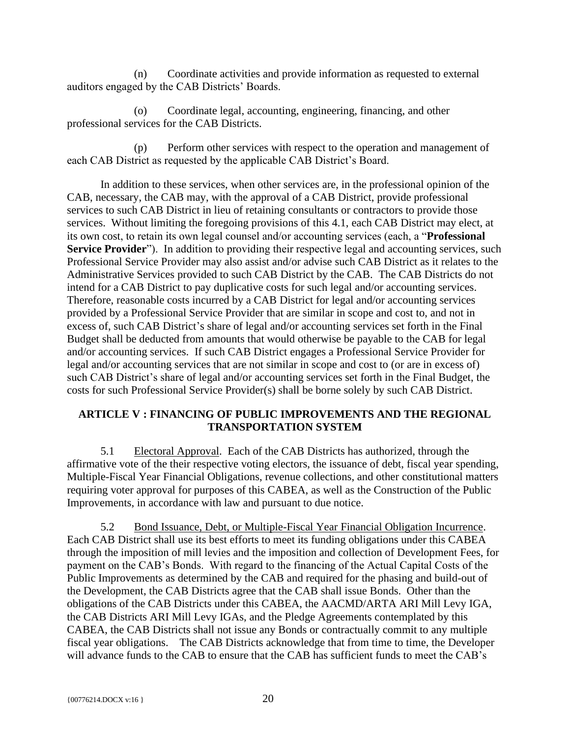(n) Coordinate activities and provide information as requested to external auditors engaged by the CAB Districts' Boards.

(o) Coordinate legal, accounting, engineering, financing, and other professional services for the CAB Districts.

(p) Perform other services with respect to the operation and management of each CAB District as requested by the applicable CAB District's Board.

In addition to these services, when other services are, in the professional opinion of the CAB, necessary, the CAB may, with the approval of a CAB District, provide professional services to such CAB District in lieu of retaining consultants or contractors to provide those services. Without limiting the foregoing provisions of this 4.1, each CAB District may elect, at its own cost, to retain its own legal counsel and/or accounting services (each, a "**Professional Service Provider**"). In addition to providing their respective legal and accounting services, such Professional Service Provider may also assist and/or advise such CAB District as it relates to the Administrative Services provided to such CAB District by the CAB. The CAB Districts do not intend for a CAB District to pay duplicative costs for such legal and/or accounting services. Therefore, reasonable costs incurred by a CAB District for legal and/or accounting services provided by a Professional Service Provider that are similar in scope and cost to, and not in excess of, such CAB District's share of legal and/or accounting services set forth in the Final Budget shall be deducted from amounts that would otherwise be payable to the CAB for legal and/or accounting services. If such CAB District engages a Professional Service Provider for legal and/or accounting services that are not similar in scope and cost to (or are in excess of) such CAB District's share of legal and/or accounting services set forth in the Final Budget, the costs for such Professional Service Provider(s) shall be borne solely by such CAB District.

## ARTICLE V : FINANCING OF PUBLIC IMPROVEMENTS AND THE REGIONAL TRANSPORTATION SYSTEM

5.1 Electoral Approval. Each of the CAB Districts has authorized, through the affirmative vote of the their respective voting electors, the issuance of debt, fiscal year spending, Multiple-Fiscal Year Financial Obligations, revenue collections, and other constitutional matters requiring voter approval for purposes of this CABEA, as well as the Construction of the Public Improvements, in accordance with law and pursuant to due notice.

5.2 Bond Issuance, Debt, or Multiple-Fiscal Year Financial Obligation Incurrence. Each CAB District shall use its best efforts to meet its funding obligations under this CABEA through the imposition of mill levies and the imposition and collection of Development Fees, for payment on the CAB's Bonds. With regard to the financing of the Actual Capital Costs of the Public Improvements as determined by the CAB and required for the phasing and build-out of the Development, the CAB Districts agree that the CAB shall issue Bonds. Other than the obligations of the CAB Districts under this CABEA, the AACMD/ARTA ARI Mill Levy IGA, the CAB Districts ARI Mill Levy IGAs, and the Pledge Agreements contemplated by this CABEA, the CAB Districts shall not issue any Bonds or contractually commit to any multiple fiscal year obligations. The CAB Districts acknowledge that from time to time, the Developer will advance funds to the CAB to ensure that the CAB has sufficient funds to meet the CAB's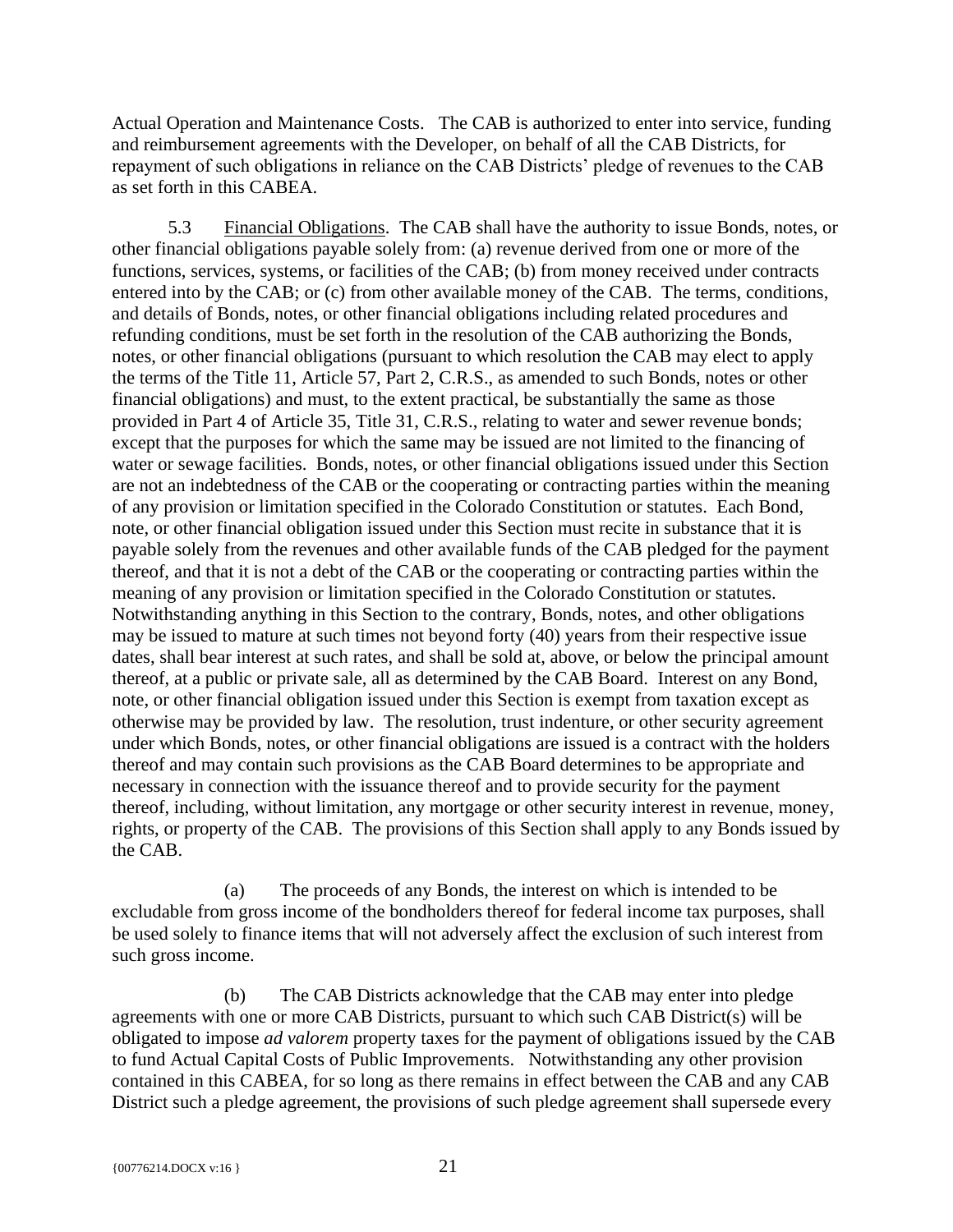Actual Operation and Maintenance Costs. The CAB is authorized to enter into service, funding and reimbursement agreements with the Developer, on behalf of all the CAB Districts, for repayment of such obligations in reliance on the CAB Districts' pledge of revenues to the CAB as set forth in this CABEA.

5.3 Financial Obligations. The CAB shall have the authority to issue Bonds, notes, or other financial obligations payable solely from: (a) revenue derived from one or more of the functions, services, systems, or facilities of the CAB; (b) from money received under contracts entered into by the CAB; or (c) from other available money of the CAB. The terms, conditions, and details of Bonds, notes, or other financial obligations including related procedures and refunding conditions, must be set forth in the resolution of the CAB authorizing the Bonds, notes, or other financial obligations (pursuant to which resolution the CAB may elect to apply the terms of the Title 11, Article 57, Part 2, C.R.S., as amended to such Bonds, notes or other financial obligations) and must, to the extent practical, be substantially the same as those provided in Part 4 of Article 35, Title 31, C.R.S., relating to water and sewer revenue bonds; except that the purposes for which the same may be issued are not limited to the financing of water or sewage facilities. Bonds, notes, or other financial obligations issued under this Section are not an indebtedness of the CAB or the cooperating or contracting parties within the meaning of any provision or limitation specified in the Colorado Constitution or statutes. Each Bond, note, or other financial obligation issued under this Section must recite in substance that it is payable solely from the revenues and other available funds of the CAB pledged for the payment thereof, and that it is not a debt of the CAB or the cooperating or contracting parties within the meaning of any provision or limitation specified in the Colorado Constitution or statutes. Notwithstanding anything in this Section to the contrary, Bonds, notes, and other obligations may be issued to mature at such times not beyond forty (40) years from their respective issue dates, shall bear interest at such rates, and shall be sold at, above, or below the principal amount thereof, at a public or private sale, all as determined by the CAB Board. Interest on any Bond, note, or other financial obligation issued under this Section is exempt from taxation except as otherwise may be provided by law. The resolution, trust indenture, or other security agreement under which Bonds, notes, or other financial obligations are issued is a contract with the holders thereof and may contain such provisions as the CAB Board determines to be appropriate and necessary in connection with the issuance thereof and to provide security for the payment thereof, including, without limitation, any mortgage or other security interest in revenue, money, rights, or property of the CAB. The provisions of this Section shall apply to any Bonds issued by the CAB.

(a) The proceeds of any Bonds, the interest on which is intended to be excludable from gross income of the bondholders thereof for federal income tax purposes, shall be used solely to finance items that will not adversely affect the exclusion of such interest from such gross income.

(b) The CAB Districts acknowledge that the CAB may enter into pledge agreements with one or more CAB Districts, pursuant to which such CAB District(s) will be obligated to impose *ad valorem* property taxes for the payment of obligations issued by the CAB to fund Actual Capital Costs of Public Improvements. Notwithstanding any other provision contained in this CABEA, for so long as there remains in effect between the CAB and any CAB District such a pledge agreement, the provisions of such pledge agreement shall supersede every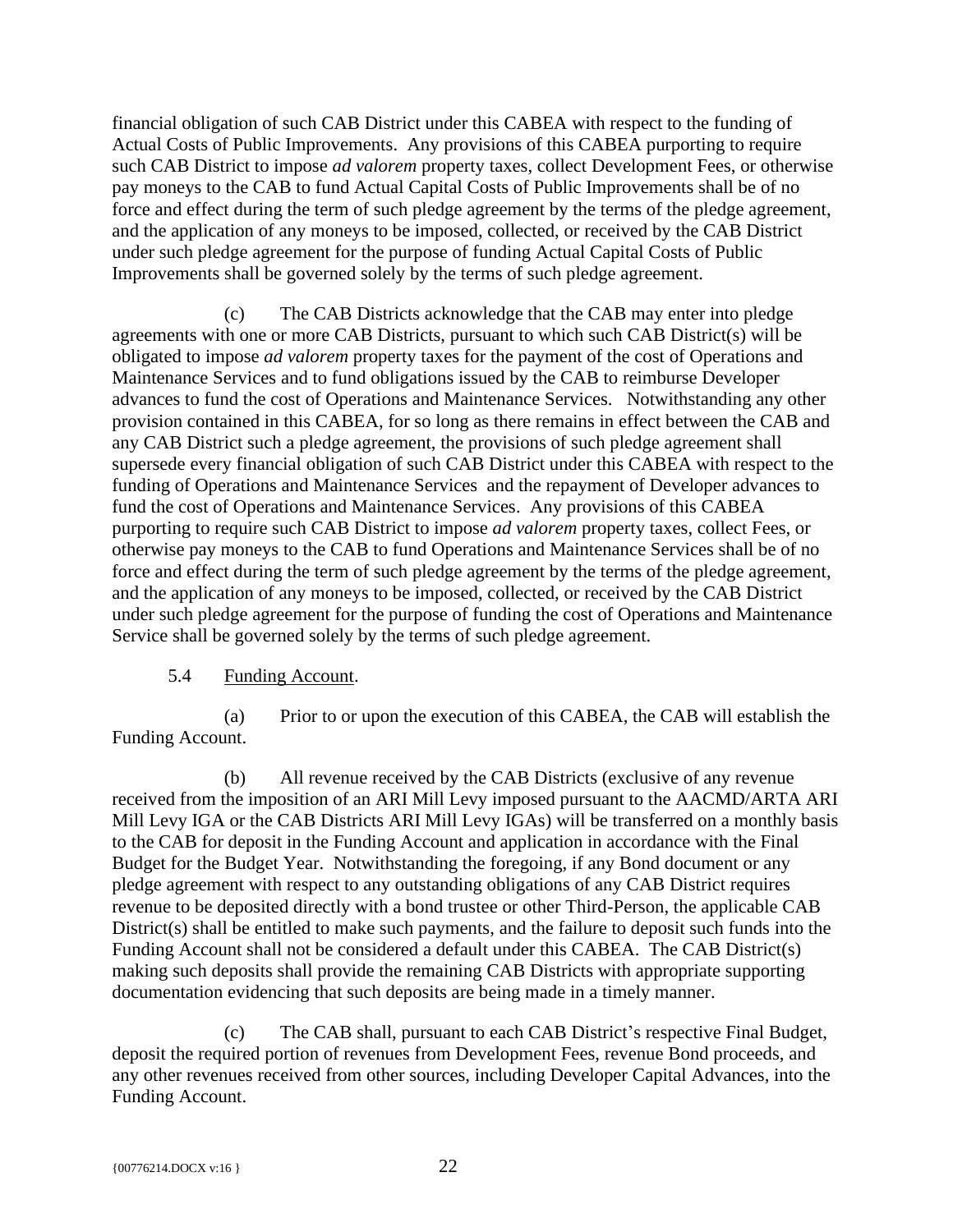financial obligation of such CAB District under this CABEA with respect to the funding of Actual Costs of Public Improvements. Any provisions of this CABEA purporting to require such CAB District to impose *ad valorem* property taxes, collect Development Fees, or otherwise pay moneys to the CAB to fund Actual Capital Costs of Public Improvements shall be of no force and effect during the term of such pledge agreement by the terms of the pledge agreement, and the application of any moneys to be imposed, collected, or received by the CAB District under such pledge agreement for the purpose of funding Actual Capital Costs of Public Improvements shall be governed solely by the terms of such pledge agreement.

(c) The CAB Districts acknowledge that the CAB may enter into pledge agreements with one or more CAB Districts, pursuant to which such CAB District(s) will be obligated to impose *ad valorem* property taxes for the payment of the cost of Operations and Maintenance Services and to fund obligations issued by the CAB to reimburse Developer advances to fund the cost of Operations and Maintenance Services. Notwithstanding any other provision contained in this CABEA, for so long as there remains in effect between the CAB and any CAB District such a pledge agreement, the provisions of such pledge agreement shall supersede every financial obligation of such CAB District under this CABEA with respect to the funding of Operations and Maintenance Services and the repayment of Developer advances to fund the cost of Operations and Maintenance Services. Any provisions of this CABEA purporting to require such CAB District to impose *ad valorem* property taxes, collect Fees, or otherwise pay moneys to the CAB to fund Operations and Maintenance Services shall be of no force and effect during the term of such pledge agreement by the terms of the pledge agreement, and the application of any moneys to be imposed, collected, or received by the CAB District under such pledge agreement for the purpose of funding the cost of Operations and Maintenance Service shall be governed solely by the terms of such pledge agreement.

5.4 Funding Account.

(a) Prior to or upon the execution of this CABEA, the CAB will establish the Funding Account.

(b) All revenue received by the CAB Districts (exclusive of any revenue received from the imposition of an ARI Mill Levy imposed pursuant to the AACMD/ARTA ARI Mill Levy IGA or the CAB Districts ARI Mill Levy IGAs) will be transferred on a monthly basis to the CAB for deposit in the Funding Account and application in accordance with the Final Budget for the Budget Year. Notwithstanding the foregoing, if any Bond document or any pledge agreement with respect to any outstanding obligations of any CAB District requires revenue to be deposited directly with a bond trustee or other Third-Person, the applicable CAB District(s) shall be entitled to make such payments, and the failure to deposit such funds into the Funding Account shall not be considered a default under this CABEA. The CAB District(s) making such deposits shall provide the remaining CAB Districts with appropriate supporting documentation evidencing that such deposits are being made in a timely manner.

(c) The CAB shall, pursuant to each CAB District's respective Final Budget, deposit the required portion of revenues from Development Fees, revenue Bond proceeds, and any other revenues received from other sources, including Developer Capital Advances, into the Funding Account.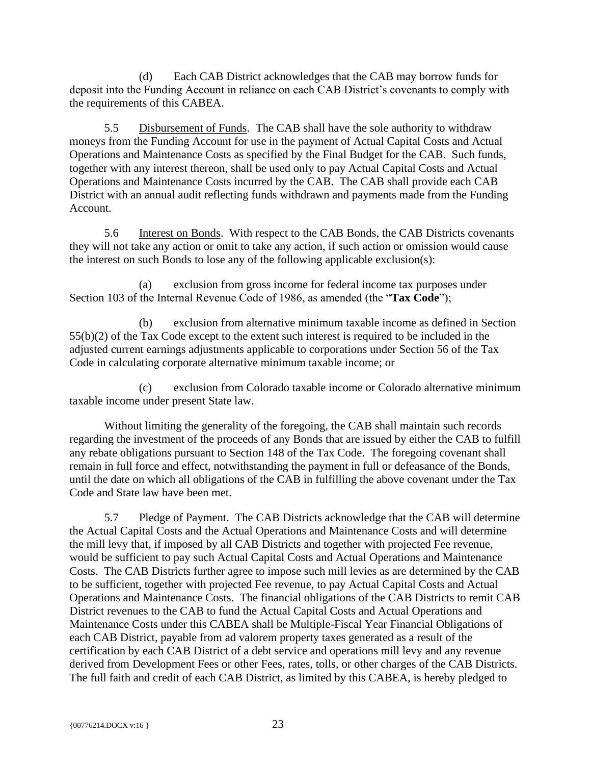(d) Each CAB District acknowledges that the CAB may borrow funds for deposit into the Funding Account in reliance on each CAB District's covenants to comply with the requirements of this CABEA.

5.5 Disbursement of Funds. The CAB shall have the sole authority to withdraw moneys from the Funding Account for use in the payment of Actual Capital Costs and Actual Operations and Maintenance Costs as specified by the Final Budget for the CAB. Such funds, together with any interest thereon, shall be used only to pay Actual Capital Costs and Actual Operations and Maintenance Costs incurred by the CAB. The CAB shall provide each CAB District with an annual audit reflecting funds withdrawn and payments made from the Funding Account.

5.6 Interest on Bonds. With respect to the CAB Bonds, the CAB Districts covenants they will not take any action or omit to take any action, if such action or omission would cause the interest on such Bonds to lose any of the following applicable exclusion(s):

(a) exclusion from gross income for federal income tax purposes under Section 103 of the Internal Revenue Code of 1986, as amended (the "**Tax Code**");

(b) exclusion from alternative minimum taxable income as defined in Section 55(b)(2) of the Tax Code except to the extent such interest is required to be included in the adjusted current earnings adjustments applicable to corporations under Section 56 of the Tax Code in calculating corporate alternative minimum taxable income; or

(c) exclusion from Colorado taxable income or Colorado alternative minimum taxable income under present State law.

Without limiting the generality of the foregoing, the CAB shall maintain such records regarding the investment of the proceeds of any Bonds that are issued by either the CAB to fulfill any rebate obligations pursuant to Section 148 of the Tax Code. The foregoing covenant shall remain in full force and effect, notwithstanding the payment in full or defeasance of the Bonds, until the date on which all obligations of the CAB in fulfilling the above covenant under the Tax Code and State law have been met.

5.7 Pledge of Payment. The CAB Districts acknowledge that the CAB will determine the Actual Capital Costs and the Actual Operations and Maintenance Costs and will determine the mill levy that, if imposed by all CAB Districts and together with projected Fee revenue, would be sufficient to pay such Actual Capital Costs and Actual Operations and Maintenance Costs. The CAB Districts further agree to impose such mill levies as are determined by the CAB to be sufficient, together with projected Fee revenue, to pay Actual Capital Costs and Actual Operations and Maintenance Costs. The financial obligations of the CAB Districts to remit CAB District revenues to the CAB to fund the Actual Capital Costs and Actual Operations and Maintenance Costs under this CABEA shall be Multiple-Fiscal Year Financial Obligations of each CAB District, payable from ad valorem property taxes generated as a result of the certification by each CAB District of a debt service and operations mill levy and any revenue derived from Development Fees or other Fees, rates, tolls, or other charges of the CAB Districts. The full faith and credit of each CAB District, as limited by this CABEA, is hereby pledged to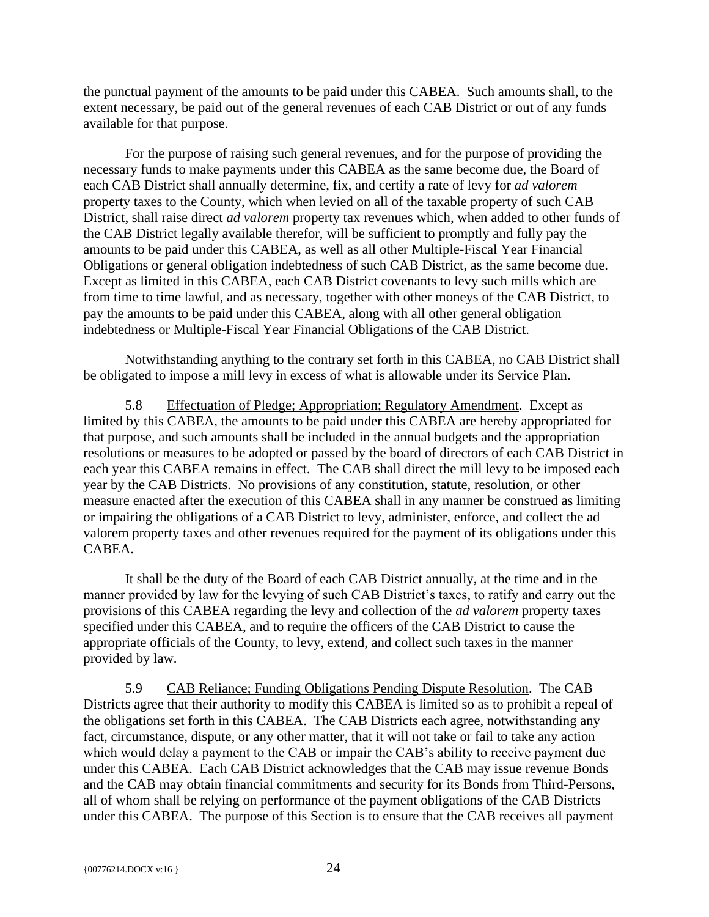the punctual payment of the amounts to be paid under this CABEA. Such amounts shall, to the extent necessary, be paid out of the general revenues of each CAB District or out of any funds available for that purpose.

For the purpose of raising such general revenues, and for the purpose of providing the necessary funds to make payments under this CABEA as the same become due, the Board of each CAB District shall annually determine, fix, and certify a rate of levy for *ad valorem* property taxes to the County, which when levied on all of the taxable property of such CAB District, shall raise direct *ad valorem* property tax revenues which, when added to other funds of the CAB District legally available therefor, will be sufficient to promptly and fully pay the amounts to be paid under this CABEA, as well as all other Multiple-Fiscal Year Financial Obligations or general obligation indebtedness of such CAB District, as the same become due. Except as limited in this CABEA, each CAB District covenants to levy such mills which are from time to time lawful, and as necessary, together with other moneys of the CAB District, to pay the amounts to be paid under this CABEA, along with all other general obligation indebtedness or Multiple-Fiscal Year Financial Obligations of the CAB District.

Notwithstanding anything to the contrary set forth in this CABEA, no CAB District shall be obligated to impose a mill levy in excess of what is allowable under its Service Plan.

5.8 <u>Effectuation of Pledge; Appropriation; Regulatory Amendment</u>. Except as limited by this CABEA, the amounts to be paid under this CABEA are hereby appropriated for that purpose, and such amounts shall be included in the annual budgets and the appropriation resolutions or measures to be adopted or passed by the board of directors of each CAB District in each year this CABEA remains in effect. The CAB shall direct the mill levy to be imposed each year by the CAB Districts. No provisions of any constitution, statute, resolution, or other measure enacted after the execution of this CABEA shall in any manner be construed as limiting or impairing the obligations of a CAB District to levy, administer, enforce, and collect the ad valorem property taxes and other revenues required for the payment of its obligations under this CABEA.

It shall be the duty of the Board of each CAB District annually, at the time and in the manner provided by law for the levying of such CAB District's taxes, to ratify and carry out the provisions of this CABEA regarding the levy and collection of the *ad valorem* property taxes specified under this CABEA, and to require the officers of the CAB District to cause the appropriate officials of the County, to levy, extend, and collect such taxes in the manner provided by law.

5.9 <u>CAB Reliance; Funding Obligations Pending Dispute Resolution</u>. The CAB Districts agree that their authority to modify this CABEA is limited so as to prohibit a repeal of the obligations set forth in this CABEA. The CAB Districts each agree, notwithstanding any fact, circumstance, dispute, or any other matter, that it will not take or fail to take any action which would delay a payment to the CAB or impair the CAB's ability to receive payment due under this CABEA. Each CAB District acknowledges that the CAB may issue revenue Bonds and the CAB may obtain financial commitments and security for its Bonds from Third-Persons, all of whom shall be relying on performance of the payment obligations of the CAB Districts under this CABEA. The purpose of this Section is to ensure that the CAB receives all payment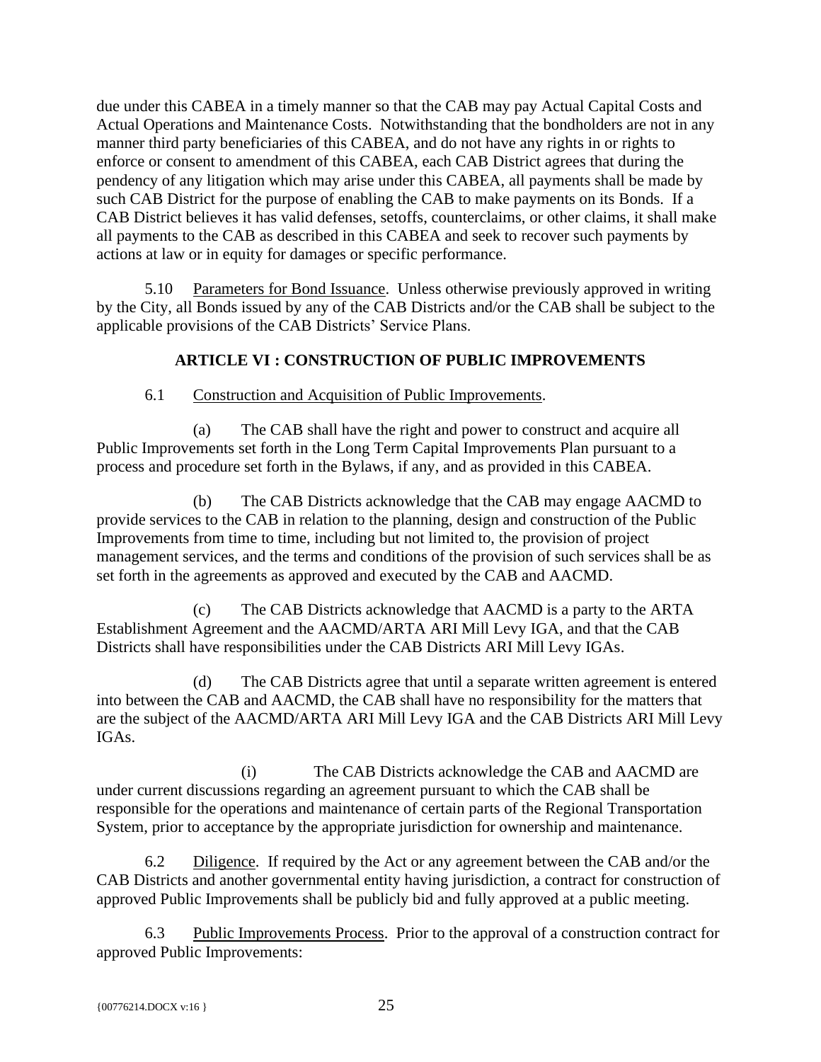due under this CABEA in a timely manner so that the CAB may pay Actual Capital Costs and Actual Operations and Maintenance Costs. Notwithstanding that the bondholders are not in any manner third party beneficiaries of this CABEA, and do not have any rights in or rights to enforce or consent to amendment of this CABEA, each CAB District agrees that during the pendency of any litigation which may arise under this CABEA, all payments shall be made by such CAB District for the purpose of enabling the CAB to make payments on its Bonds. If a CAB District believes it has valid defenses, setoffs, counterclaims, or other claims, it shall make all payments to the CAB as described in this CABEA and seek to recover such payments by actions at law or in equity for damages or specific performance.

5.10 Parameters for Bond Issuance. Unless otherwise previously approved in writing by the City, all Bonds issued by any of the CAB Districts and/or the CAB shall be subject to the applicable provisions of the CAB Districts' Service Plans.

## ARTICLE VI : CONSTRUCTION OF PUBLIC IMPROVEMENTS

6.1 Construction and Acquisition of Public Improvements.

(a) The CAB shall have the right and power to construct and acquire all Public Improvements set forth in the Long Term Capital Improvements Plan pursuant to a process and procedure set forth in the Bylaws, if any, and as provided in this CABEA.

(b) The CAB Districts acknowledge that the CAB may engage AACMD to provide services to the CAB in relation to the planning, design and construction of the Public Improvements from time to time, including but not limited to, the provision of project management services, and the terms and conditions of the provision of such services shall be as set forth in the agreements as approved and executed by the CAB and AACMD.

(c) The CAB Districts acknowledge that AACMD is a party to the ARTA Establishment Agreement and the AACMD/ARTA ARI Mill Levy IGA, and that the CAB Districts shall have responsibilities under the CAB Districts ARI Mill Levy IGAs.

(d) The CAB Districts agree that until a separate written agreement is entered into between the CAB and AACMD, the CAB shall have no responsibility for the matters that are the subject of the AACMD/ARTA ARI Mill Levy IGA and the CAB Districts ARI Mill Levy IGAs.

(i) The CAB Districts acknowledge the CAB and AACMD are under current discussions regarding an agreement pursuant to which the CAB shall be responsible for the operations and maintenance of certain parts of the Regional Transportation System, prior to acceptance by the appropriate jurisdiction for ownership and maintenance.

6.2 Diligence. If required by the Act or any agreement between the CAB and/or the CAB Districts and another governmental entity having jurisdiction, a contract for construction of approved Public Improvements shall be publicly bid and fully approved at a public meeting.

6.3 Public Improvements Process. Prior to the approval of a construction contract for approved Public Improvements: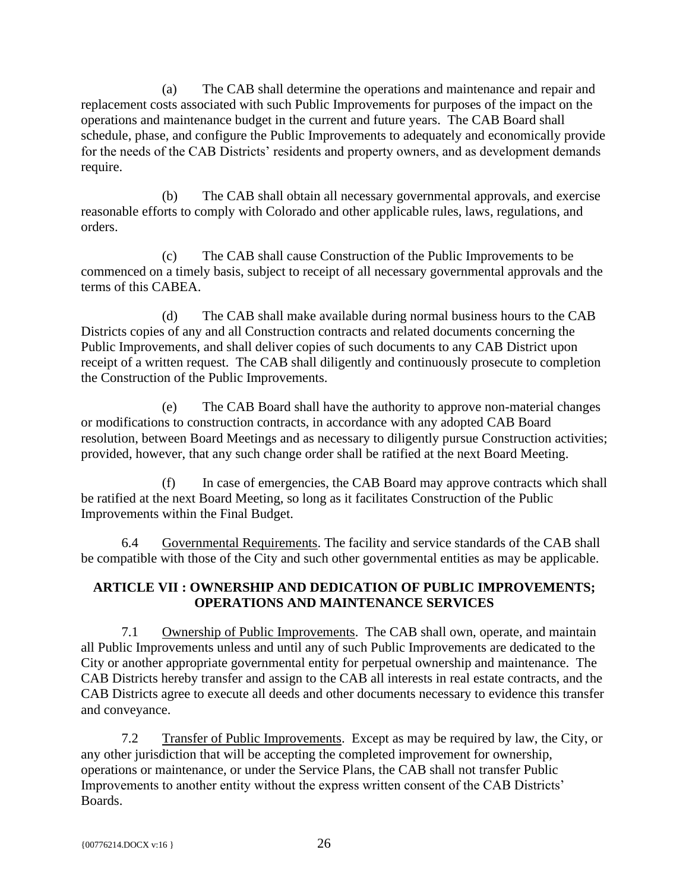(a) The CAB shall determine the operations and maintenance and repair and replacement costs associated with such Public Improvements for purposes of the impact on the operations and maintenance budget in the current and future years. The CAB Board shall schedule, phase, and configure the Public Improvements to adequately and economically provide for the needs of the CAB Districts' residents and property owners, and as development demands require.

(b) The CAB shall obtain all necessary governmental approvals, and exercise reasonable efforts to comply with Colorado and other applicable rules, laws, regulations, and orders.

(c) The CAB shall cause Construction of the Public Improvements to be commenced on a timely basis, subject to receipt of all necessary governmental approvals and the terms of this CABEA.

(d) The CAB shall make available during normal business hours to the CAB Districts copies of any and all Construction contracts and related documents concerning the Public Improvements, and shall deliver copies of such documents to any CAB District upon receipt of a written request. The CAB shall diligently and continuously prosecute to completion the Construction of the Public Improvements.

(e) The CAB Board shall have the authority to approve non-material changes or modifications to construction contracts, in accordance with any adopted CAB Board resolution, between Board Meetings and as necessary to diligently pursue Construction activities; provided, however, that any such change order shall be ratified at the next Board Meeting.

(f) In case of emergencies, the CAB Board may approve contracts which shall be ratified at the next Board Meeting, so long as it facilitates Construction of the Public Improvements within the Final Budget.

6.4 Governmental Requirements. The facility and service standards of the CAB shall be compatible with those of the City and such other governmental entities as may be applicable.

## ARTICLE VII : OWNERSHIP AND DEDICATION OF PUBLIC IMPROVEMENTS; OPERATIONS AND MAINTENANCE SERVICES

7.1 Ownership of Public Improvements. The CAB shall own, operate, and maintain all Public Improvements unless and until any of such Public Improvements are dedicated to the City or another appropriate governmental entity for perpetual ownership and maintenance. The CAB Districts hereby transfer and assign to the CAB all interests in real estate contracts, and the CAB Districts agree to execute all deeds and other documents necessary to evidence this transfer and conveyance.

7.2 Transfer of Public Improvements. Except as may be required by law, the City, or any other jurisdiction that will be accepting the completed improvement for ownership, operations or maintenance, or under the Service Plans, the CAB shall not transfer Public Improvements to another entity without the express written consent of the CAB Districts' Boards.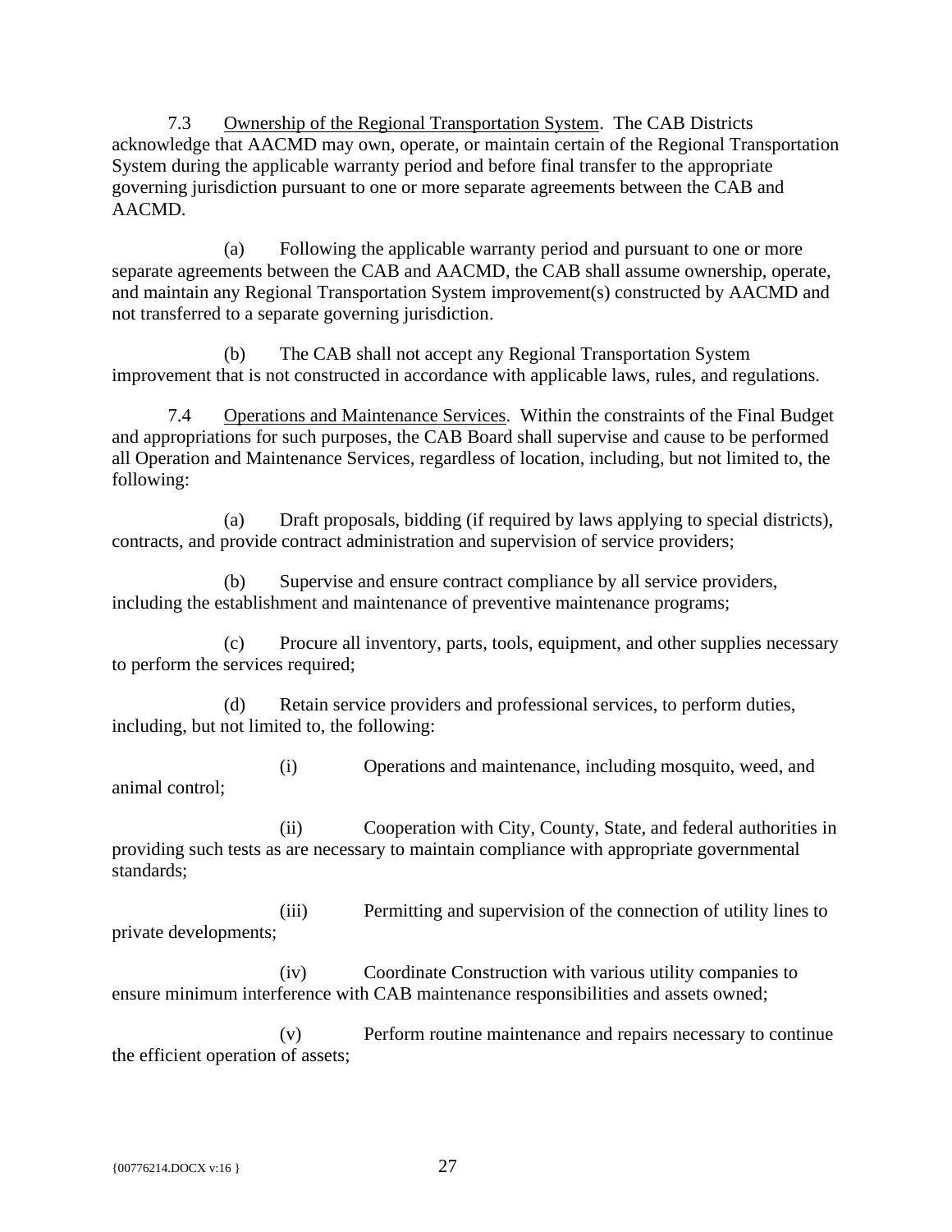7.3 Ownership of the Regional Transportation System. The CAB Districts acknowledge that AACMD may own, operate, or maintain certain of the Regional Transportation System during the applicable warranty period and before final transfer to the appropriate governing jurisdiction pursuant to one or more separate agreements between the CAB and AACMD.

(a) Following the applicable warranty period and pursuant to one or more separate agreements between the CAB and AACMD, the CAB shall assume ownership, operate, and maintain any Regional Transportation System improvement(s) constructed by AACMD and not transferred to a separate governing jurisdiction.

(b) The CAB shall not accept any Regional Transportation System improvement that is not constructed in accordance with applicable laws, rules, and regulations.

7.4 Operations and Maintenance Services. Within the constraints of the Final Budget and appropriations for such purposes, the CAB Board shall supervise and cause to be performed all Operation and Maintenance Services, regardless of location, including, but not limited to, the following:

(a) Draft proposals, bidding (if required by laws applying to special districts), contracts, and provide contract administration and supervision of service providers;

(b) Supervise and ensure contract compliance by all service providers, including the establishment and maintenance of preventive maintenance programs;

(c) Procure all inventory, parts, tools, equipment, and other supplies necessary to perform the services required;

(d) Retain service providers and professional services, to perform duties, including, but not limited to, the following:

(i) Operations and maintenance, including mosquito, weed, and animal control;

(ii) Cooperation with City, County, State, and federal authorities in providing such tests as are necessary to maintain compliance with appropriate governmental standards;

(iii) Permitting and supervision of the connection of utility lines to private developments;

(iv) Coordinate Construction with various utility companies to ensure minimum interference with CAB maintenance responsibilities and assets owned;

(v) Perform routine maintenance and repairs necessary to continue the efficient operation of assets;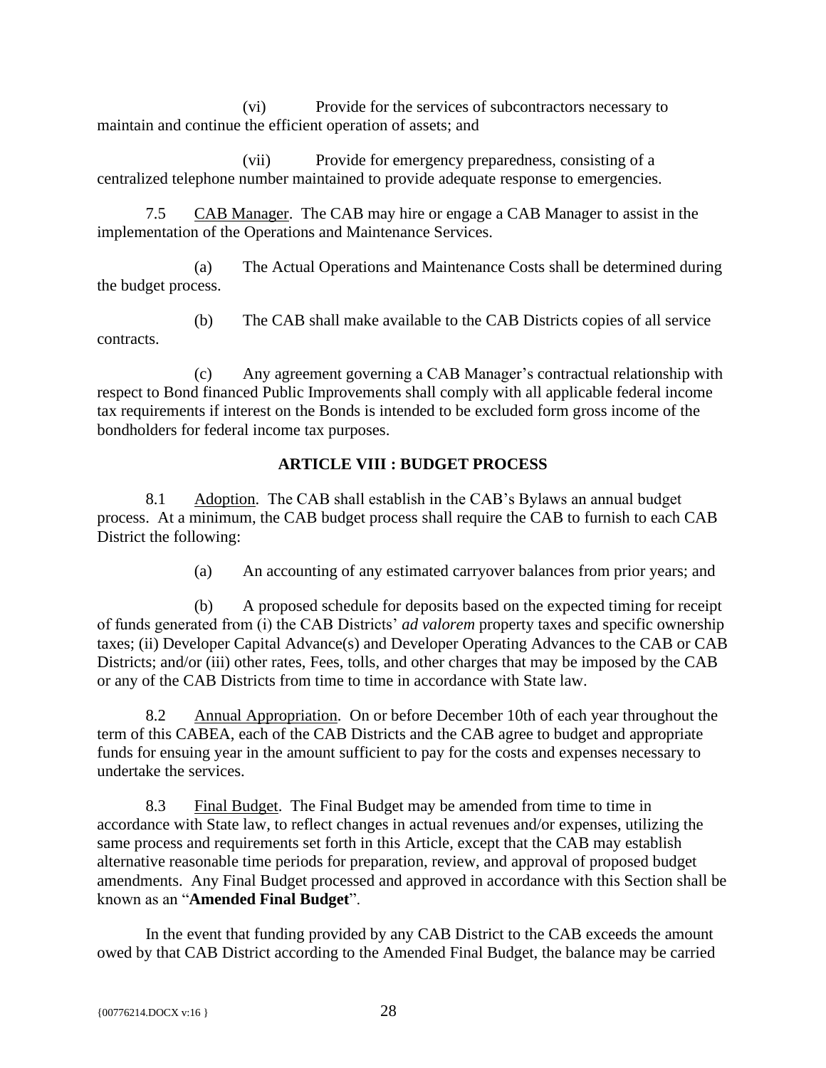(vi) Provide for the services of subcontractors necessary to maintain and continue the efficient operation of assets; and

(vii) Provide for emergency preparedness, consisting of a centralized telephone number maintained to provide adequate response to emergencies.

7.5 <u>CAB Manager</u>. The CAB may hire or engage a CAB Manager to assist in the implementation of the Operations and Maintenance Services.

(a) The Actual Operations and Maintenance Costs shall be determined during the budget process.

(b) The CAB shall make available to the CAB Districts copies of all service contracts.

(c) Any agreement governing a CAB Manager's contractual relationship with respect to Bond financed Public Improvements shall comply with all applicable federal income tax requirements if interest on the Bonds is intended to be excluded form gross income of the bondholders for federal income tax purposes.

## ARTICLE VIII : BUDGET PROCESS

8.1 <u>Adoption</u>. The CAB shall establish in the CAB's Bylaws an annual budget process. At a minimum, the CAB budget process shall require the CAB to furnish to each CAB District the following:

(a) An accounting of any estimated carryover balances from prior years; and

(b) A proposed schedule for deposits based on the expected timing for receipt of funds generated from (i) the CAB Districts' *ad valorem* property taxes and specific ownership taxes; (ii) Developer Capital Advance(s) and Developer Operating Advances to the CAB or CAB Districts; and/or (iii) other rates, Fees, tolls, and other charges that may be imposed by the CAB or any of the CAB Districts from time to time in accordance with State law.

8.2 <u>Annual Appropriation</u>. On or before December 10th of each year throughout the term of this CABEA, each of the CAB Districts and the CAB agree to budget and appropriate funds for ensuing year in the amount sufficient to pay for the costs and expenses necessary to undertake the services.

8.3 <u>Final Budget</u>. The Final Budget may be amended from time to time in accordance with State law, to reflect changes in actual revenues and/or expenses, utilizing the same process and requirements set forth in this Article, except that the CAB may establish alternative reasonable time periods for preparation, review, and approval of proposed budget amendments. Any Final Budget processed and approved in accordance with this Section shall be known as an "**Amended Final Budget**".

In the event that funding provided by any CAB District to the CAB exceeds the amount owed by that CAB District according to the Amended Final Budget, the balance may be carried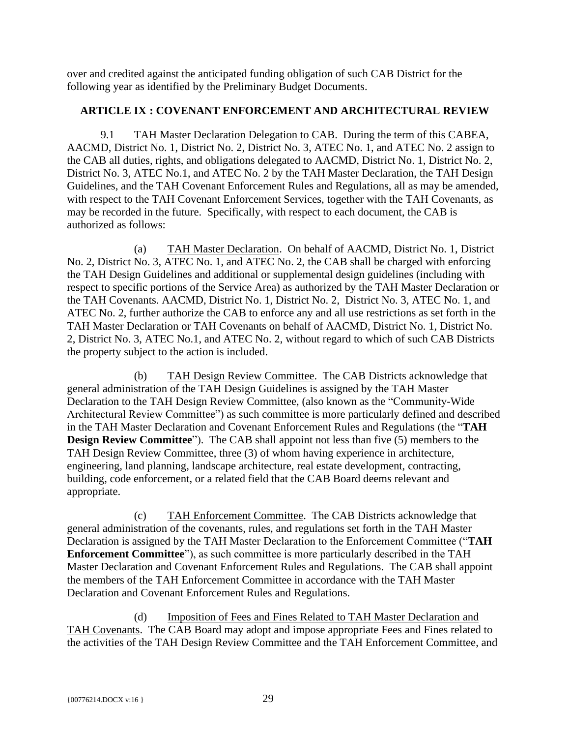over and credited against the anticipated funding obligation of such CAB District for the following year as identified by the Preliminary Budget Documents.

## ARTICLE IX : COVENANT ENFORCEMENT AND ARCHITECTURAL REVIEW

9.1 TAH Master Declaration Delegation to CAB. During the term of this CABEA, AACMD, District No. 1, District No. 2, District No. 3, ATEC No. 1, and ATEC No. 2 assign to the CAB all duties, rights, and obligations delegated to AACMD, District No. 1, District No. 2, District No. 3, ATEC No.1, and ATEC No. 2 by the TAH Master Declaration, the TAH Design Guidelines, and the TAH Covenant Enforcement Rules and Regulations, all as may be amended, with respect to the TAH Covenant Enforcement Services, together with the TAH Covenants, as may be recorded in the future. Specifically, with respect to each document, the CAB is authorized as follows:

(a) TAH Master Declaration. On behalf of AACMD, District No. 1, District No. 2, District No. 3, ATEC No. 1, and ATEC No. 2, the CAB shall be charged with enforcing the TAH Design Guidelines and additional or supplemental design guidelines (including with respect to specific portions of the Service Area) as authorized by the TAH Master Declaration or the TAH Covenants. AACMD, District No. 1, District No. 2, District No. 3, ATEC No. 1, and ATEC No. 2, further authorize the CAB to enforce any and all use restrictions as set forth in the TAH Master Declaration or TAH Covenants on behalf of AACMD, District No. 1, District No. 2, District No. 3, ATEC No.1, and ATEC No. 2, without regard to which of such CAB Districts the property subject to the action is included.

(b) TAH Design Review Committee. The CAB Districts acknowledge that general administration of the TAH Design Guidelines is assigned by the TAH Master Declaration to the TAH Design Review Committee, (also known as the "Community-Wide Architectural Review Committee") as such committee is more particularly defined and described in the TAH Master Declaration and Covenant Enforcement Rules and Regulations (the "**TAH Design Review Committee**"). The CAB shall appoint not less than five (5) members to the TAH Design Review Committee, three (3) of whom having experience in architecture, engineering, land planning, landscape architecture, real estate development, contracting, building, code enforcement, or a related field that the CAB Board deems relevant and appropriate.

(c) TAH Enforcement Committee. The CAB Districts acknowledge that general administration of the covenants, rules, and regulations set forth in the TAH Master Declaration is assigned by the TAH Master Declaration to the Enforcement Committee ("**TAH Enforcement Committee**"), as such committee is more particularly described in the TAH Master Declaration and Covenant Enforcement Rules and Regulations. The CAB shall appoint the members of the TAH Enforcement Committee in accordance with the TAH Master Declaration and Covenant Enforcement Rules and Regulations.

(d) Imposition of Fees and Fines Related to TAH Master Declaration and TAH Covenants. The CAB Board may adopt and impose appropriate Fees and Fines related to the activities of the TAH Design Review Committee and the TAH Enforcement Committee, and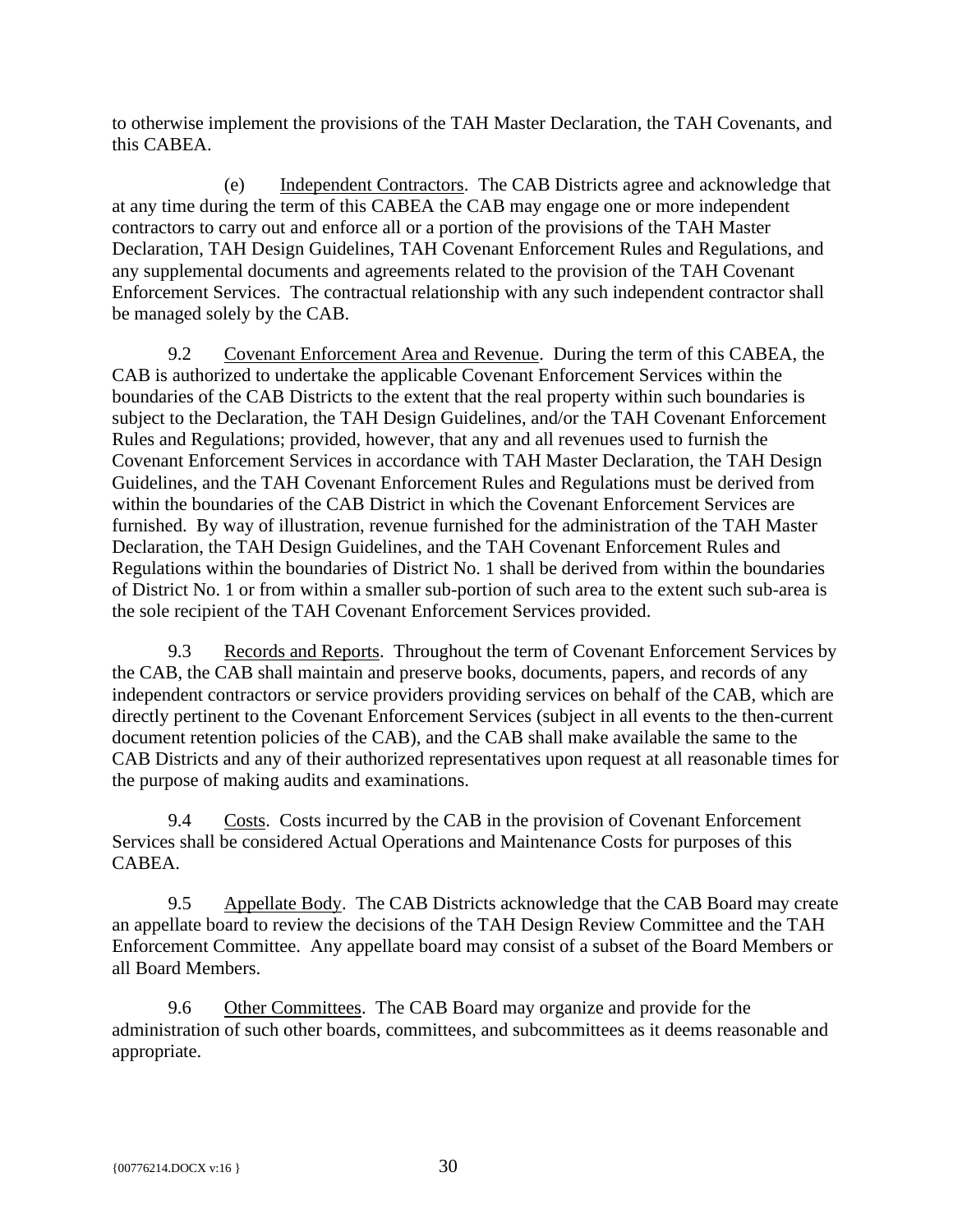to otherwise implement the provisions of the TAH Master Declaration, the TAH Covenants, and this CABEA.

(e) Independent Contractors. The CAB Districts agree and acknowledge that at any time during the term of this CABEA the CAB may engage one or more independent contractors to carry out and enforce all or a portion of the provisions of the TAH Master Declaration, TAH Design Guidelines, TAH Covenant Enforcement Rules and Regulations, and any supplemental documents and agreements related to the provision of the TAH Covenant Enforcement Services. The contractual relationship with any such independent contractor shall be managed solely by the CAB.

9.2 Covenant Enforcement Area and Revenue. During the term of this CABEA, the CAB is authorized to undertake the applicable Covenant Enforcement Services within the boundaries of the CAB Districts to the extent that the real property within such boundaries is subject to the Declaration, the TAH Design Guidelines, and/or the TAH Covenant Enforcement Rules and Regulations; provided, however, that any and all revenues used to furnish the Covenant Enforcement Services in accordance with TAH Master Declaration, the TAH Design Guidelines, and the TAH Covenant Enforcement Rules and Regulations must be derived from within the boundaries of the CAB District in which the Covenant Enforcement Services are furnished. By way of illustration, revenue furnished for the administration of the TAH Master Declaration, the TAH Design Guidelines, and the TAH Covenant Enforcement Rules and Regulations within the boundaries of District No. 1 shall be derived from within the boundaries of District No. 1 or from within a smaller sub-portion of such area to the extent such sub-area is the sole recipient of the TAH Covenant Enforcement Services provided.

9.3 Records and Reports. Throughout the term of Covenant Enforcement Services by the CAB, the CAB shall maintain and preserve books, documents, papers, and records of any independent contractors or service providers providing services on behalf of the CAB, which are directly pertinent to the Covenant Enforcement Services (subject in all events to the then-current document retention policies of the CAB), and the CAB shall make available the same to the CAB Districts and any of their authorized representatives upon request at all reasonable times for the purpose of making audits and examinations.

9.4 Costs. Costs incurred by the CAB in the provision of Covenant Enforcement Services shall be considered Actual Operations and Maintenance Costs for purposes of this CABEA.

9.5 Appellate Body. The CAB Districts acknowledge that the CAB Board may create an appellate board to review the decisions of the TAH Design Review Committee and the TAH Enforcement Committee. Any appellate board may consist of a subset of the Board Members or all Board Members.

9.6 Other Committees. The CAB Board may organize and provide for the administration of such other boards, committees, and subcommittees as it deems reasonable and appropriate.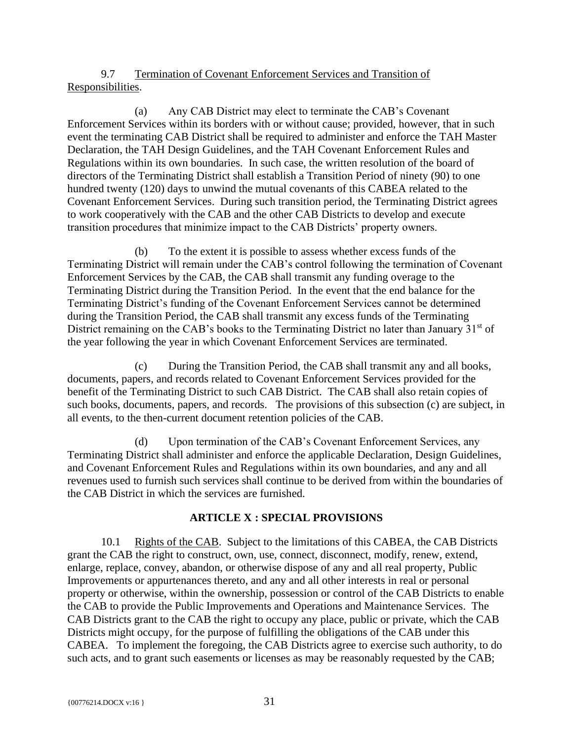9.7 Termination of Covenant Enforcement Services and Transition of Responsibilities.

(a) Any CAB District may elect to terminate the CAB's Covenant Enforcement Services within its borders with or without cause; provided, however, that in such event the terminating CAB District shall be required to administer and enforce the TAH Master Declaration, the TAH Design Guidelines, and the TAH Covenant Enforcement Rules and Regulations within its own boundaries. In such case, the written resolution of the board of directors of the Terminating District shall establish a Transition Period of ninety (90) to one hundred twenty (120) days to unwind the mutual covenants of this CABEA related to the Covenant Enforcement Services. During such transition period, the Terminating District agrees to work cooperatively with the CAB and the other CAB Districts to develop and execute transition procedures that minimize impact to the CAB Districts' property owners.

(b) To the extent it is possible to assess whether excess funds of the Terminating District will remain under the CAB's control following the termination of Covenant Enforcement Services by the CAB, the CAB shall transmit any funding overage to the Terminating District during the Transition Period. In the event that the end balance for the Terminating District's funding of the Covenant Enforcement Services cannot be determined during the Transition Period, the CAB shall transmit any excess funds of the Terminating District remaining on the CAB's books to the Terminating District no later than January 31st of the year following the year in which Covenant Enforcement Services are terminated.

(c) During the Transition Period, the CAB shall transmit any and all books, documents, papers, and records related to Covenant Enforcement Services provided for the benefit of the Terminating District to such CAB District. The CAB shall also retain copies of such books, documents, papers, and records. The provisions of this subsection (c) are subject, in all events, to the then-current document retention policies of the CAB.

(d) Upon termination of the CAB's Covenant Enforcement Services, any Terminating District shall administer and enforce the applicable Declaration, Design Guidelines, and Covenant Enforcement Rules and Regulations within its own boundaries, and any and all revenues used to furnish such services shall continue to be derived from within the boundaries of the CAB District in which the services are furnished.

## ARTICLE X : SPECIAL PROVISIONS

10.1 Rights of the CAB. Subject to the limitations of this CABEA, the CAB Districts grant the CAB the right to construct, own, use, connect, disconnect, modify, renew, extend, enlarge, replace, convey, abandon, or otherwise dispose of any and all real property, Public Improvements or appurtenances thereto, and any and all other interests in real or personal property or otherwise, within the ownership, possession or control of the CAB Districts to enable the CAB to provide the Public Improvements and Operations and Maintenance Services. The CAB Districts grant to the CAB the right to occupy any place, public or private, which the CAB Districts might occupy, for the purpose of fulfilling the obligations of the CAB under this CABEA. To implement the foregoing, the CAB Districts agree to exercise such authority, to do such acts, and to grant such easements or licenses as may be reasonably requested by the CAB;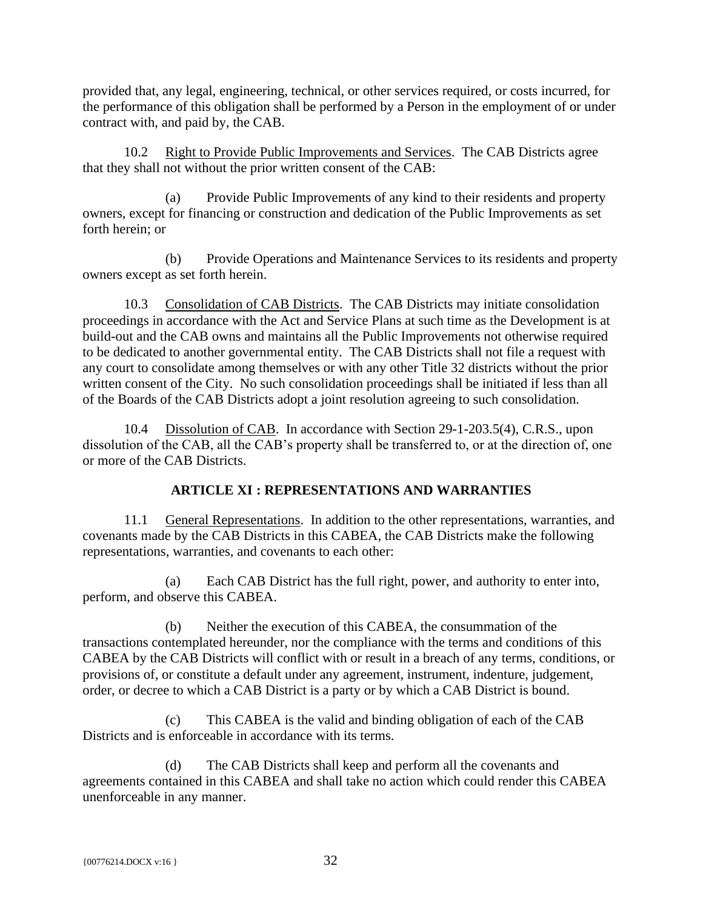provided that, any legal, engineering, technical, or other services required, or costs incurred, for the performance of this obligation shall be performed by a Person in the employment of or under contract with, and paid by, the CAB.

10.2 Right to Provide Public Improvements and Services. The CAB Districts agree that they shall not without the prior written consent of the CAB:

(a) Provide Public Improvements of any kind to their residents and property owners, except for financing or construction and dedication of the Public Improvements as set forth herein; or

(b) Provide Operations and Maintenance Services to its residents and property owners except as set forth herein.

10.3 Consolidation of CAB Districts. The CAB Districts may initiate consolidation proceedings in accordance with the Act and Service Plans at such time as the Development is at build-out and the CAB owns and maintains all the Public Improvements not otherwise required to be dedicated to another governmental entity. The CAB Districts shall not file a request with any court to consolidate among themselves or with any other Title 32 districts without the prior written consent of the City. No such consolidation proceedings shall be initiated if less than all of the Boards of the CAB Districts adopt a joint resolution agreeing to such consolidation.

10.4 Dissolution of CAB. In accordance with Section 29-1-203.5(4), C.R.S., upon dissolution of the CAB, all the CAB's property shall be transferred to, or at the direction of, one or more of the CAB Districts.

## ARTICLE XI : REPRESENTATIONS AND WARRANTIES

11.1 General Representations. In addition to the other representations, warranties, and covenants made by the CAB Districts in this CABEA, the CAB Districts make the following representations, warranties, and covenants to each other:

(a) Each CAB District has the full right, power, and authority to enter into, perform, and observe this CABEA.

(b) Neither the execution of this CABEA, the consummation of the transactions contemplated hereunder, nor the compliance with the terms and conditions of this CABEA by the CAB Districts will conflict with or result in a breach of any terms, conditions, or provisions of, or constitute a default under any agreement, instrument, indenture, judgement, order, or decree to which a CAB District is a party or by which a CAB District is bound.

(c) This CABEA is the valid and binding obligation of each of the CAB Districts and is enforceable in accordance with its terms.

(d) The CAB Districts shall keep and perform all the covenants and agreements contained in this CABEA and shall take no action which could render this CABEA unenforceable in any manner.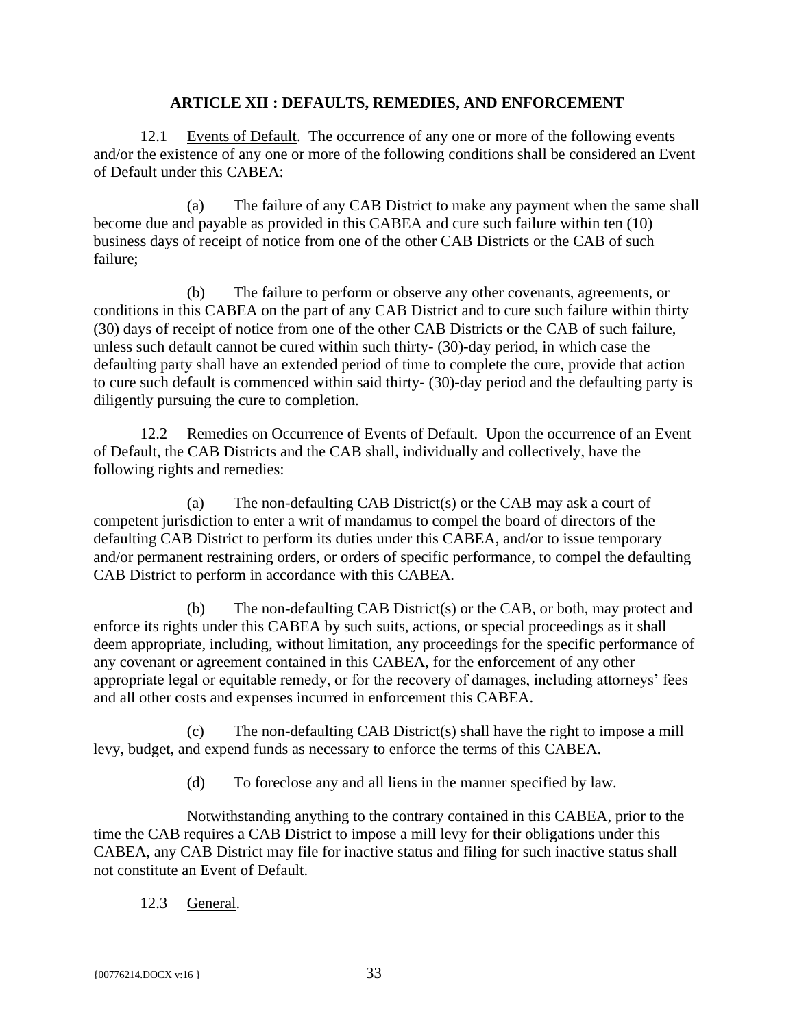## ARTICLE XII : DEFAULTS, REMEDIES, AND ENFORCEMENT

12.1 Events of Default. The occurrence of any one or more of the following events and/or the existence of any one or more of the following conditions shall be considered an Event of Default under this CABEA:

(a) The failure of any CAB District to make any payment when the same shall become due and payable as provided in this CABEA and cure such failure within ten (10) business days of receipt of notice from one of the other CAB Districts or the CAB of such failure;

(b) The failure to perform or observe any other covenants, agreements, or conditions in this CABEA on the part of any CAB District and to cure such failure within thirty (30) days of receipt of notice from one of the other CAB Districts or the CAB of such failure, unless such default cannot be cured within such thirty- (30)-day period, in which case the defaulting party shall have an extended period of time to complete the cure, provide that action to cure such default is commenced within said thirty- (30)-day period and the defaulting party is diligently pursuing the cure to completion.

12.2 Remedies on Occurrence of Events of Default. Upon the occurrence of an Event of Default, the CAB Districts and the CAB shall, individually and collectively, have the following rights and remedies:

(a) The non-defaulting CAB District(s) or the CAB may ask a court of competent jurisdiction to enter a writ of mandamus to compel the board of directors of the defaulting CAB District to perform its duties under this CABEA, and/or to issue temporary and/or permanent restraining orders, or orders of specific performance, to compel the defaulting CAB District to perform in accordance with this CABEA.

(b) The non-defaulting CAB District(s) or the CAB, or both, may protect and enforce its rights under this CABEA by such suits, actions, or special proceedings as it shall deem appropriate, including, without limitation, any proceedings for the specific performance of any covenant or agreement contained in this CABEA, for the enforcement of any other appropriate legal or equitable remedy, or for the recovery of damages, including attorneys' fees and all other costs and expenses incurred in enforcement this CABEA.

(c) The non-defaulting CAB District(s) shall have the right to impose a mill levy, budget, and expend funds as necessary to enforce the terms of this CABEA.

(d) To foreclose any and all liens in the manner specified by law.

Notwithstanding anything to the contrary contained in this CABEA, prior to the time the CAB requires a CAB District to impose a mill levy for their obligations under this CABEA, any CAB District may file for inactive status and filing for such inactive status shall not constitute an Event of Default.

12.3 General.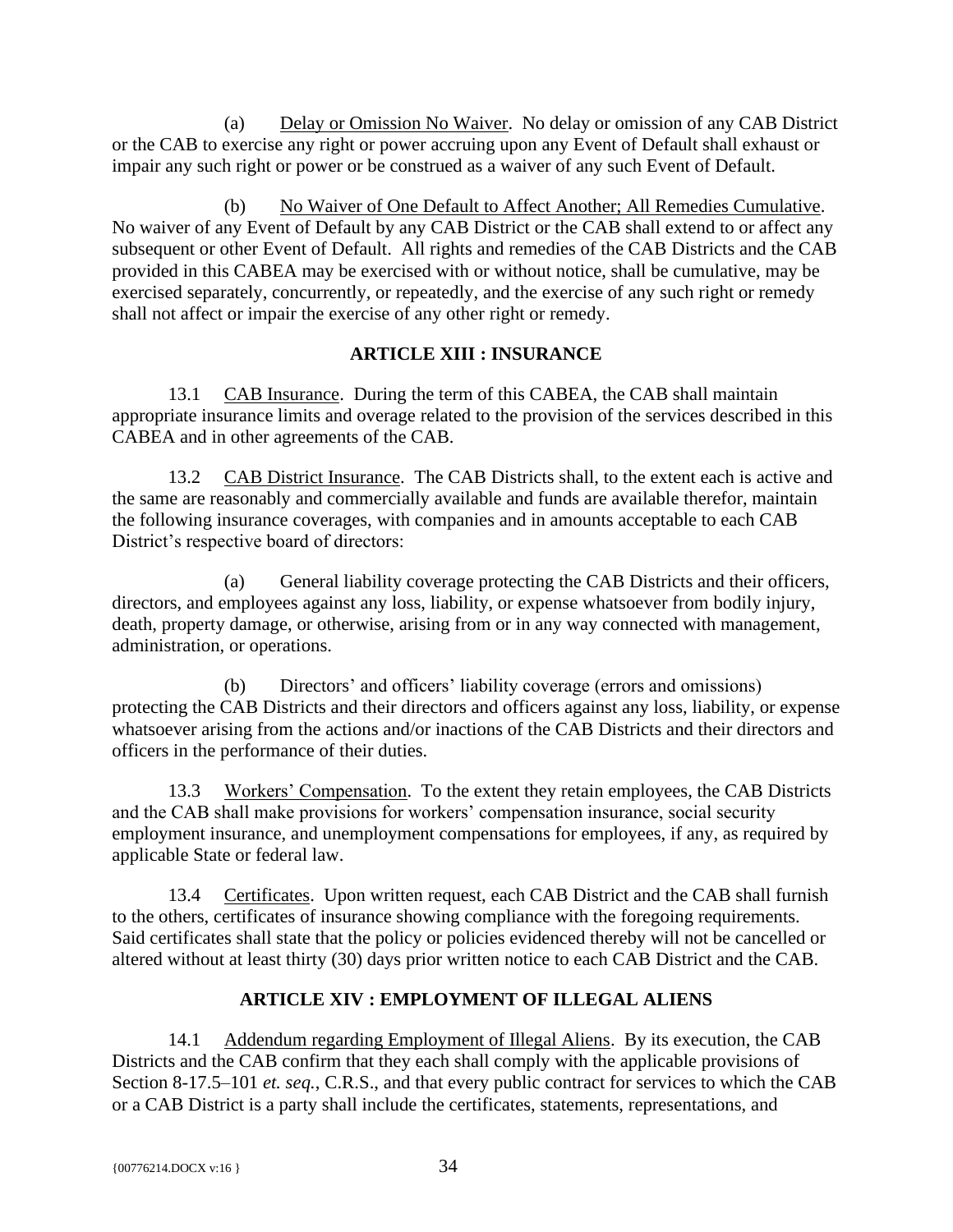(a) Delay or Omission No Waiver. No delay or omission of any CAB District or the CAB to exercise any right or power accruing upon any Event of Default shall exhaust or impair any such right or power or be construed as a waiver of any such Event of Default.

(b) No Waiver of One Default to Affect Another; All Remedies Cumulative. No waiver of any Event of Default by any CAB District or the CAB shall extend to or affect any subsequent or other Event of Default. All rights and remedies of the CAB Districts and the CAB provided in this CABEA may be exercised with or without notice, shall be cumulative, may be exercised separately, concurrently, or repeatedly, and the exercise of any such right or remedy shall not affect or impair the exercise of any other right or remedy.

## ARTICLE XIII : INSURANCE

13.1 CAB Insurance. During the term of this CABEA, the CAB shall maintain appropriate insurance limits and overage related to the provision of the services described in this CABEA and in other agreements of the CAB.

13.2 CAB District Insurance. The CAB Districts shall, to the extent each is active and the same are reasonably and commercially available and funds are available therefor, maintain the following insurance coverages, with companies and in amounts acceptable to each CAB District's respective board of directors:

(a) General liability coverage protecting the CAB Districts and their officers, directors, and employees against any loss, liability, or expense whatsoever from bodily injury, death, property damage, or otherwise, arising from or in any way connected with management, administration, or operations.

(b) Directors' and officers' liability coverage (errors and omissions) protecting the CAB Districts and their directors and officers against any loss, liability, or expense whatsoever arising from the actions and/or inactions of the CAB Districts and their directors and officers in the performance of their duties.

13.3 Workers' Compensation. To the extent they retain employees, the CAB Districts and the CAB shall make provisions for workers' compensation insurance, social security employment insurance, and unemployment compensations for employees, if any, as required by applicable State or federal law.

13.4 Certificates. Upon written request, each CAB District and the CAB shall furnish to the others, certificates of insurance showing compliance with the foregoing requirements. Said certificates shall state that the policy or policies evidenced thereby will not be cancelled or altered without at least thirty (30) days prior written notice to each CAB District and the CAB.

## ARTICLE XIV : EMPLOYMENT OF ILLEGAL ALIENS

14.1 Addendum regarding Employment of Illegal Aliens. By its execution, the CAB Districts and the CAB confirm that they each shall comply with the applicable provisions of Section 8-17.5–101 *et. seq.*, C.R.S., and that every public contract for services to which the CAB or a CAB District is a party shall include the certificates, statements, representations, and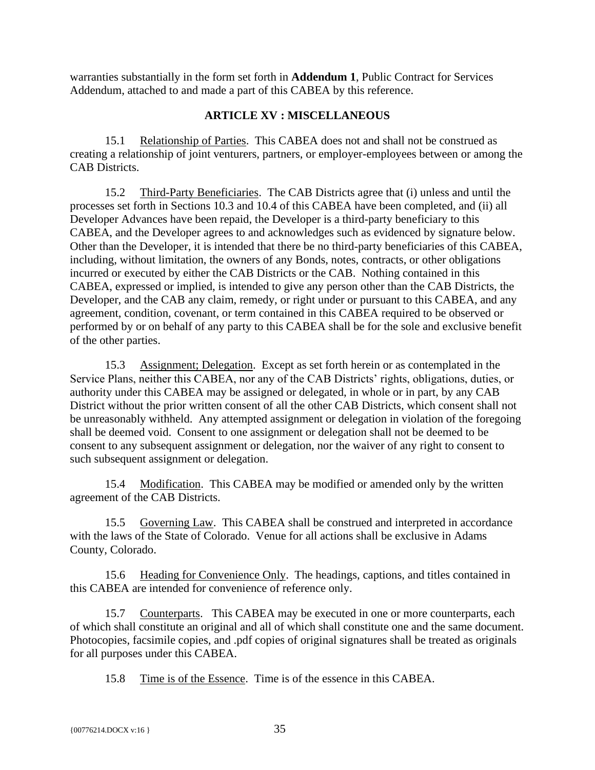warranties substantially in the form set forth in **Addendum 1**, Public Contract for Services Addendum, attached to and made a part of this CABEA by this reference.

## ARTICLE XV : MISCELLANEOUS

15.1 Relationship of Parties. This CABEA does not and shall not be construed as creating a relationship of joint venturers, partners, or employer-employees between or among the CAB Districts.

15.2 Third-Party Beneficiaries. The CAB Districts agree that (i) unless and until the processes set forth in Sections 10.3 and 10.4 of this CABEA have been completed, and (ii) all Developer Advances have been repaid, the Developer is a third-party beneficiary to this CABEA, and the Developer agrees to and acknowledges such as evidenced by signature below. Other than the Developer, it is intended that there be no third-party beneficiaries of this CABEA, including, without limitation, the owners of any Bonds, notes, contracts, or other obligations incurred or executed by either the CAB Districts or the CAB. Nothing contained in this CABEA, expressed or implied, is intended to give any person other than the CAB Districts, the Developer, and the CAB any claim, remedy, or right under or pursuant to this CABEA, and any agreement, condition, covenant, or term contained in this CABEA required to be observed or performed by or on behalf of any party to this CABEA shall be for the sole and exclusive benefit of the other parties.

15.3 Assignment; Delegation. Except as set forth herein or as contemplated in the Service Plans, neither this CABEA, nor any of the CAB Districts' rights, obligations, duties, or authority under this CABEA may be assigned or delegated, in whole or in part, by any CAB District without the prior written consent of all the other CAB Districts, which consent shall not be unreasonably withheld. Any attempted assignment or delegation in violation of the foregoing shall be deemed void. Consent to one assignment or delegation shall not be deemed to be consent to any subsequent assignment or delegation, nor the waiver of any right to consent to such subsequent assignment or delegation.

15.4 Modification. This CABEA may be modified or amended only by the written agreement of the CAB Districts.

15.5 Governing Law. This CABEA shall be construed and interpreted in accordance with the laws of the State of Colorado. Venue for all actions shall be exclusive in Adams County, Colorado.

15.6 Heading for Convenience Only. The headings, captions, and titles contained in this CABEA are intended for convenience of reference only.

15.7 Counterparts. This CABEA may be executed in one or more counterparts, each of which shall constitute an original and all of which shall constitute one and the same document. Photocopies, facsimile copies, and .pdf copies of original signatures shall be treated as originals for all purposes under this CABEA.

15.8 Time is of the Essence. Time is of the essence in this CABEA.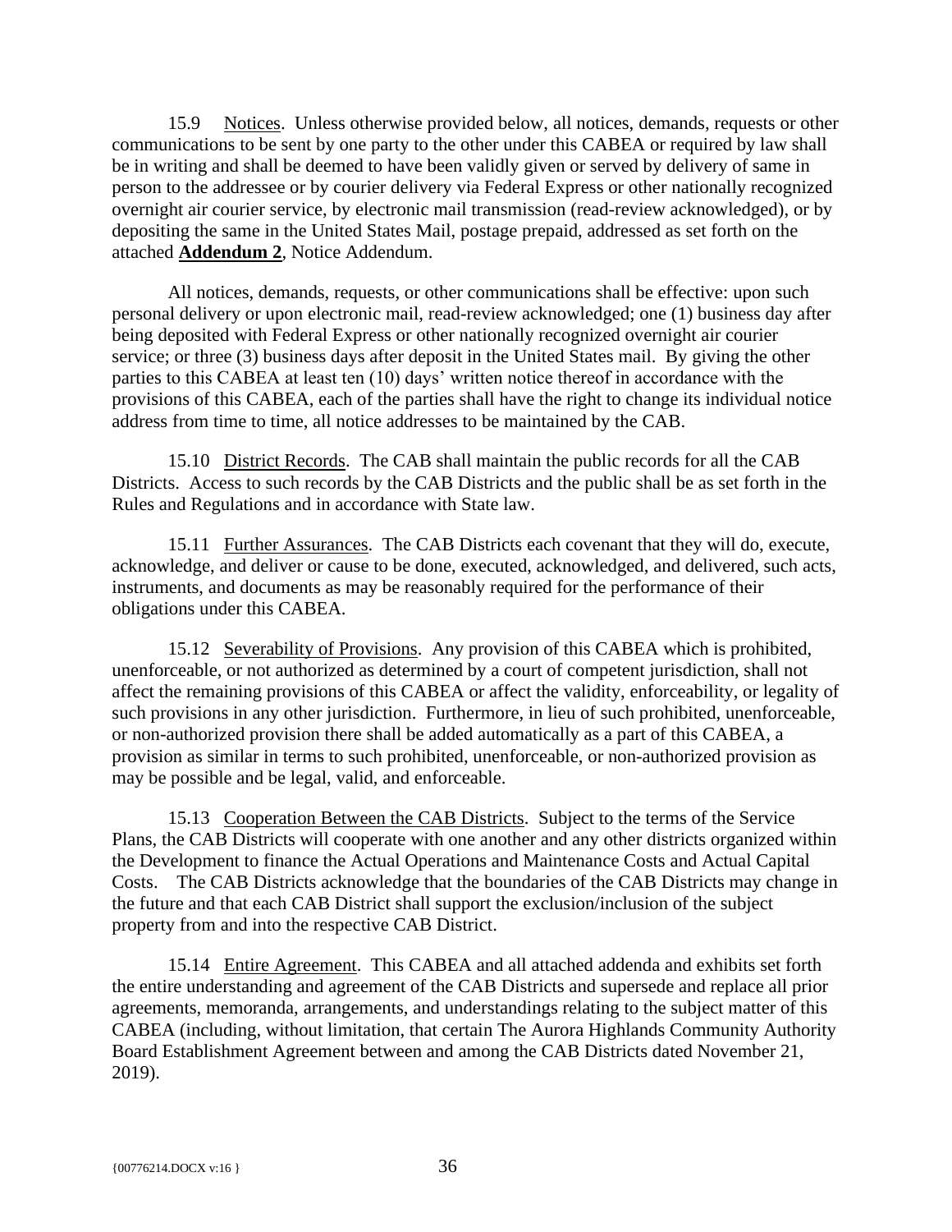15.9 Notices. Unless otherwise provided below, all notices, demands, requests or other communications to be sent by one party to the other under this CABEA or required by law shall be in writing and shall be deemed to have been validly given or served by delivery of same in person to the addressee or by courier delivery via Federal Express or other nationally recognized overnight air courier service, by electronic mail transmission (read-review acknowledged), or by depositing the same in the United States Mail, postage prepaid, addressed as set forth on the attached **Addendum 2**, Notice Addendum.

All notices, demands, requests, or other communications shall be effective: upon such personal delivery or upon electronic mail, read-review acknowledged; one (1) business day after being deposited with Federal Express or other nationally recognized overnight air courier service; or three (3) business days after deposit in the United States mail. By giving the other parties to this CABEA at least ten (10) days' written notice thereof in accordance with the provisions of this CABEA, each of the parties shall have the right to change its individual notice address from time to time, all notice addresses to be maintained by the CAB.

15.10 District Records. The CAB shall maintain the public records for all the CAB Districts. Access to such records by the CAB Districts and the public shall be as set forth in the Rules and Regulations and in accordance with State law.

15.11 Further Assurances. The CAB Districts each covenant that they will do, execute, acknowledge, and deliver or cause to be done, executed, acknowledged, and delivered, such acts, instruments, and documents as may be reasonably required for the performance of their obligations under this CABEA.

15.12 Severability of Provisions. Any provision of this CABEA which is prohibited, unenforceable, or not authorized as determined by a court of competent jurisdiction, shall not affect the remaining provisions of this CABEA or affect the validity, enforceability, or legality of such provisions in any other jurisdiction. Furthermore, in lieu of such prohibited, unenforceable, or non-authorized provision there shall be added automatically as a part of this CABEA, a provision as similar in terms to such prohibited, unenforceable, or non-authorized provision as may be possible and be legal, valid, and enforceable.

15.13 Cooperation Between the CAB Districts. Subject to the terms of the Service Plans, the CAB Districts will cooperate with one another and any other districts organized within the Development to finance the Actual Operations and Maintenance Costs and Actual Capital Costs. The CAB Districts acknowledge that the boundaries of the CAB Districts may change in the future and that each CAB District shall support the exclusion/inclusion of the subject property from and into the respective CAB District.

15.14 Entire Agreement. This CABEA and all attached addenda and exhibits set forth the entire understanding and agreement of the CAB Districts and supersede and replace all prior agreements, memoranda, arrangements, and understandings relating to the subject matter of this CABEA (including, without limitation, that certain The Aurora Highlands Community Authority Board Establishment Agreement between and among the CAB Districts dated November 21, 2019).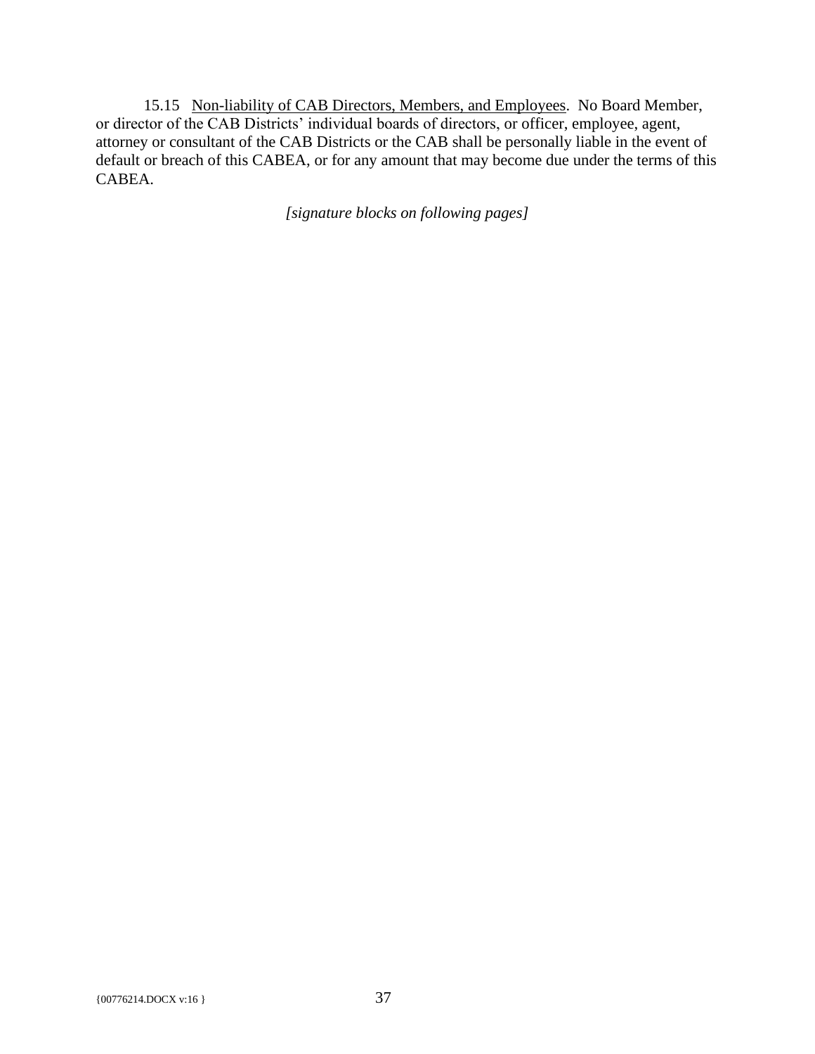15.15 Non-liability of CAB Directors, Members, and Employees. No Board Member, or director of the CAB Districts' individual boards of directors, or officer, employee, agent, attorney or consultant of the CAB Districts or the CAB shall be personally liable in the event of default or breach of this CABEA, or for any amount that may become due under the terms of this CABEA.

*[signature blocks on following pages]*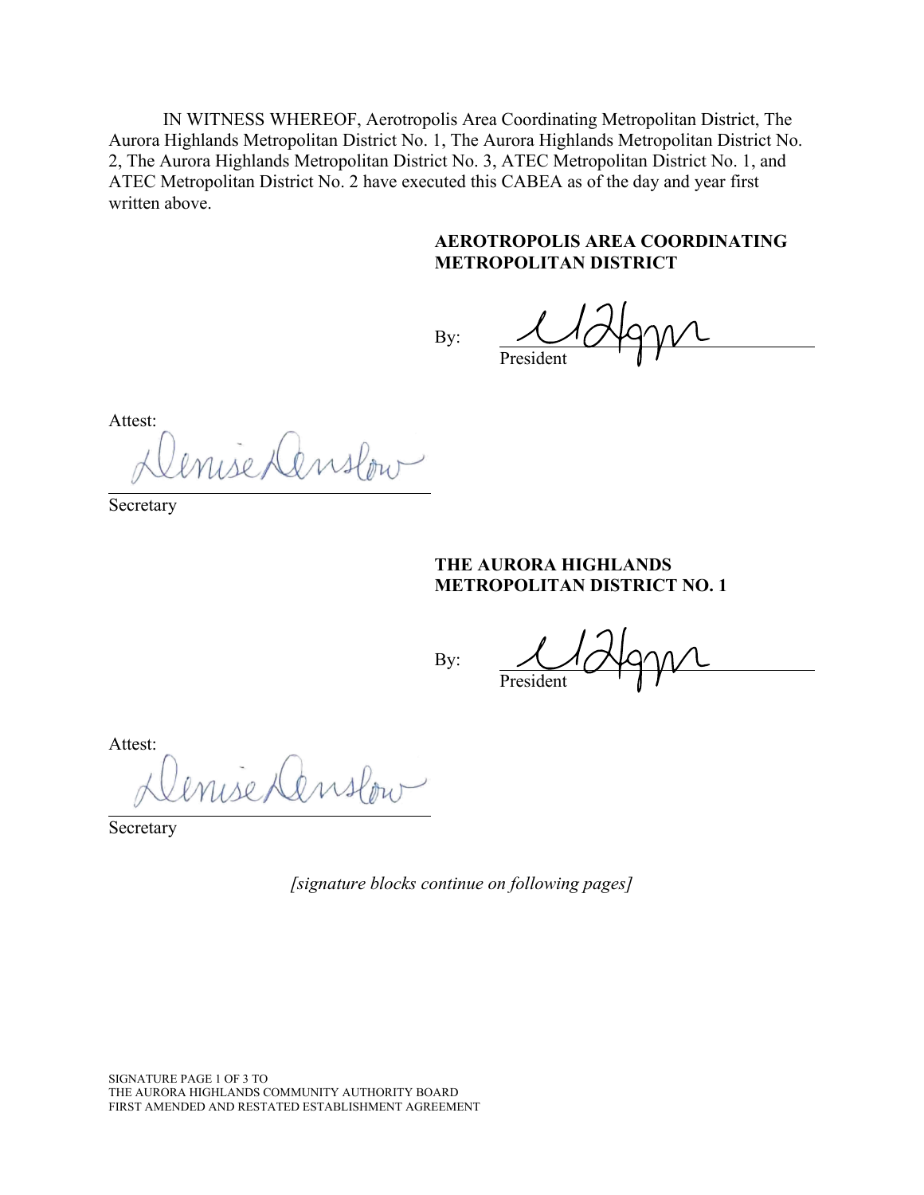IN WITNESS WHEREOF, Aerotropolis Area Coordinating Metropolitan District, The Aurora Highlands Metropolitan District No. 1, The Aurora Highlands Metropolitan District No. 2, The Aurora Highlands Metropolitan District No. 3, ATEC Metropolitan District No. 1, and ATEC Metropolitan District No. 2 have executed this CABEA as of the day and year first written above.

**AEROTROPOLIS AREA COORDINATING METROPOLITAN DISTRICT**

By: ______________________________
President

Attest:

______________________________
Secretary

**THE AURORA HIGHLANDS METROPOLITAN DISTRICT NO. 1**

By: ______________________________
President

Attest:

______________________________
Secretary

*[signature blocks continue on following pages]*

SIGNATURE PAGE 1 OF 3 TO
THE AURORA HIGHLANDS COMMUNITY AUTHORITY BOARD
FIRST AMENDED AND RESTATED ESTABLISHMENT AGREEMENT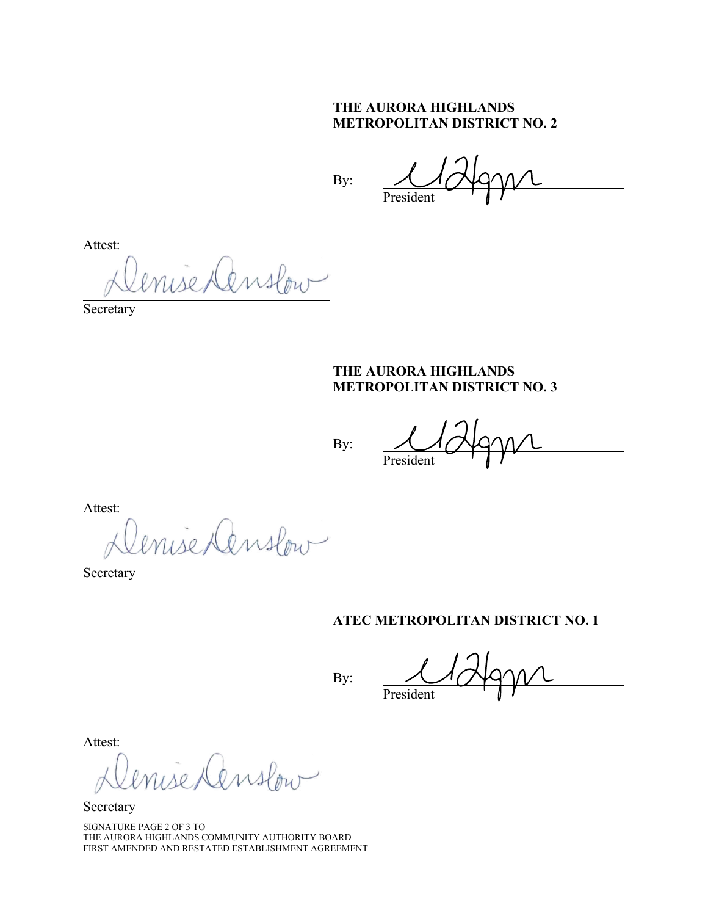**THE AURORA HIGHLANDS METROPOLITAN DISTRICT NO. 2**

By: ______________________________
President

Attest:

______________________________
Secretary

**THE AURORA HIGHLANDS METROPOLITAN DISTRICT NO. 3**

By: ______________________________
President

Attest:

______________________________
Secretary

**ATEC METROPOLITAN DISTRICT NO. 1**

By: ______________________________
President

Attest:

______________________________
Secretary

SIGNATURE PAGE 2 OF 3 TO
THE AURORA HIGHLANDS COMMUNITY AUTHORITY BOARD
FIRST AMENDED AND RESTATED ESTABLISHMENT AGREEMENT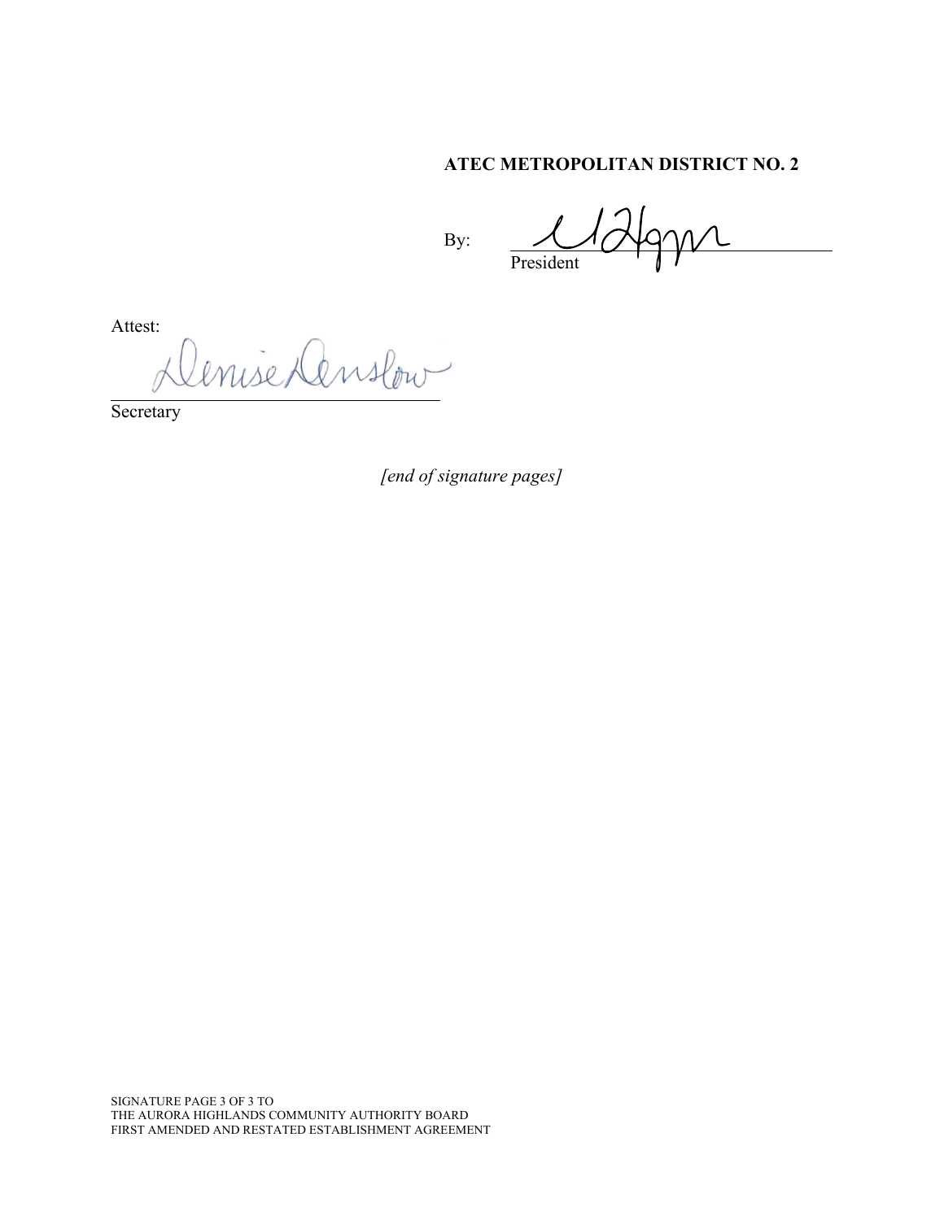**ATEC METROPOLITAN DISTRICT NO. 2**

By: \_\_\_\_\_\_\_\_\_\_\_\_\_\_\_\_\_\_\_\_\_\_\_\_\_\_\_\_\_\_
President

Attest:

\_\_\_\_\_\_\_\_\_\_\_\_\_\_\_\_\_\_\_\_\_\_\_\_\_\_\_\_\_\_
Secretary

*[end of signature pages]*

SIGNATURE PAGE 3 OF 3 TO
THE AURORA HIGHLANDS COMMUNITY AUTHORITY BOARD
FIRST AMENDED AND RESTATED ESTABLISHMENT AGREEMENT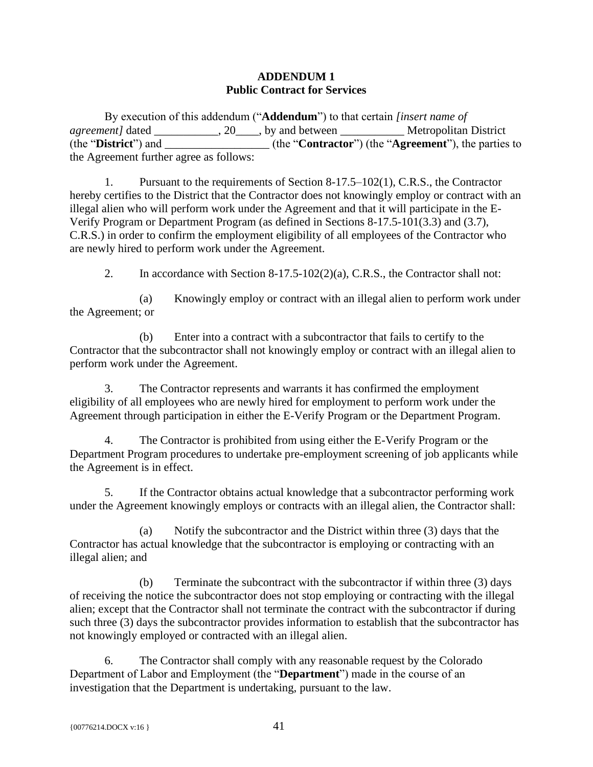**ADDENDUM 1**
**Public Contract for Services**

By execution of this addendum ("**Addendum**") to that certain *[insert name of agreement]* dated ___________, 20____, by and between ___________ Metropolitan District (the "**District**") and __________________ (the "**Contractor**") (the "**Agreement**"), the parties to the Agreement further agree as follows:

1. Pursuant to the requirements of Section 8-17.5–102(1), C.R.S., the Contractor hereby certifies to the District that the Contractor does not knowingly employ or contract with an illegal alien who will perform work under the Agreement and that it will participate in the E-Verify Program or Department Program (as defined in Sections 8-17.5-101(3.3) and (3.7), C.R.S.) in order to confirm the employment eligibility of all employees of the Contractor who are newly hired to perform work under the Agreement.

2. In accordance with Section 8-17.5-102(2)(a), C.R.S., the Contractor shall not:

   (a) Knowingly employ or contract with an illegal alien to perform work under the Agreement; or

   (b) Enter into a contract with a subcontractor that fails to certify to the Contractor that the subcontractor shall not knowingly employ or contract with an illegal alien to perform work under the Agreement.

3. The Contractor represents and warrants it has confirmed the employment eligibility of all employees who are newly hired for employment to perform work under the Agreement through participation in either the E-Verify Program or the Department Program.

4. The Contractor is prohibited from using either the E-Verify Program or the Department Program procedures to undertake pre-employment screening of job applicants while the Agreement is in effect.

5. If the Contractor obtains actual knowledge that a subcontractor performing work under the Agreement knowingly employs or contracts with an illegal alien, the Contractor shall:

   (a) Notify the subcontractor and the District within three (3) days that the Contractor has actual knowledge that the subcontractor is employing or contracting with an illegal alien; and

   (b) Terminate the subcontract with the subcontractor if within three (3) days of receiving the notice the subcontractor does not stop employing or contracting with the illegal alien; except that the Contractor shall not terminate the contract with the subcontractor if during such three (3) days the subcontractor provides information to establish that the subcontractor has not knowingly employed or contracted with an illegal alien.

6. The Contractor shall comply with any reasonable request by the Colorado Department of Labor and Employment (the "**Department**") made in the course of an investigation that the Department is undertaking, pursuant to the law.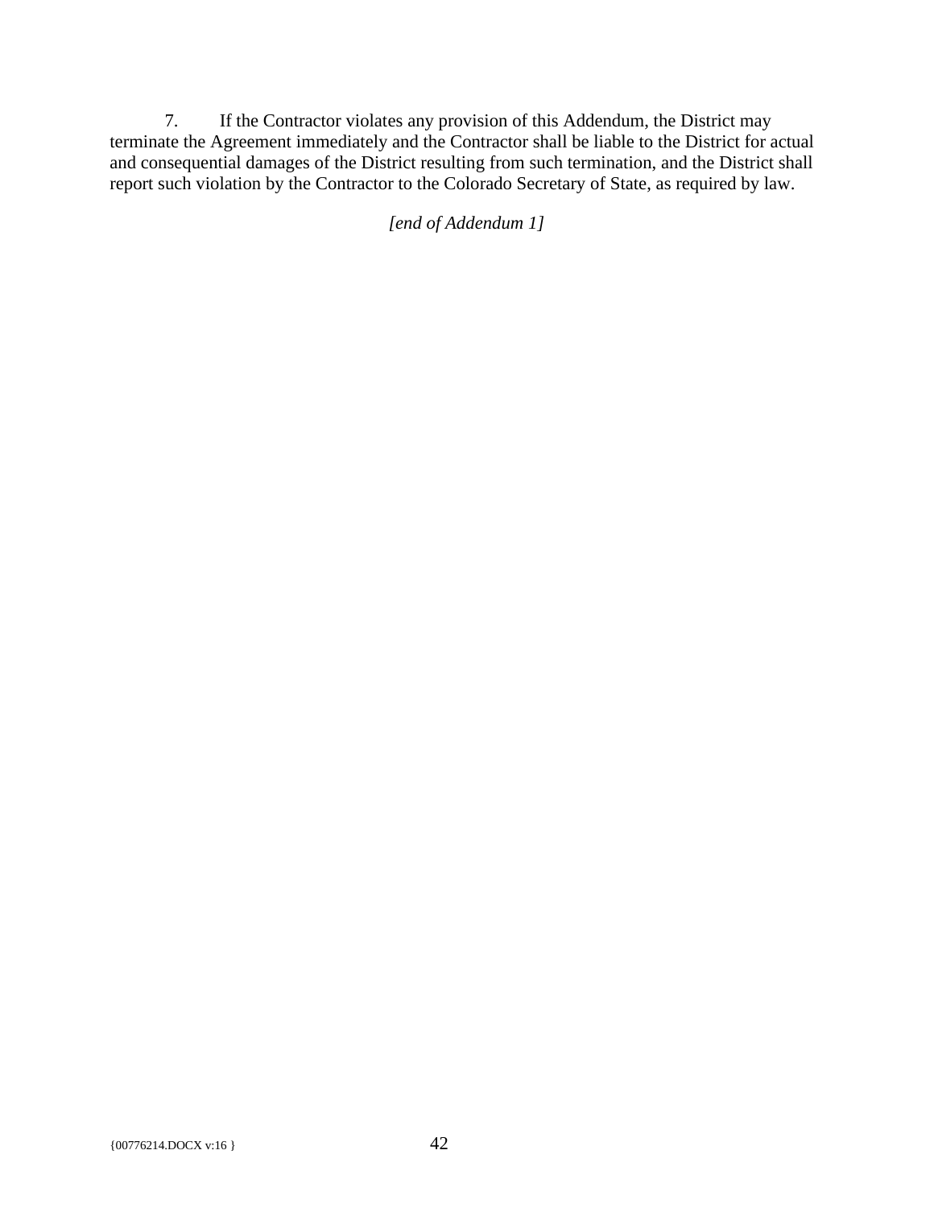7. If the Contractor violates any provision of this Addendum, the District may terminate the Agreement immediately and the Contractor shall be liable to the District for actual and consequential damages of the District resulting from such termination, and the District shall report such violation by the Contractor to the Colorado Secretary of State, as required by law.

*[end of Addendum 1]*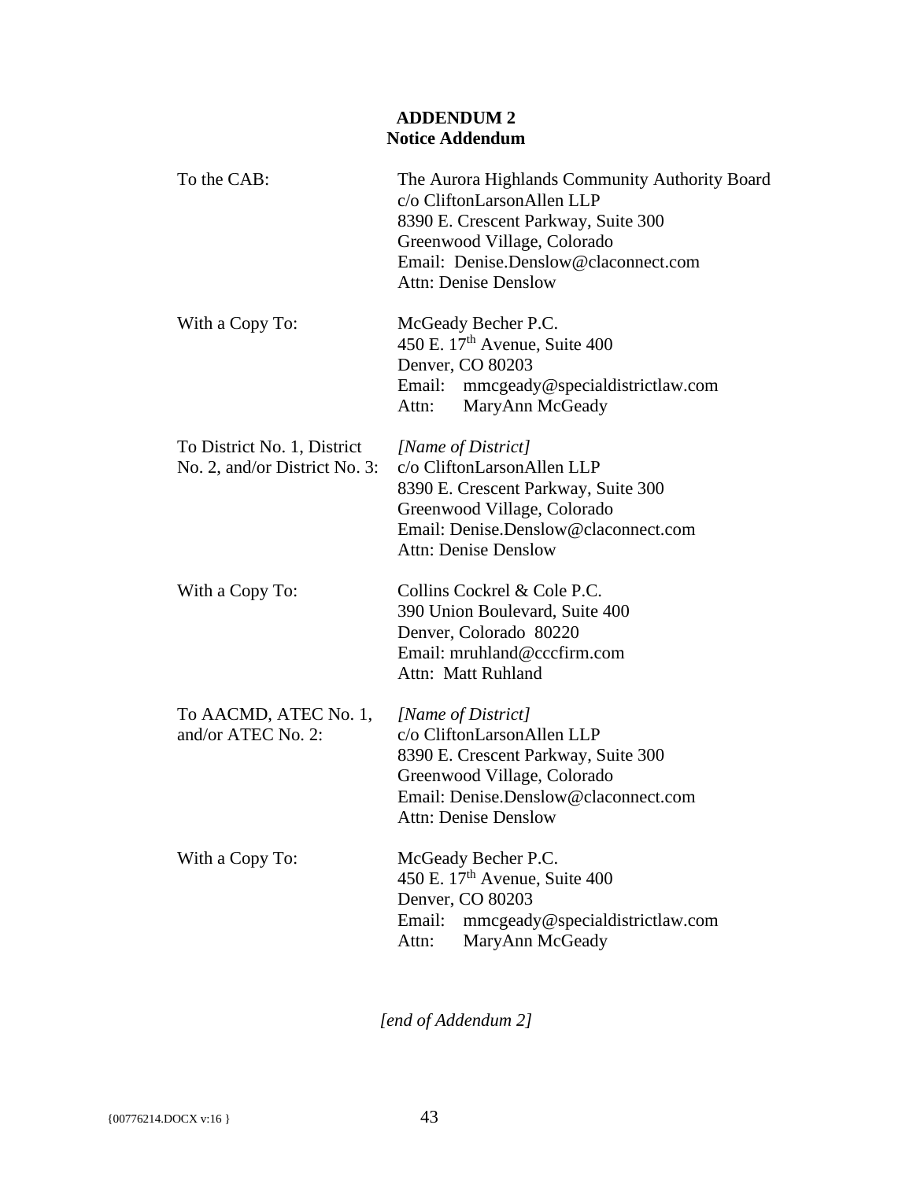**ADDENDUM 2**
**Notice Addendum**

| | |
|---|---|
| To the CAB: | The Aurora Highlands Community Authority Board<br>c/o CliftonLarsonAllen LLP<br>8390 E. Crescent Parkway, Suite 300<br>Greenwood Village, Colorado<br>Email: Denise.Denslow@claconnect.com<br>Attn: Denise Denslow |
| With a Copy To: | McGeady Becher P.C.<br>450 E. 17th Avenue, Suite 400<br>Denver, CO 80203<br>Email: mmcgeady@specialdistrictlaw.com<br>Attn: MaryAnn McGeady |
| To District No. 1, District No. 2, and/or District No. 3: | *[Name of District]*<br>c/o CliftonLarsonAllen LLP<br>8390 E. Crescent Parkway, Suite 300<br>Greenwood Village, Colorado<br>Email: Denise.Denslow@claconnect.com<br>Attn: Denise Denslow |
| With a Copy To: | Collins Cockrel & Cole P.C.<br>390 Union Boulevard, Suite 400<br>Denver, Colorado 80220<br>Email: mruhland@cccfirm.com<br>Attn: Matt Ruhland |
| To AACMD, ATEC No. 1, and/or ATEC No. 2: | *[Name of District]*<br>c/o CliftonLarsonAllen LLP<br>8390 E. Crescent Parkway, Suite 300<br>Greenwood Village, Colorado<br>Email: Denise.Denslow@claconnect.com<br>Attn: Denise Denslow |
| With a Copy To: | McGeady Becher P.C.<br>450 E. 17th Avenue, Suite 400<br>Denver, CO 80203<br>Email: mmcgeady@specialdistrictlaw.com<br>Attn: MaryAnn McGeady |

*[end of Addendum 2]*